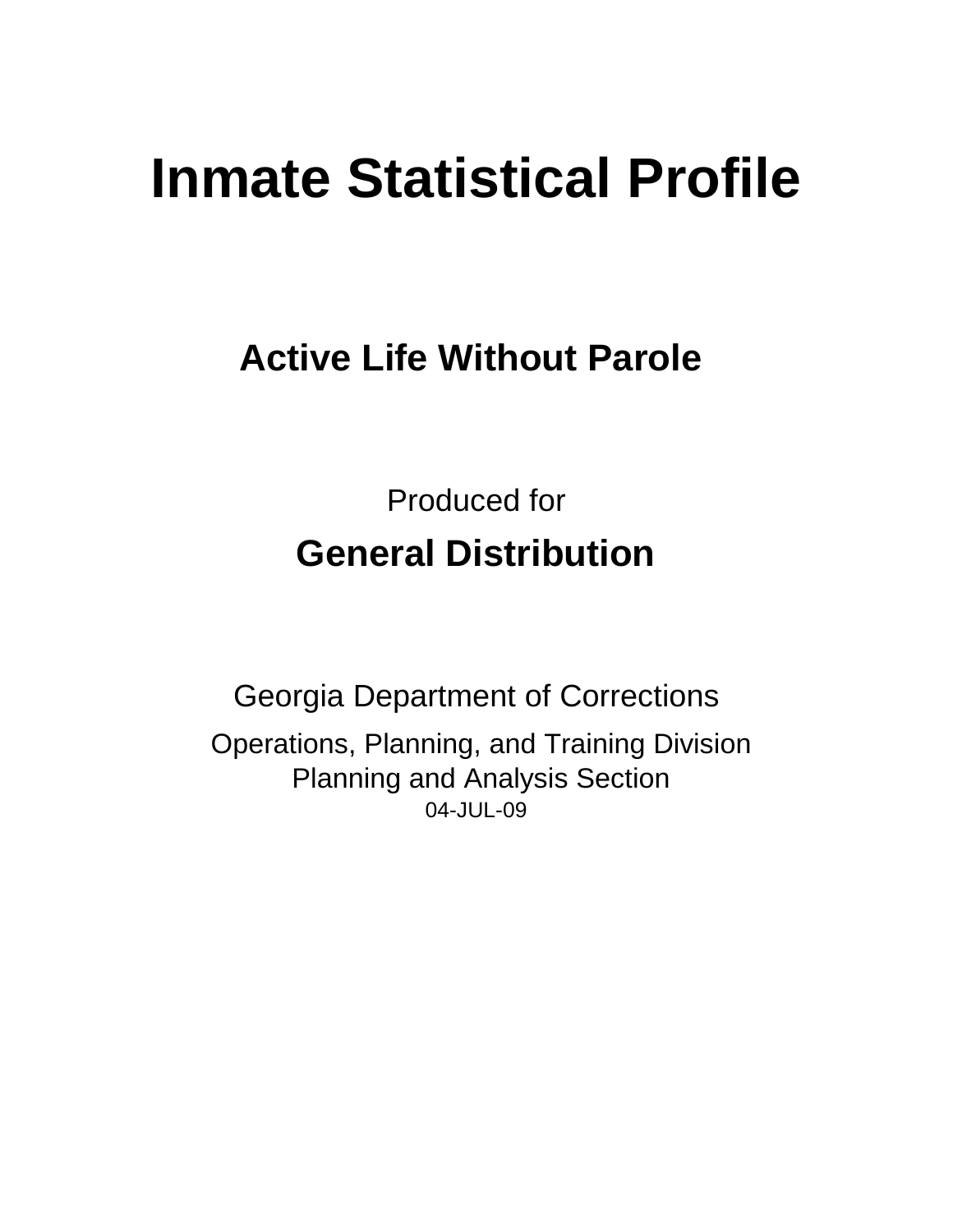# Inmate Statistical Profile

## Active Life Without Parole

Produced for

## General Distribution

Georgia Department of Corrections

Operations, Planning, and Training Division
Planning and Analysis Section
04-JUL-09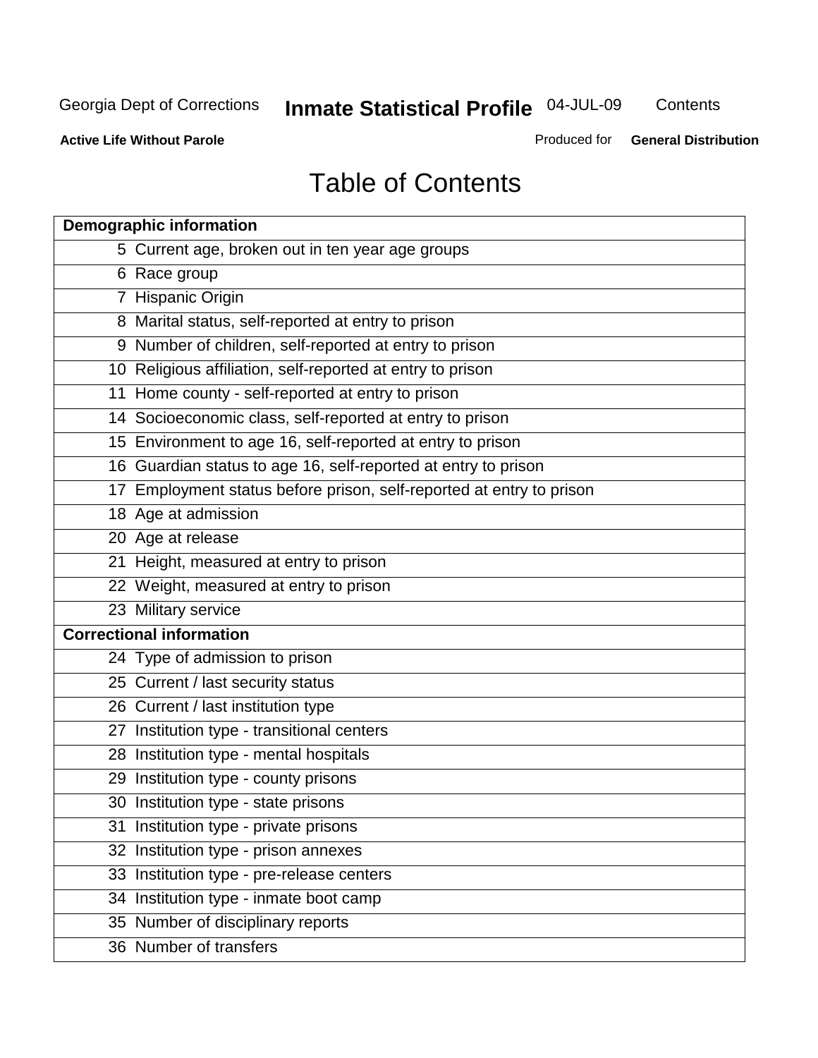Georgia Dept of Corrections **Inmate Statistical Profile** 04-JUL-09 Contents

**Active Life Without Parole** Produced for **General Distribution**

# Table of Contents

| **Demographic information** | |
|---|---|
| 5 | Current age, broken out in ten year age groups |
| 6 | Race group |
| 7 | Hispanic Origin |
| 8 | Marital status, self-reported at entry to prison |
| 9 | Number of children, self-reported at entry to prison |
| 10 | Religious affiliation, self-reported at entry to prison |
| 11 | Home county - self-reported at entry to prison |
| 14 | Socioeconomic class, self-reported at entry to prison |
| 15 | Environment to age 16, self-reported at entry to prison |
| 16 | Guardian status to age 16, self-reported at entry to prison |
| 17 | Employment status before prison, self-reported at entry to prison |
| 18 | Age at admission |
| 20 | Age at release |
| 21 | Height, measured at entry to prison |
| 22 | Weight, measured at entry to prison |
| 23 | Military service |
| **Correctional information** | |
| 24 | Type of admission to prison |
| 25 | Current / last security status |
| 26 | Current / last institution type |
| 27 | Institution type - transitional centers |
| 28 | Institution type - mental hospitals |
| 29 | Institution type - county prisons |
| 30 | Institution type - state prisons |
| 31 | Institution type - private prisons |
| 32 | Institution type - prison annexes |
| 33 | Institution type - pre-release centers |
| 34 | Institution type - inmate boot camp |
| 35 | Number of disciplinary reports |
| 36 | Number of transfers |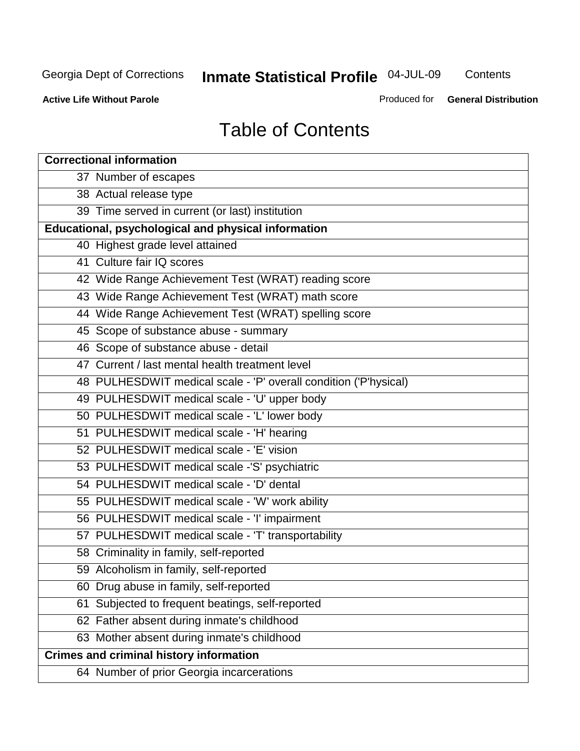# Table of Contents

| Correctional information |
|---|
| 37 Number of escapes |
| 38 Actual release type |
| 39 Time served in current (or last) institution |
| **Educational, psychological and physical information** |
| 40 Highest grade level attained |
| 41 Culture fair IQ scores |
| 42 Wide Range Achievement Test (WRAT) reading score |
| 43 Wide Range Achievement Test (WRAT) math score |
| 44 Wide Range Achievement Test (WRAT) spelling score |
| 45 Scope of substance abuse - summary |
| 46 Scope of substance abuse - detail |
| 47 Current / last mental health treatment level |
| 48 PULHESDWIT medical scale - 'P' overall condition ('P'hysical) |
| 49 PULHESDWIT medical scale - 'U' upper body |
| 50 PULHESDWIT medical scale - 'L' lower body |
| 51 PULHESDWIT medical scale - 'H' hearing |
| 52 PULHESDWIT medical scale - 'E' vision |
| 53 PULHESDWIT medical scale -'S' psychiatric |
| 54 PULHESDWIT medical scale - 'D' dental |
| 55 PULHESDWIT medical scale - 'W' work ability |
| 56 PULHESDWIT medical scale - 'I' impairment |
| 57 PULHESDWIT medical scale - 'T' transportability |
| 58 Criminality in family, self-reported |
| 59 Alcoholism in family, self-reported |
| 60 Drug abuse in family, self-reported |
| 61 Subjected to frequent beatings, self-reported |
| 62 Father absent during inmate's childhood |
| 63 Mother absent during inmate's childhood |
| **Crimes and criminal history information** |
| 64 Number of prior Georgia incarcerations |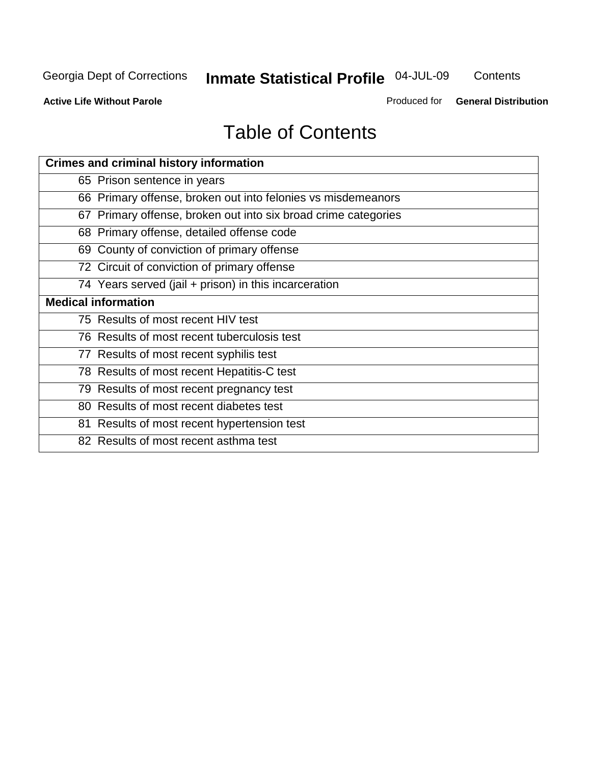# Table of Contents

| Crimes and criminal history information |
|---|
| 65 Prison sentence in years |
| 66 Primary offense, broken out into felonies vs misdemeanors |
| 67 Primary offense, broken out into six broad crime categories |
| 68 Primary offense, detailed offense code |
| 69 County of conviction of primary offense |
| 72 Circuit of conviction of primary offense |
| 74 Years served (jail + prison) in this incarceration |
| **Medical information** |
| 75 Results of most recent HIV test |
| 76 Results of most recent tuberculosis test |
| 77 Results of most recent syphilis test |
| 78 Results of most recent Hepatitis-C test |
| 79 Results of most recent pregnancy test |
| 80 Results of most recent diabetes test |
| 81 Results of most recent hypertension test |
| 82 Results of most recent asthma test |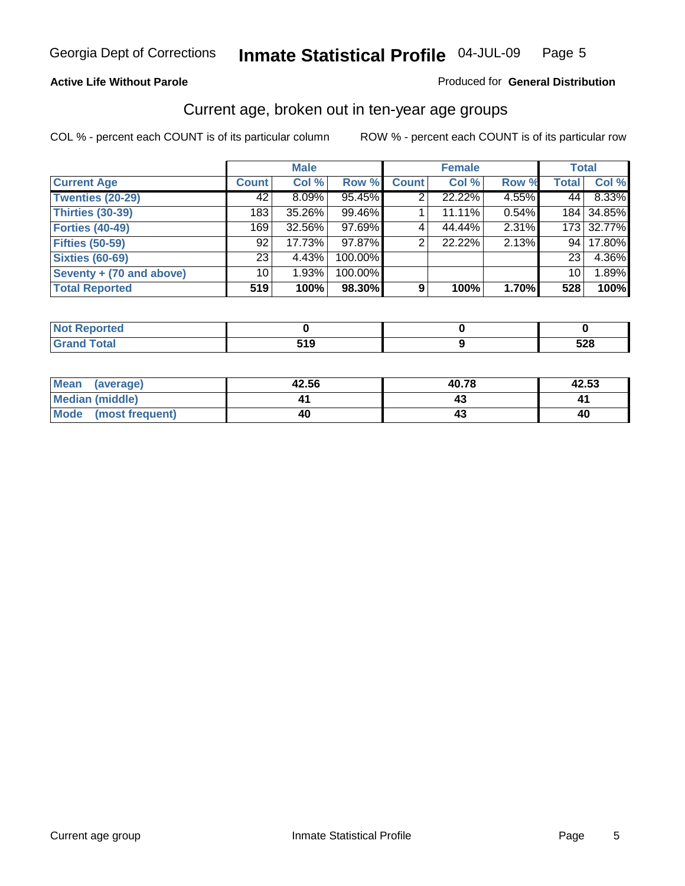## Active Life Without Parole

Produced for **General Distribution**

### Current age, broken out in ten-year age groups

COL % - percent each COUNT is of its particular column

ROW % - percent each COUNT is of its particular row

| | Male | | | Female | | | Total | |
|---|---|---|---|---|---|---|---|---|
| **Current Age** | **Count** | **Col %** | **Row %** | **Count** | **Col %** | **Row %** | **Total** | **Col %** |
| Twenties (20-29) | 42 | 8.09% | 95.45% | 2 | 22.22% | 4.55% | 44 | 8.33% |
| Thirties (30-39) | 183 | 35.26% | 99.46% | 1 | 11.11% | 0.54% | 184 | 34.85% |
| Forties (40-49) | 169 | 32.56% | 97.69% | 4 | 44.44% | 2.31% | 173 | 32.77% |
| Fifties (50-59) | 92 | 17.73% | 97.87% | 2 | 22.22% | 2.13% | 94 | 17.80% |
| Sixties (60-69) | 23 | 4.43% | 100.00% | | | | 23 | 4.36% |
| Seventy + (70 and above) | 10 | 1.93% | 100.00% | | | | 10 | 1.89% |
| **Total Reported** | **519** | **100%** | **98.30%** | **9** | **100%** | **1.70%** | **528** | **100%** |

| | Male | Female | Total |
|---|---|---|---|
| Not Reported | **0** | **0** | **0** |
| Grand Total | **519** | **9** | **528** |

| | Male | Female | Total |
|---|---|---|---|
| Mean (average) | **42.56** | **40.78** | **42.53** |
| Median (middle) | **41** | **43** | **41** |
| Mode (most frequent) | **40** | **43** | **40** |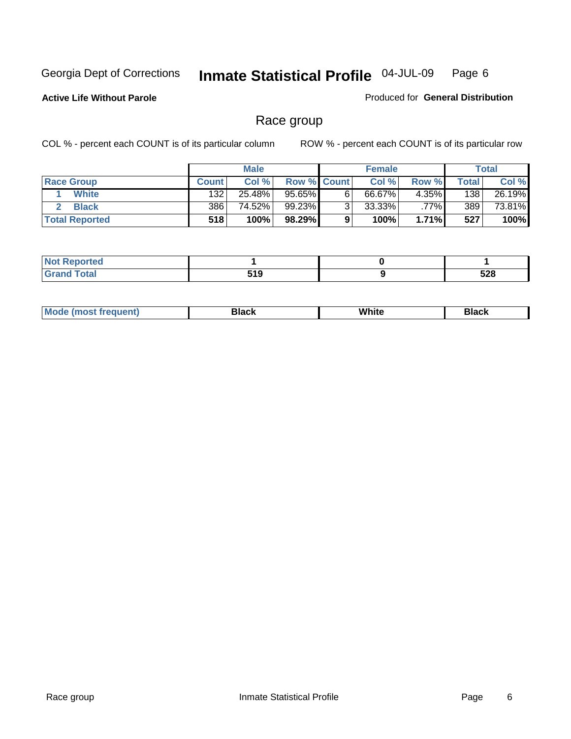Georgia Dept of Corrections **Inmate Statistical Profile** 04-JUL-09

**Active Life Without Parole**

Produced for **General Distribution**

## Race group

COL % - percent each COUNT is of its particular column ROW % - percent each COUNT is of its particular row

| | Male | | | Female | | | Total | |
|---|---|---|---|---|---|---|---|---|
| **Race Group** | **Count** | **Col %** | **Row %** | **Count** | **Col %** | **Row %** | **Total** | **Col %** |
| 1 White | 132 | 25.48% | 95.65% | 6 | 66.67% | 4.35% | 138 | 26.19% |
| 2 Black | 386 | 74.52% | 99.23% | 3 | 33.33% | .77% | 389 | 73.81% |
| **Total Reported** | **518** | **100%** | **98.29%** | **9** | **100%** | **1.71%** | **527** | **100%** |

| | Male | Female | Total |
|---|---|---|---|
| **Not Reported** | **1** | **0** | **1** |
| **Grand Total** | **519** | **9** | **528** |

| | Male | Female | Total |
|---|---|---|---|
| **Mode (most frequent)** | **Black** | **White** | **Black** |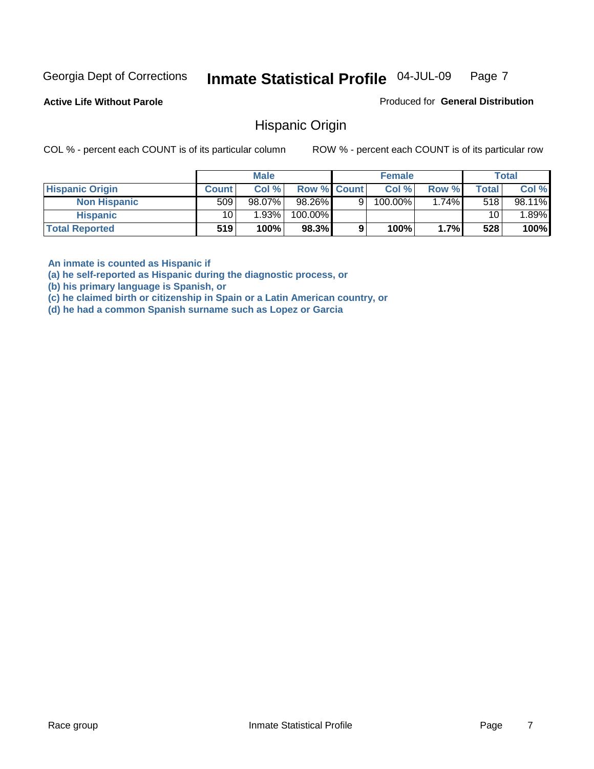Georgia Dept of Corrections **Inmate Statistical Profile** 04-JUL-09 Page 7

**Active Life Without Parole**

Produced for **General Distribution**

## Hispanic Origin

COL % - percent each COUNT is of its particular column

ROW % - percent each COUNT is of its particular row

| | Male | | | Female | | | Total | |
|---|---|---|---|---|---|---|---|---|
| **Hispanic Origin** | **Count** | **Col %** | **Row %** | **Count** | **Col %** | **Row %** | **Total** | **Col %** |
| **Non Hispanic** | 509 | 98.07% | 98.26% | 9 | 100.00% | 1.74% | 518 | 98.11% |
| **Hispanic** | 10 | 1.93% | 100.00% | | | | 10 | 1.89% |
| **Total Reported** | **519** | **100%** | **98.3%** | **9** | **100%** | **1.7%** | **528** | **100%** |

**An inmate is counted as Hispanic if**
**(a) he self-reported as Hispanic during the diagnostic process, or**
**(b) his primary language is Spanish, or**
**(c) he claimed birth or citizenship in Spain or a Latin American country, or**
**(d) he had a common Spanish surname such as Lopez or Garcia**

Race group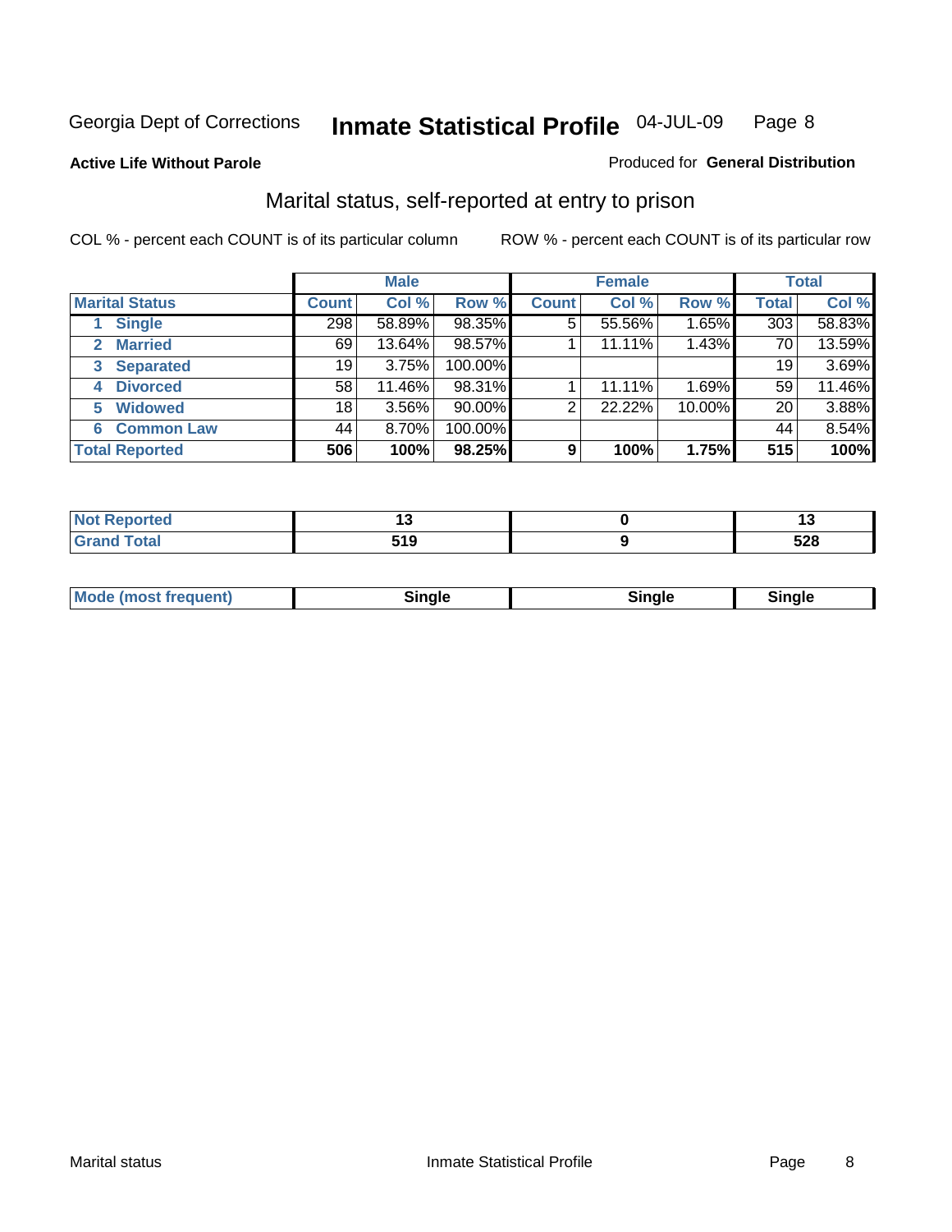Georgia Dept of Corrections **Inmate Statistical Profile** 04-JUL-09

**Active Life Without Parole**

Produced for **General Distribution**

## Marital status, self-reported at entry to prison

COL % - percent each COUNT is of its particular column

ROW % - percent each COUNT is of its particular row

| | Male | | | Female | | | Total | |
|---|---|---|---|---|---|---|---|---|
| **Marital Status** | **Count** | **Col %** | **Row %** | **Count** | **Col %** | **Row %** | **Total** | **Col %** |
| 1 Single | 298 | 58.89% | 98.35% | 5 | 55.56% | 1.65% | 303 | 58.83% |
| 2 Married | 69 | 13.64% | 98.57% | 1 | 11.11% | 1.43% | 70 | 13.59% |
| 3 Separated | 19 | 3.75% | 100.00% | | | | 19 | 3.69% |
| 4 Divorced | 58 | 11.46% | 98.31% | 1 | 11.11% | 1.69% | 59 | 11.46% |
| 5 Widowed | 18 | 3.56% | 90.00% | 2 | 22.22% | 10.00% | 20 | 3.88% |
| 6 Common Law | 44 | 8.70% | 100.00% | | | | 44 | 8.54% |
| **Total Reported** | **506** | **100%** | **98.25%** | **9** | **100%** | **1.75%** | **515** | **100%** |

| | Male | Female | Total |
|---|---|---|---|
| Not Reported | 13 | 0 | 13 |
| Grand Total | 519 | 9 | 528 |

| | Male | Female | Total |
|---|---|---|---|
| Mode (most frequent) | Single | Single | Single |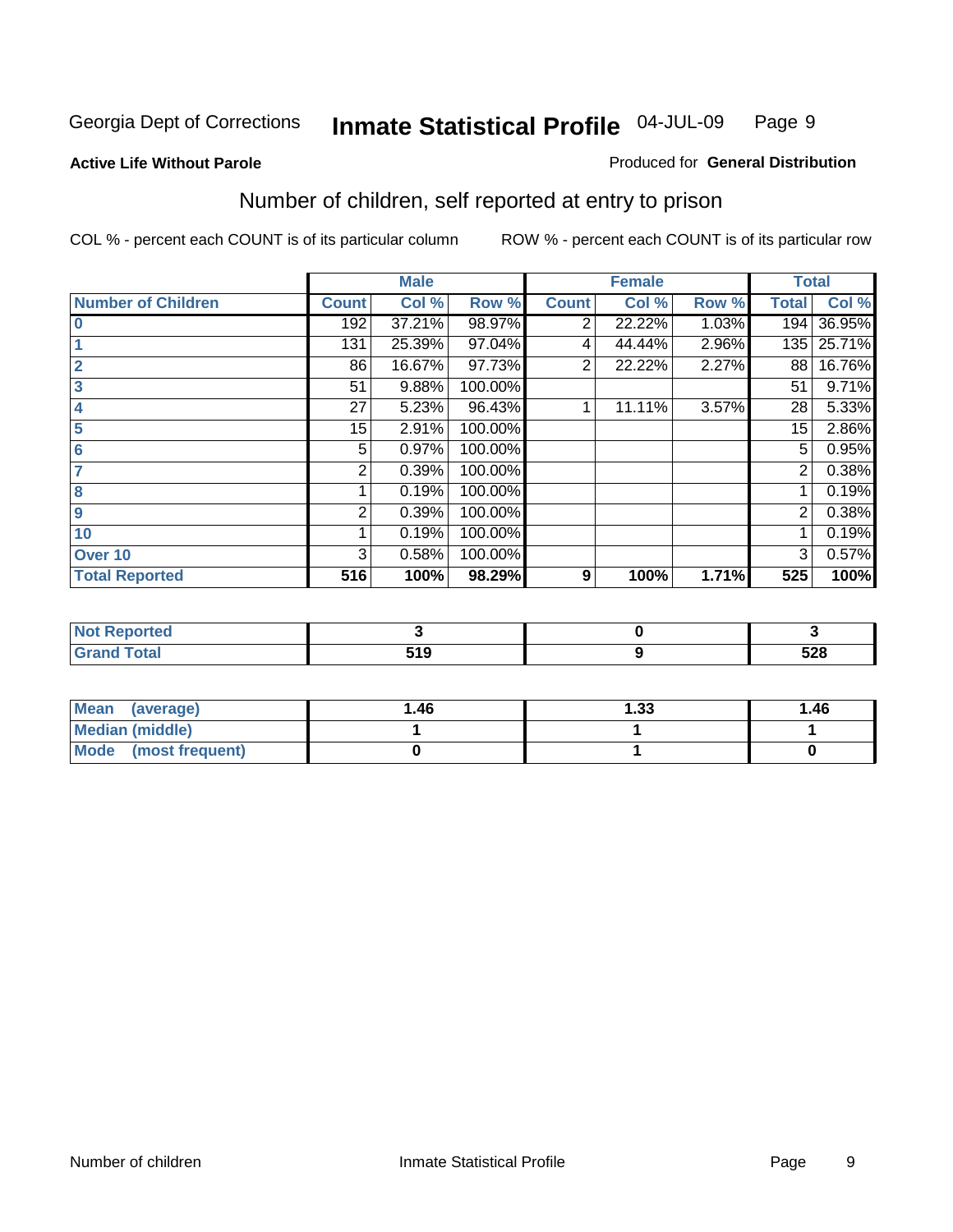Georgia Dept of Corrections **Inmate Statistical Profile** 04-JUL-09

**Active Life Without Parole**

Produced for **General Distribution**

## Number of children, self reported at entry to prison

COL % - percent each COUNT is of its particular column ROW % - percent each COUNT is of its particular row

| | Male | | | Female | | | Total | |
|---|---|---|---|---|---|---|---|---|
| **Number of Children** | **Count** | **Col %** | **Row %** | **Count** | **Col %** | **Row %** | **Total** | **Col %** |
| **0** | 192 | 37.21% | 98.97% | 2 | 22.22% | 1.03% | 194 | 36.95% |
| **1** | 131 | 25.39% | 97.04% | 4 | 44.44% | 2.96% | 135 | 25.71% |
| **2** | 86 | 16.67% | 97.73% | 2 | 22.22% | 2.27% | 88 | 16.76% |
| **3** | 51 | 9.88% | 100.00% | | | | 51 | 9.71% |
| **4** | 27 | 5.23% | 96.43% | 1 | 11.11% | 3.57% | 28 | 5.33% |
| **5** | 15 | 2.91% | 100.00% | | | | 15 | 2.86% |
| **6** | 5 | 0.97% | 100.00% | | | | 5 | 0.95% |
| **7** | 2 | 0.39% | 100.00% | | | | 2 | 0.38% |
| **8** | 1 | 0.19% | 100.00% | | | | 1 | 0.19% |
| **9** | 2 | 0.39% | 100.00% | | | | 2 | 0.38% |
| **10** | 1 | 0.19% | 100.00% | | | | 1 | 0.19% |
| **Over 10** | 3 | 0.58% | 100.00% | | | | 3 | 0.57% |
| **Total Reported** | **516** | **100%** | **98.29%** | **9** | **100%** | **1.71%** | **525** | **100%** |

| | Male | Female | Total |
|---|---|---|---|
| **Not Reported** | **3** | **0** | **3** |
| **Grand Total** | **519** | **9** | **528** |

| | Male | Female | Total |
|---|---|---|---|
| **Mean (average)** | **1.46** | **1.33** | **1.46** |
| **Median (middle)** | **1** | **1** | **1** |
| **Mode (most frequent)** | **0** | **1** | **0** |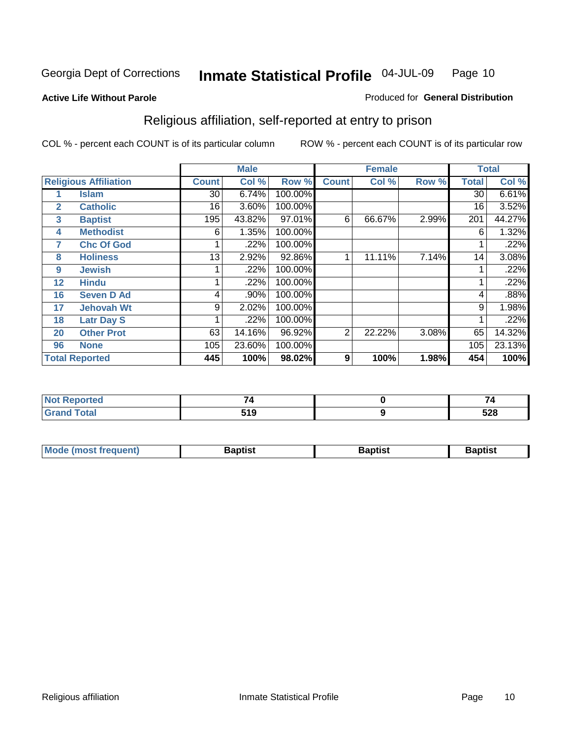Georgia Dept of Corrections **Inmate Statistical Profile** 04-JUL-09

**Active Life Without Parole**

Produced for **General Distribution**

## Religious affiliation, self-reported at entry to prison

COL % - percent each COUNT is of its particular column

ROW % - percent each COUNT is of its particular row

| Religious Affiliation | | Male | | | Female | | | Total | |
|---|---|---|---|---|---|---|---|---|---|
| | | Count | Col % | Row % | Count | Col % | Row % | Total | Col % |
| 1 | Islam | 30 | 6.74% | 100.00% | | | | 30 | 6.61% |
| 2 | Catholic | 16 | 3.60% | 100.00% | | | | 16 | 3.52% |
| 3 | Baptist | 195 | 43.82% | 97.01% | 6 | 66.67% | 2.99% | 201 | 44.27% |
| 4 | Methodist | 6 | 1.35% | 100.00% | | | | 6 | 1.32% |
| 7 | Chc Of God | 1 | .22% | 100.00% | | | | 1 | .22% |
| 8 | Holiness | 13 | 2.92% | 92.86% | 1 | 11.11% | 7.14% | 14 | 3.08% |
| 9 | Jewish | 1 | .22% | 100.00% | | | | 1 | .22% |
| 12 | Hindu | 1 | .22% | 100.00% | | | | 1 | .22% |
| 16 | Seven D Ad | 4 | .90% | 100.00% | | | | 4 | .88% |
| 17 | Jehovah Wt | 9 | 2.02% | 100.00% | | | | 9 | 1.98% |
| 18 | Latr Day S | 1 | .22% | 100.00% | | | | 1 | .22% |
| 20 | Other Prot | 63 | 14.16% | 96.92% | 2 | 22.22% | 3.08% | 65 | 14.32% |
| 96 | None | 105 | 23.60% | 100.00% | | | | 105 | 23.13% |
| **Total Reported** | | **445** | **100%** | **98.02%** | **9** | **100%** | **1.98%** | **454** | **100%** |

| | Male | Female | Total |
|---|---|---|---|
| Not Reported | 74 | 0 | 74 |
| Grand Total | 519 | 9 | 528 |

| | Male | Female | Total |
|---|---|---|---|
| Mode (most frequent) | Baptist | Baptist | Baptist |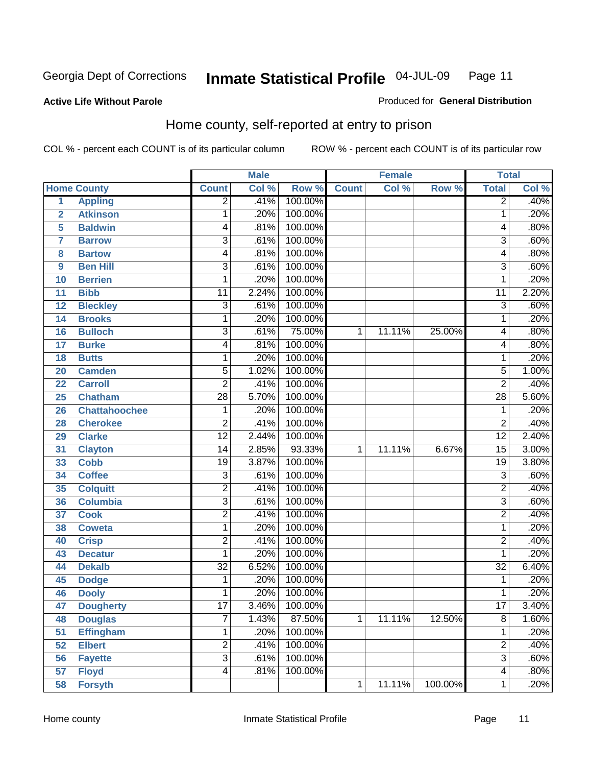**Active Life Without Parole**

Produced for **General Distribution**

## Home county, self-reported at entry to prison

COL % - percent each COUNT is of its particular column

ROW % - percent each COUNT is of its particular row

| | | Male | | | Female | | | Total | |
|---|---|---|---|---|---|---|---|---|---|
| Home County | | Count | Col % | Row % | Count | Col % | Row % | Total | Col % |
| 1 | Appling | 2 | .41% | 100.00% | | | | 2 | .40% |
| 2 | Atkinson | 1 | .20% | 100.00% | | | | 1 | .20% |
| 5 | Baldwin | 4 | .81% | 100.00% | | | | 4 | .80% |
| 7 | Barrow | 3 | .61% | 100.00% | | | | 3 | .60% |
| 8 | Bartow | 4 | .81% | 100.00% | | | | 4 | .80% |
| 9 | Ben Hill | 3 | .61% | 100.00% | | | | 3 | .60% |
| 10 | Berrien | 1 | .20% | 100.00% | | | | 1 | .20% |
| 11 | Bibb | 11 | 2.24% | 100.00% | | | | 11 | 2.20% |
| 12 | Bleckley | 3 | .61% | 100.00% | | | | 3 | .60% |
| 14 | Brooks | 1 | .20% | 100.00% | | | | 1 | .20% |
| 16 | Bulloch | 3 | .61% | 75.00% | 1 | 11.11% | 25.00% | 4 | .80% |
| 17 | Burke | 4 | .81% | 100.00% | | | | 4 | .80% |
| 18 | Butts | 1 | .20% | 100.00% | | | | 1 | .20% |
| 20 | Camden | 5 | 1.02% | 100.00% | | | | 5 | 1.00% |
| 22 | Carroll | 2 | .41% | 100.00% | | | | 2 | .40% |
| 25 | Chatham | 28 | 5.70% | 100.00% | | | | 28 | 5.60% |
| 26 | Chattahoochee | 1 | .20% | 100.00% | | | | 1 | .20% |
| 28 | Cherokee | 2 | .41% | 100.00% | | | | 2 | .40% |
| 29 | Clarke | 12 | 2.44% | 100.00% | | | | 12 | 2.40% |
| 31 | Clayton | 14 | 2.85% | 93.33% | 1 | 11.11% | 6.67% | 15 | 3.00% |
| 33 | Cobb | 19 | 3.87% | 100.00% | | | | 19 | 3.80% |
| 34 | Coffee | 3 | .61% | 100.00% | | | | 3 | .60% |
| 35 | Colquitt | 2 | .41% | 100.00% | | | | 2 | .40% |
| 36 | Columbia | 3 | .61% | 100.00% | | | | 3 | .60% |
| 37 | Cook | 2 | .41% | 100.00% | | | | 2 | .40% |
| 38 | Coweta | 1 | .20% | 100.00% | | | | 1 | .20% |
| 40 | Crisp | 2 | .41% | 100.00% | | | | 2 | .40% |
| 43 | Decatur | 1 | .20% | 100.00% | | | | 1 | .20% |
| 44 | Dekalb | 32 | 6.52% | 100.00% | | | | 32 | 6.40% |
| 45 | Dodge | 1 | .20% | 100.00% | | | | 1 | .20% |
| 46 | Dooly | 1 | .20% | 100.00% | | | | 1 | .20% |
| 47 | Dougherty | 17 | 3.46% | 100.00% | | | | 17 | 3.40% |
| 48 | Douglas | 7 | 1.43% | 87.50% | 1 | 11.11% | 12.50% | 8 | 1.60% |
| 51 | Effingham | 1 | .20% | 100.00% | | | | 1 | .20% |
| 52 | Elbert | 2 | .41% | 100.00% | | | | 2 | .40% |
| 56 | Fayette | 3 | .61% | 100.00% | | | | 3 | .60% |
| 57 | Floyd | 4 | .81% | 100.00% | | | | 4 | .80% |
| 58 | Forsyth | | | | 1 | 11.11% | 100.00% | 1 | .20% |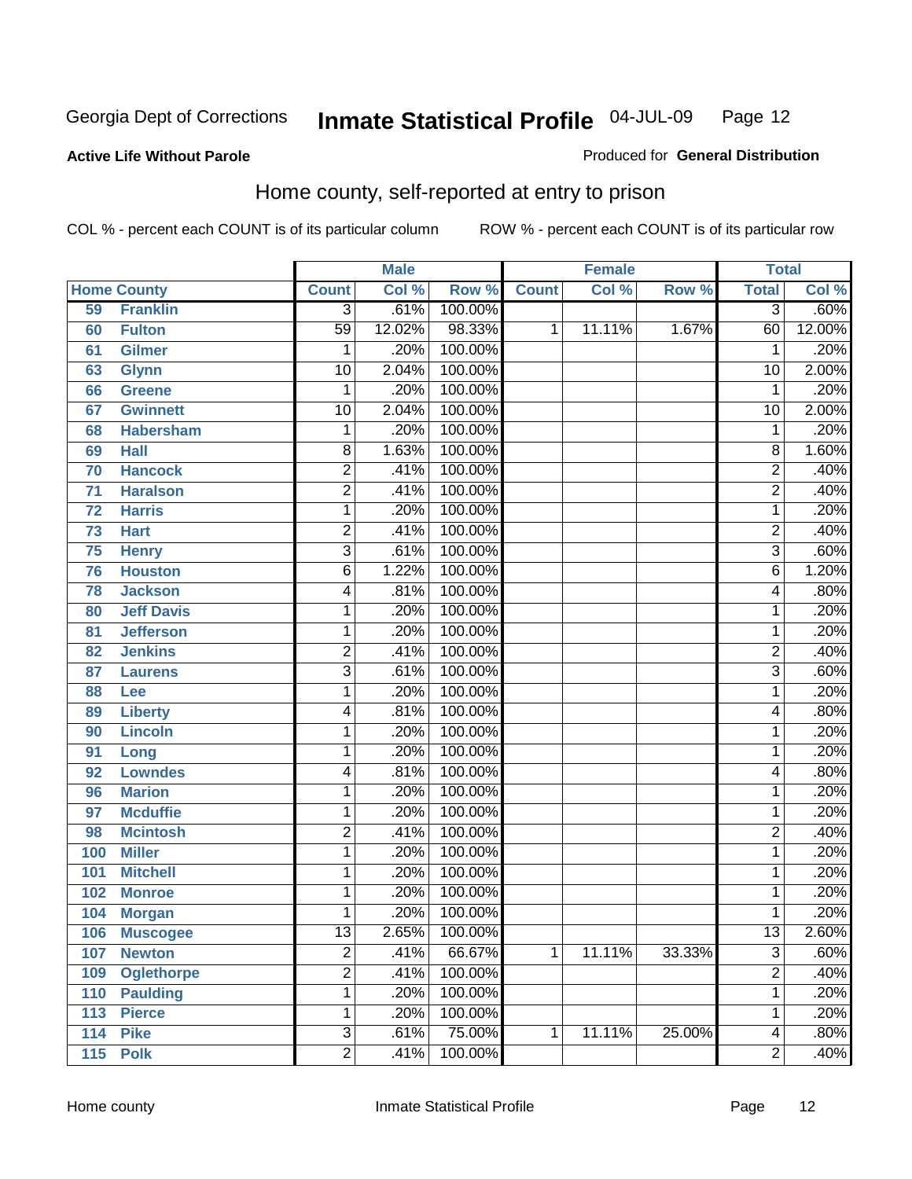Georgia Dept of Corrections **Inmate Statistical Profile** 04-JUL-09

**Active Life Without Parole**

Produced for **General Distribution**

## Home county, self-reported at entry to prison

COL % - percent each COUNT is of its particular column ROW % - percent each COUNT is of its particular row

| | Home County | Male | | | Female | | | Total | |
|---|---|---|---|---|---|---|---|---|---|
| | | Count | Col % | Row % | Count | Col % | Row % | Total | Col % |
| 59 | Franklin | 3 | .61% | 100.00% | | | | 3 | .60% |
| 60 | Fulton | 59 | 12.02% | 98.33% | 1 | 11.11% | 1.67% | 60 | 12.00% |
| 61 | Gilmer | 1 | .20% | 100.00% | | | | 1 | .20% |
| 63 | Glynn | 10 | 2.04% | 100.00% | | | | 10 | 2.00% |
| 66 | Greene | 1 | .20% | 100.00% | | | | 1 | .20% |
| 67 | Gwinnett | 10 | 2.04% | 100.00% | | | | 10 | 2.00% |
| 68 | Habersham | 1 | .20% | 100.00% | | | | 1 | .20% |
| 69 | Hall | 8 | 1.63% | 100.00% | | | | 8 | 1.60% |
| 70 | Hancock | 2 | .41% | 100.00% | | | | 2 | .40% |
| 71 | Haralson | 2 | .41% | 100.00% | | | | 2 | .40% |
| 72 | Harris | 1 | .20% | 100.00% | | | | 1 | .20% |
| 73 | Hart | 2 | .41% | 100.00% | | | | 2 | .40% |
| 75 | Henry | 3 | .61% | 100.00% | | | | 3 | .60% |
| 76 | Houston | 6 | 1.22% | 100.00% | | | | 6 | 1.20% |
| 78 | Jackson | 4 | .81% | 100.00% | | | | 4 | .80% |
| 80 | Jeff Davis | 1 | .20% | 100.00% | | | | 1 | .20% |
| 81 | Jefferson | 1 | .20% | 100.00% | | | | 1 | .20% |
| 82 | Jenkins | 2 | .41% | 100.00% | | | | 2 | .40% |
| 87 | Laurens | 3 | .61% | 100.00% | | | | 3 | .60% |
| 88 | Lee | 1 | .20% | 100.00% | | | | 1 | .20% |
| 89 | Liberty | 4 | .81% | 100.00% | | | | 4 | .80% |
| 90 | Lincoln | 1 | .20% | 100.00% | | | | 1 | .20% |
| 91 | Long | 1 | .20% | 100.00% | | | | 1 | .20% |
| 92 | Lowndes | 4 | .81% | 100.00% | | | | 4 | .80% |
| 96 | Marion | 1 | .20% | 100.00% | | | | 1 | .20% |
| 97 | Mcduffie | 1 | .20% | 100.00% | | | | 1 | .20% |
| 98 | Mcintosh | 2 | .41% | 100.00% | | | | 2 | .40% |
| 100 | Miller | 1 | .20% | 100.00% | | | | 1 | .20% |
| 101 | Mitchell | 1 | .20% | 100.00% | | | | 1 | .20% |
| 102 | Monroe | 1 | .20% | 100.00% | | | | 1 | .20% |
| 104 | Morgan | 1 | .20% | 100.00% | | | | 1 | .20% |
| 106 | Muscogee | 13 | 2.65% | 100.00% | | | | 13 | 2.60% |
| 107 | Newton | 2 | .41% | 66.67% | 1 | 11.11% | 33.33% | 3 | .60% |
| 109 | Oglethorpe | 2 | .41% | 100.00% | | | | 2 | .40% |
| 110 | Paulding | 1 | .20% | 100.00% | | | | 1 | .20% |
| 113 | Pierce | 1 | .20% | 100.00% | | | | 1 | .20% |
| 114 | Pike | 3 | .61% | 75.00% | 1 | 11.11% | 25.00% | 4 | .80% |
| 115 | Polk | 2 | .41% | 100.00% | | | | 2 | .40% |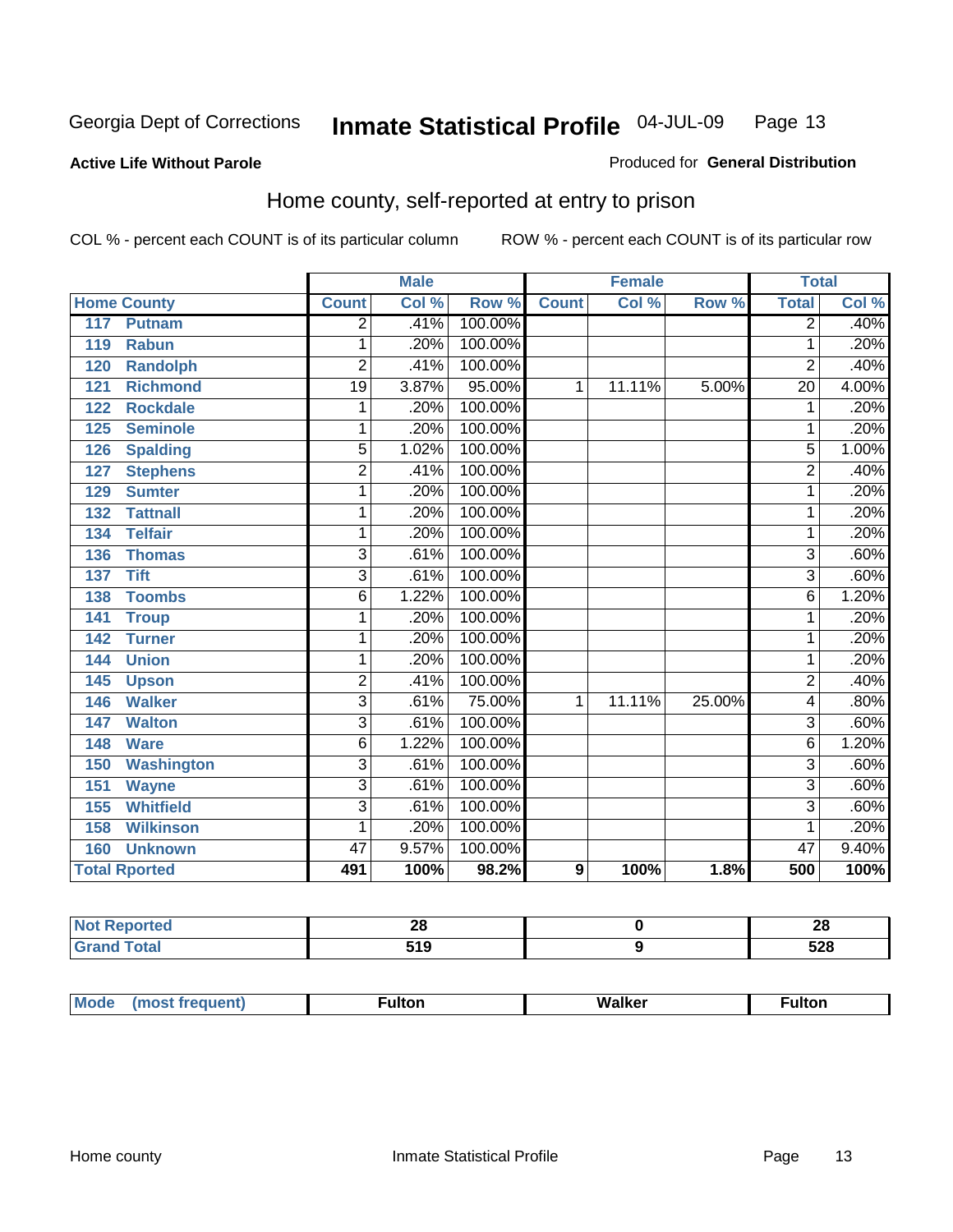Georgia Dept of Corrections **Inmate Statistical Profile** 04-JUL-09

**Active Life Without Parole**

Produced for **General Distribution**

## Home county, self-reported at entry to prison

COL % - percent each COUNT is of its particular column        ROW % - percent each COUNT is of its particular row

| Home County | Male | | | Female | | | Total | |
|---|---|---|---|---|---|---|---|---|
| | Count | Col % | Row % | Count | Col % | Row % | Total | Col % |
| 117 Putnam | 2 | .41% | 100.00% | | | | 2 | .40% |
| 119 Rabun | 1 | .20% | 100.00% | | | | 1 | .20% |
| 120 Randolph | 2 | .41% | 100.00% | | | | 2 | .40% |
| 121 Richmond | 19 | 3.87% | 95.00% | 1 | 11.11% | 5.00% | 20 | 4.00% |
| 122 Rockdale | 1 | .20% | 100.00% | | | | 1 | .20% |
| 125 Seminole | 1 | .20% | 100.00% | | | | 1 | .20% |
| 126 Spalding | 5 | 1.02% | 100.00% | | | | 5 | 1.00% |
| 127 Stephens | 2 | .41% | 100.00% | | | | 2 | .40% |
| 129 Sumter | 1 | .20% | 100.00% | | | | 1 | .20% |
| 132 Tattnall | 1 | .20% | 100.00% | | | | 1 | .20% |
| 134 Telfair | 1 | .20% | 100.00% | | | | 1 | .20% |
| 136 Thomas | 3 | .61% | 100.00% | | | | 3 | .60% |
| 137 Tift | 3 | .61% | 100.00% | | | | 3 | .60% |
| 138 Toombs | 6 | 1.22% | 100.00% | | | | 6 | 1.20% |
| 141 Troup | 1 | .20% | 100.00% | | | | 1 | .20% |
| 142 Turner | 1 | .20% | 100.00% | | | | 1 | .20% |
| 144 Union | 1 | .20% | 100.00% | | | | 1 | .20% |
| 145 Upson | 2 | .41% | 100.00% | | | | 2 | .40% |
| 146 Walker | 3 | .61% | 75.00% | 1 | 11.11% | 25.00% | 4 | .80% |
| 147 Walton | 3 | .61% | 100.00% | | | | 3 | .60% |
| 148 Ware | 6 | 1.22% | 100.00% | | | | 6 | 1.20% |
| 150 Washington | 3 | .61% | 100.00% | | | | 3 | .60% |
| 151 Wayne | 3 | .61% | 100.00% | | | | 3 | .60% |
| 155 Whitfield | 3 | .61% | 100.00% | | | | 3 | .60% |
| 158 Wilkinson | 1 | .20% | 100.00% | | | | 1 | .20% |
| 160 Unknown | 47 | 9.57% | 100.00% | | | | 47 | 9.40% |
| **Total Rported** | **491** | **100%** | **98.2%** | **9** | **100%** | **1.8%** | **500** | **100%** |

| | Male | Female | Total |
|---|---|---|---|
| Not Reported | **28** | **0** | **28** |
| Grand Total | **519** | **9** | **528** |

| | Male | Female | Total |
|---|---|---|---|
| Mode (most frequent) | **Fulton** | **Walker** | **Fulton** |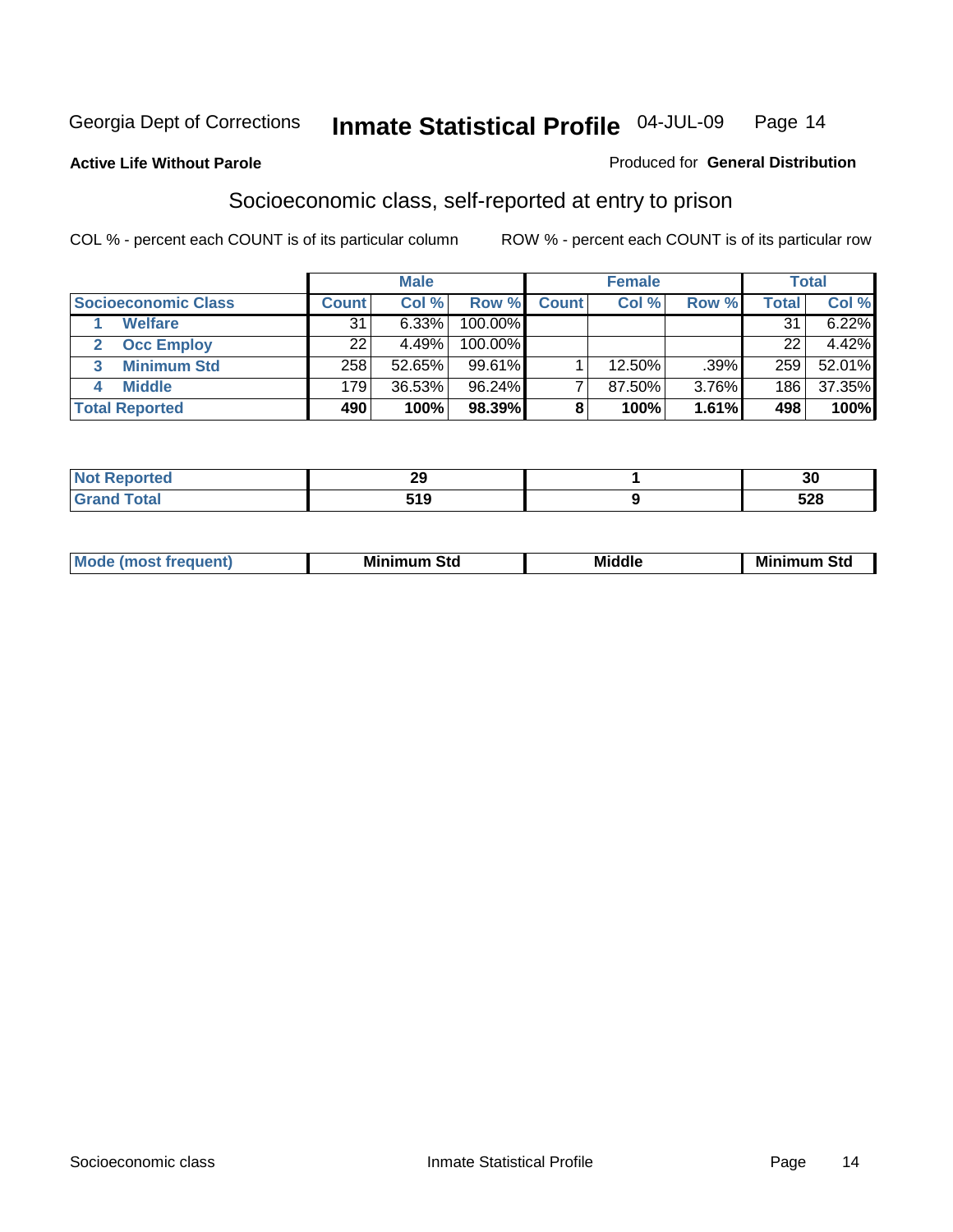Georgia Dept of Corrections **Inmate Statistical Profile** 04-JUL-09

**Active Life Without Parole**

Produced for **General Distribution**

## Socioeconomic class, self-reported at entry to prison

COL % - percent each COUNT is of its particular column

ROW % - percent each COUNT is of its particular row

| | Male | | | Female | | | Total | |
|---|---|---|---|---|---|---|---|---|
| **Socioeconomic Class** | **Count** | **Col %** | **Row %** | **Count** | **Col %** | **Row %** | **Total** | **Col %** |
| 1 **Welfare** | 31 | 6.33% | 100.00% | | | | 31 | 6.22% |
| 2 **Occ Employ** | 22 | 4.49% | 100.00% | | | | 22 | 4.42% |
| 3 **Minimum Std** | 258 | 52.65% | 99.61% | 1 | 12.50% | .39% | 259 | 52.01% |
| 4 **Middle** | 179 | 36.53% | 96.24% | 7 | 87.50% | 3.76% | 186 | 37.35% |
| **Total Reported** | **490** | **100%** | **98.39%** | **8** | **100%** | **1.61%** | **498** | **100%** |

| | Male | Female | Total |
|---|---|---|---|
| **Not Reported** | **29** | **1** | **30** |
| **Grand Total** | **519** | **9** | **528** |

| | Male | Female | Total |
|---|---|---|---|
| **Mode (most frequent)** | **Minimum Std** | **Middle** | **Minimum Std** |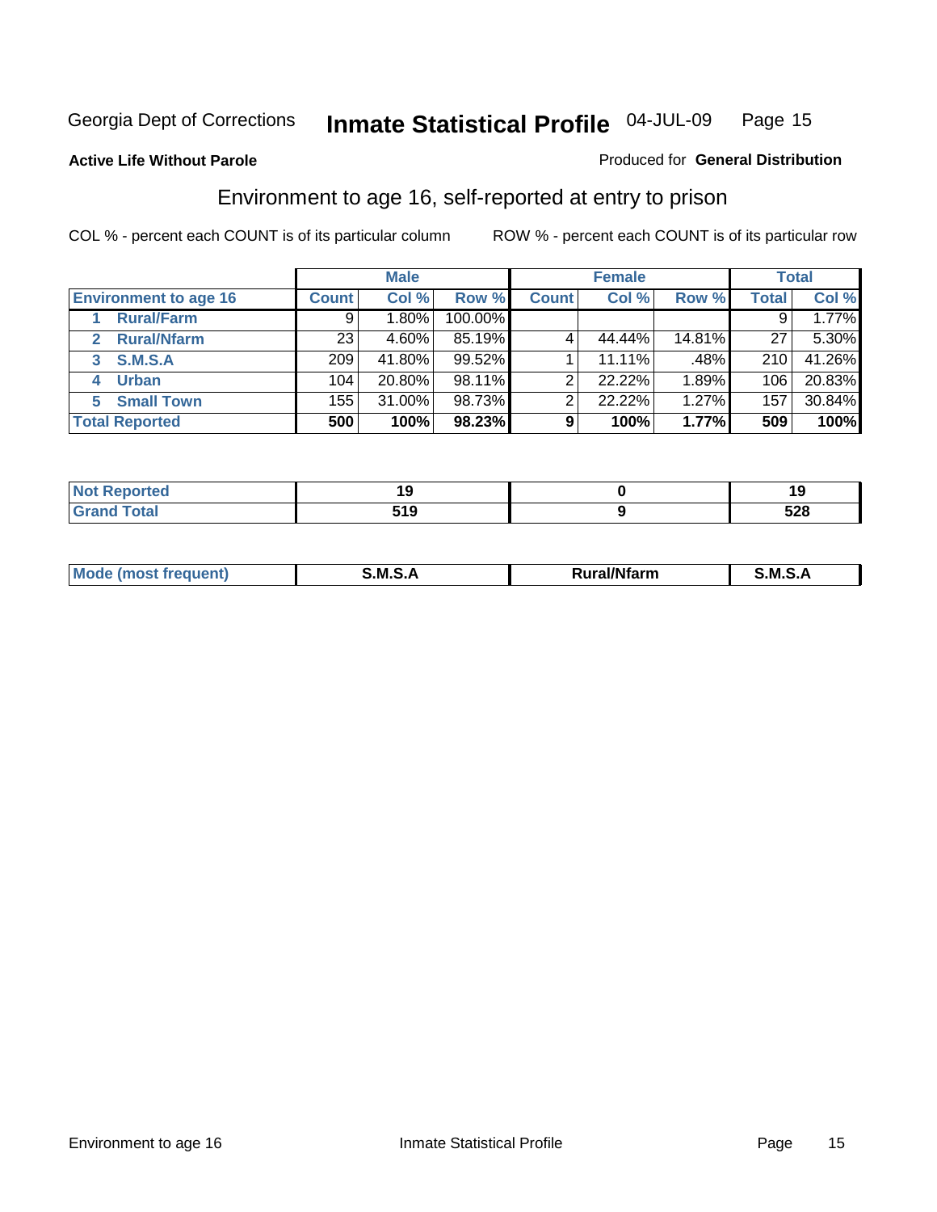Georgia Dept of Corrections **Inmate Statistical Profile** 04-JUL-09

**Active Life Without Parole**

Produced for **General Distribution**

## Environment to age 16, self-reported at entry to prison

COL % - percent each COUNT is of its particular column

ROW % - percent each COUNT is of its particular row

| | Male | | | Female | | | Total | |
|---|---|---|---|---|---|---|---|---|
| **Environment to age 16** | **Count** | **Col %** | **Row %** | **Count** | **Col %** | **Row %** | **Total** | **Col %** |
| **1 Rural/Farm** | 9 | 1.80% | 100.00% | | | | 9 | 1.77% |
| **2 Rural/Nfarm** | 23 | 4.60% | 85.19% | 4 | 44.44% | 14.81% | 27 | 5.30% |
| **3 S.M.S.A** | 209 | 41.80% | 99.52% | 1 | 11.11% | .48% | 210 | 41.26% |
| **4 Urban** | 104 | 20.80% | 98.11% | 2 | 22.22% | 1.89% | 106 | 20.83% |
| **5 Small Town** | 155 | 31.00% | 98.73% | 2 | 22.22% | 1.27% | 157 | 30.84% |
| **Total Reported** | **500** | **100%** | **98.23%** | **9** | **100%** | **1.77%** | **509** | **100%** |

| | Male | Female | Total |
|---|---|---|---|
| **Not Reported** | **19** | **0** | **19** |
| **Grand Total** | **519** | **9** | **528** |

| | Male | Female | Total |
|---|---|---|---|
| **Mode (most frequent)** | **S.M.S.A** | **Rural/Nfarm** | **S.M.S.A** |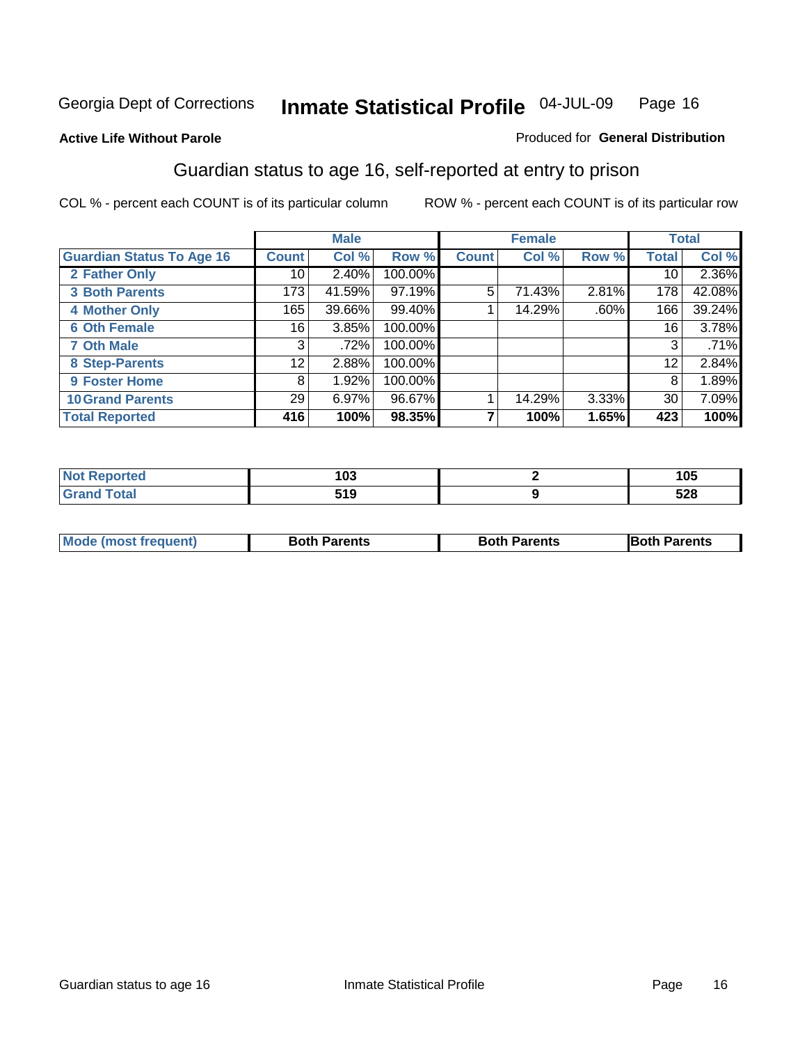Georgia Dept of Corrections **Inmate Statistical Profile** 04-JUL-09

**Active Life Without Parole**

Produced for **General Distribution**

## Guardian status to age 16, self-reported at entry to prison

COL % - percent each COUNT is of its particular column ROW % - percent each COUNT is of its particular row

| | Male | | | Female | | | Total | |
|---|---|---|---|---|---|---|---|---|
| **Guardian Status To Age 16** | **Count** | **Col %** | **Row %** | **Count** | **Col %** | **Row %** | **Total** | **Col %** |
| 2 Father Only | 10 | 2.40% | 100.00% | | | | 10 | 2.36% |
| 3 Both Parents | 173 | 41.59% | 97.19% | 5 | 71.43% | 2.81% | 178 | 42.08% |
| 4 Mother Only | 165 | 39.66% | 99.40% | 1 | 14.29% | .60% | 166 | 39.24% |
| 6 Oth Female | 16 | 3.85% | 100.00% | | | | 16 | 3.78% |
| 7 Oth Male | 3 | .72% | 100.00% | | | | 3 | .71% |
| 8 Step-Parents | 12 | 2.88% | 100.00% | | | | 12 | 2.84% |
| 9 Foster Home | 8 | 1.92% | 100.00% | | | | 8 | 1.89% |
| 10 Grand Parents | 29 | 6.97% | 96.67% | 1 | 14.29% | 3.33% | 30 | 7.09% |
| **Total Reported** | **416** | **100%** | **98.35%** | **7** | **100%** | **1.65%** | **423** | **100%** |

| | Male | Female | Total |
|---|---|---|---|
| Not Reported | 103 | 2 | 105 |
| Grand Total | 519 | 9 | 528 |

| | Male | Female | Total |
|---|---|---|---|
| Mode (most frequent) | Both Parents | Both Parents | Both Parents |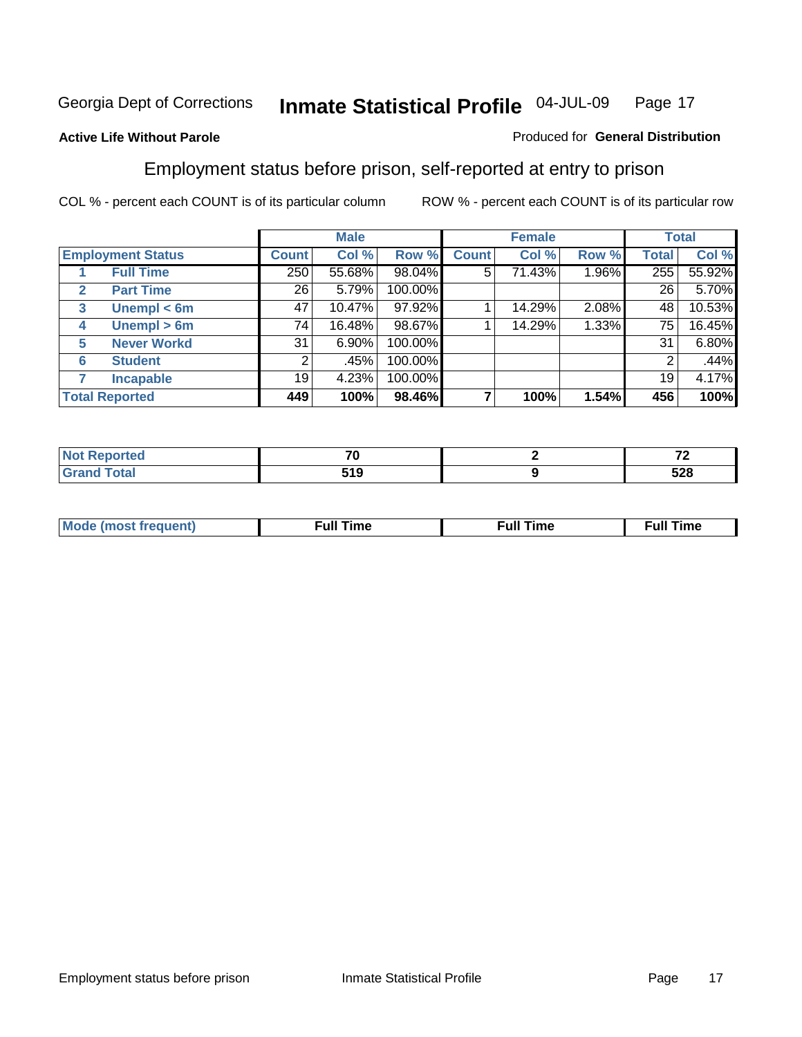Georgia Dept of Corrections **Inmate Statistical Profile** 04-JUL-09

**Active Life Without Parole**

Produced for **General Distribution**

## Employment status before prison, self-reported at entry to prison

COL % - percent each COUNT is of its particular column

ROW % - percent each COUNT is of its particular row

| | | Male | | | Female | | | Total | |
|---|---|---|---|---|---|---|---|---|---|
| **Employment Status** | | **Count** | **Col %** | **Row %** | **Count** | **Col %** | **Row %** | **Total** | **Col %** |
| 1 | Full Time | 250 | 55.68% | 98.04% | 5 | 71.43% | 1.96% | 255 | 55.92% |
| 2 | Part Time | 26 | 5.79% | 100.00% | | | | 26 | 5.70% |
| 3 | Unempl < 6m | 47 | 10.47% | 97.92% | 1 | 14.29% | 2.08% | 48 | 10.53% |
| 4 | Unempl > 6m | 74 | 16.48% | 98.67% | 1 | 14.29% | 1.33% | 75 | 16.45% |
| 5 | Never Workd | 31 | 6.90% | 100.00% | | | | 31 | 6.80% |
| 6 | Student | 2 | .45% | 100.00% | | | | 2 | .44% |
| 7 | Incapable | 19 | 4.23% | 100.00% | | | | 19 | 4.17% |
| **Total Reported** | | **449** | **100%** | **98.46%** | **7** | **100%** | **1.54%** | **456** | **100%** |

| | Male | Female | Total |
|---|---|---|---|
| Not Reported | 70 | 2 | 72 |
| Grand Total | 519 | 9 | 528 |

| | Male | Female | Total |
|---|---|---|---|
| Mode (most frequent) | Full Time | Full Time | Full Time |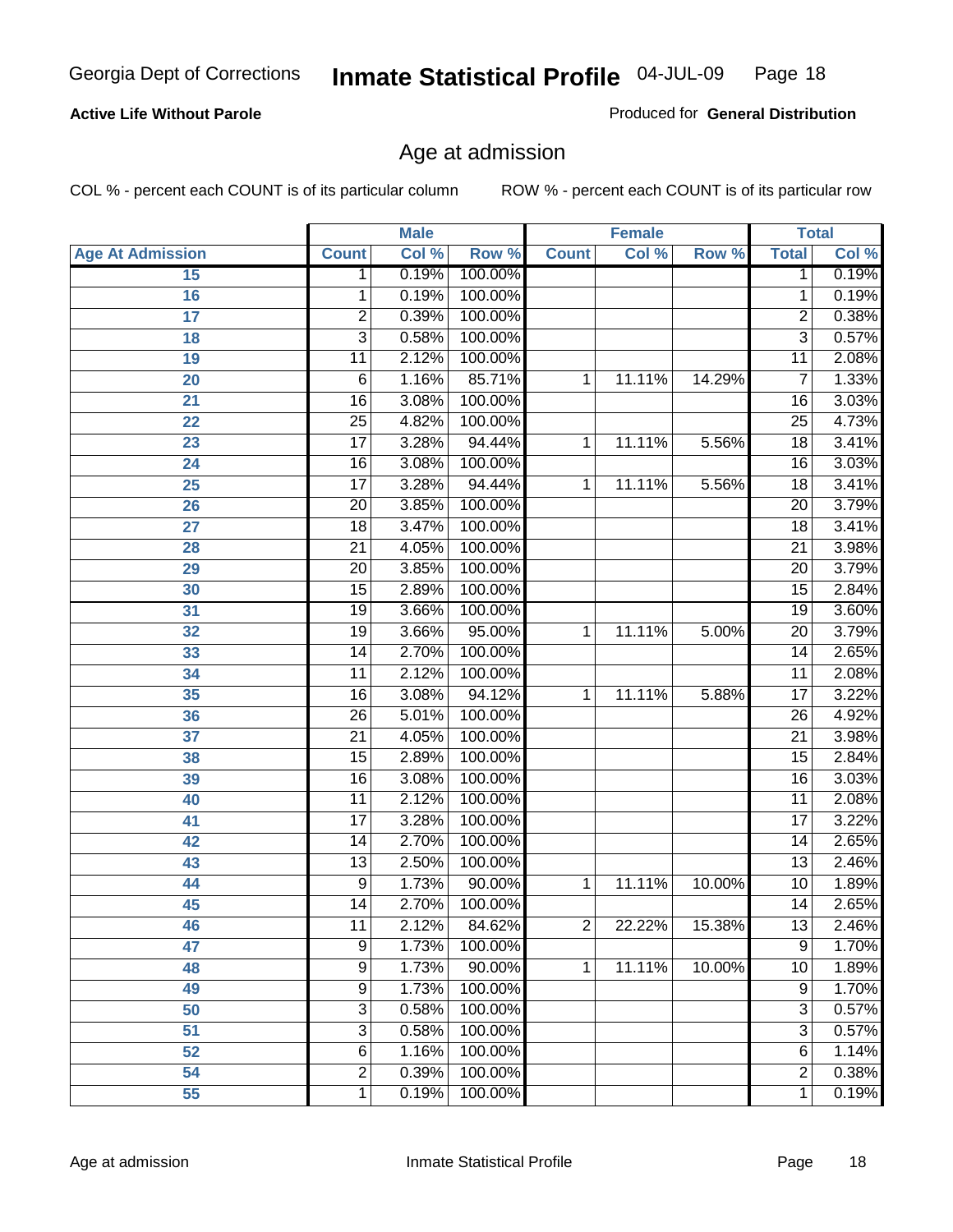**Active Life Without Parole**

Produced for **General Distribution**

## Age at admission

COL % - percent each COUNT is of its particular column

ROW % - percent each COUNT is of its particular row

| | Male | | | Female | | | Total | |
|---|---|---|---|---|---|---|---|---|
| **Age At Admission** | **Count** | **Col %** | **Row %** | **Count** | **Col %** | **Row %** | **Total** | **Col %** |
| 15 | 1 | 0.19% | 100.00% | | | | 1 | 0.19% |
| 16 | 1 | 0.19% | 100.00% | | | | 1 | 0.19% |
| 17 | 2 | 0.39% | 100.00% | | | | 2 | 0.38% |
| 18 | 3 | 0.58% | 100.00% | | | | 3 | 0.57% |
| 19 | 11 | 2.12% | 100.00% | | | | 11 | 2.08% |
| 20 | 6 | 1.16% | 85.71% | 1 | 11.11% | 14.29% | 7 | 1.33% |
| 21 | 16 | 3.08% | 100.00% | | | | 16 | 3.03% |
| 22 | 25 | 4.82% | 100.00% | | | | 25 | 4.73% |
| 23 | 17 | 3.28% | 94.44% | 1 | 11.11% | 5.56% | 18 | 3.41% |
| 24 | 16 | 3.08% | 100.00% | | | | 16 | 3.03% |
| 25 | 17 | 3.28% | 94.44% | 1 | 11.11% | 5.56% | 18 | 3.41% |
| 26 | 20 | 3.85% | 100.00% | | | | 20 | 3.79% |
| 27 | 18 | 3.47% | 100.00% | | | | 18 | 3.41% |
| 28 | 21 | 4.05% | 100.00% | | | | 21 | 3.98% |
| 29 | 20 | 3.85% | 100.00% | | | | 20 | 3.79% |
| 30 | 15 | 2.89% | 100.00% | | | | 15 | 2.84% |
| 31 | 19 | 3.66% | 100.00% | | | | 19 | 3.60% |
| 32 | 19 | 3.66% | 95.00% | 1 | 11.11% | 5.00% | 20 | 3.79% |
| 33 | 14 | 2.70% | 100.00% | | | | 14 | 2.65% |
| 34 | 11 | 2.12% | 100.00% | | | | 11 | 2.08% |
| 35 | 16 | 3.08% | 94.12% | 1 | 11.11% | 5.88% | 17 | 3.22% |
| 36 | 26 | 5.01% | 100.00% | | | | 26 | 4.92% |
| 37 | 21 | 4.05% | 100.00% | | | | 21 | 3.98% |
| 38 | 15 | 2.89% | 100.00% | | | | 15 | 2.84% |
| 39 | 16 | 3.08% | 100.00% | | | | 16 | 3.03% |
| 40 | 11 | 2.12% | 100.00% | | | | 11 | 2.08% |
| 41 | 17 | 3.28% | 100.00% | | | | 17 | 3.22% |
| 42 | 14 | 2.70% | 100.00% | | | | 14 | 2.65% |
| 43 | 13 | 2.50% | 100.00% | | | | 13 | 2.46% |
| 44 | 9 | 1.73% | 90.00% | 1 | 11.11% | 10.00% | 10 | 1.89% |
| 45 | 14 | 2.70% | 100.00% | | | | 14 | 2.65% |
| 46 | 11 | 2.12% | 84.62% | 2 | 22.22% | 15.38% | 13 | 2.46% |
| 47 | 9 | 1.73% | 100.00% | | | | 9 | 1.70% |
| 48 | 9 | 1.73% | 90.00% | 1 | 11.11% | 10.00% | 10 | 1.89% |
| 49 | 9 | 1.73% | 100.00% | | | | 9 | 1.70% |
| 50 | 3 | 0.58% | 100.00% | | | | 3 | 0.57% |
| 51 | 3 | 0.58% | 100.00% | | | | 3 | 0.57% |
| 52 | 6 | 1.16% | 100.00% | | | | 6 | 1.14% |
| 54 | 2 | 0.39% | 100.00% | | | | 2 | 0.38% |
| 55 | 1 | 0.19% | 100.00% | | | | 1 | 0.19% |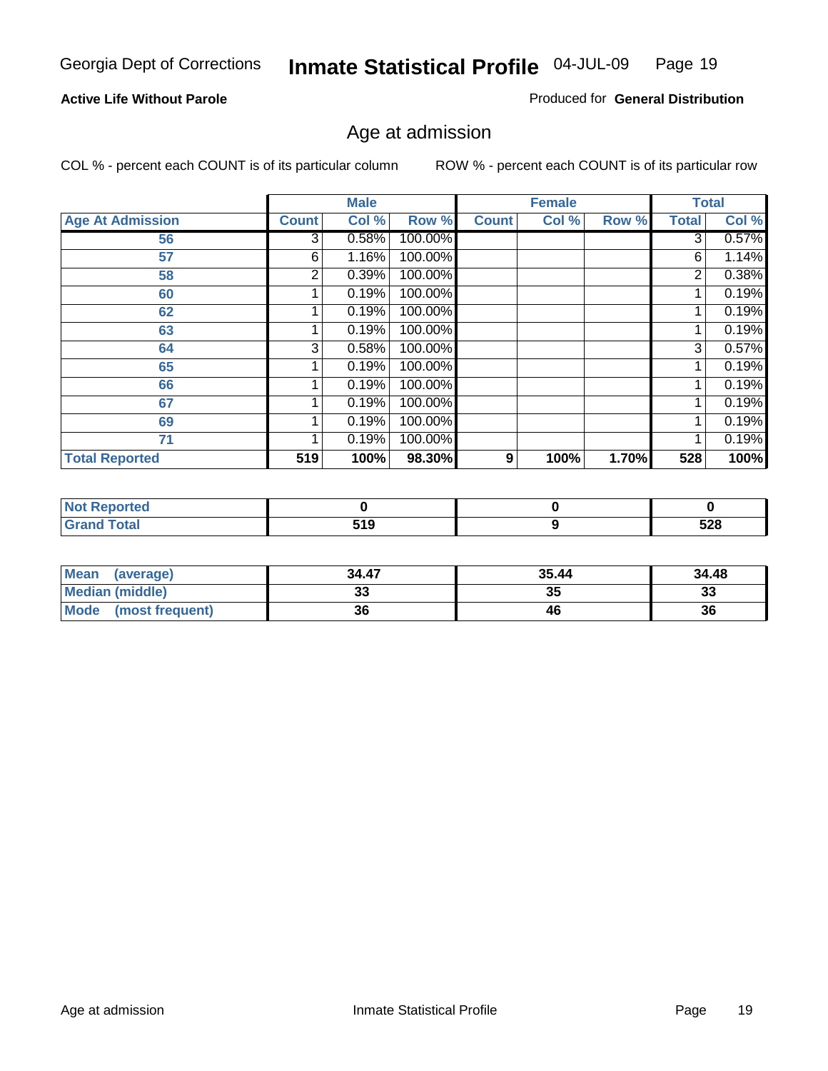Georgia Dept of Corrections **Inmate Statistical Profile** 04-JUL-09

**Active Life Without Parole**

Produced for **General Distribution**

## Age at admission

COL % - percent each COUNT is of its particular column    ROW % - percent each COUNT is of its particular row

| | Male | | | Female | | | Total | |
|---|---|---|---|---|---|---|---|---|
| **Age At Admission** | **Count** | **Col %** | **Row %** | **Count** | **Col %** | **Row %** | **Total** | **Col %** |
| **56** | 3 | 0.58% | 100.00% | | | | 3 | 0.57% |
| **57** | 6 | 1.16% | 100.00% | | | | 6 | 1.14% |
| **58** | 2 | 0.39% | 100.00% | | | | 2 | 0.38% |
| **60** | 1 | 0.19% | 100.00% | | | | 1 | 0.19% |
| **62** | 1 | 0.19% | 100.00% | | | | 1 | 0.19% |
| **63** | 1 | 0.19% | 100.00% | | | | 1 | 0.19% |
| **64** | 3 | 0.58% | 100.00% | | | | 3 | 0.57% |
| **65** | 1 | 0.19% | 100.00% | | | | 1 | 0.19% |
| **66** | 1 | 0.19% | 100.00% | | | | 1 | 0.19% |
| **67** | 1 | 0.19% | 100.00% | | | | 1 | 0.19% |
| **69** | 1 | 0.19% | 100.00% | | | | 1 | 0.19% |
| **71** | 1 | 0.19% | 100.00% | | | | 1 | 0.19% |
| **Total Reported** | **519** | **100%** | **98.30%** | **9** | **100%** | **1.70%** | **528** | **100%** |

| | Male | Female | Total |
|---|---|---|---|
| **Not Reported** | **0** | **0** | **0** |
| **Grand Total** | **519** | **9** | **528** |

| | Male | Female | Total |
|---|---|---|---|
| **Mean (average)** | **34.47** | **35.44** | **34.48** |
| **Median (middle)** | **33** | **35** | **33** |
| **Mode (most frequent)** | **36** | **46** | **36** |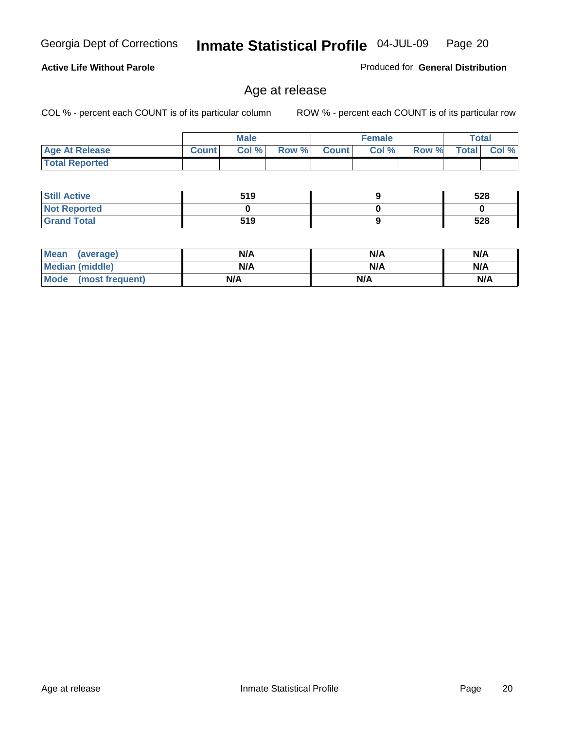**Active Life Without Parole**

Produced for **General Distribution**

## Age at release

COL % - percent each COUNT is of its particular column

ROW % - percent each COUNT is of its particular row

| | Male | | | Female | | | Total | |
|---|---|---|---|---|---|---|---|---|
| **Age At Release** | **Count** | **Col %** | **Row %** | **Count** | **Col %** | **Row %** | **Total** | **Col %** |
| **Total Reported** | | | | | | | | |

| | Male | Female | Total |
|---|---|---|---|
| **Still Active** | 519 | 9 | 528 |
| **Not Reported** | 0 | 0 | 0 |
| **Grand Total** | 519 | 9 | 528 |

| | Male | Female | Total |
|---|---|---|---|
| **Mean (average)** | N/A | N/A | N/A |
| **Median (middle)** | N/A | N/A | N/A |
| **Mode (most frequent)** | N/A | N/A | N/A |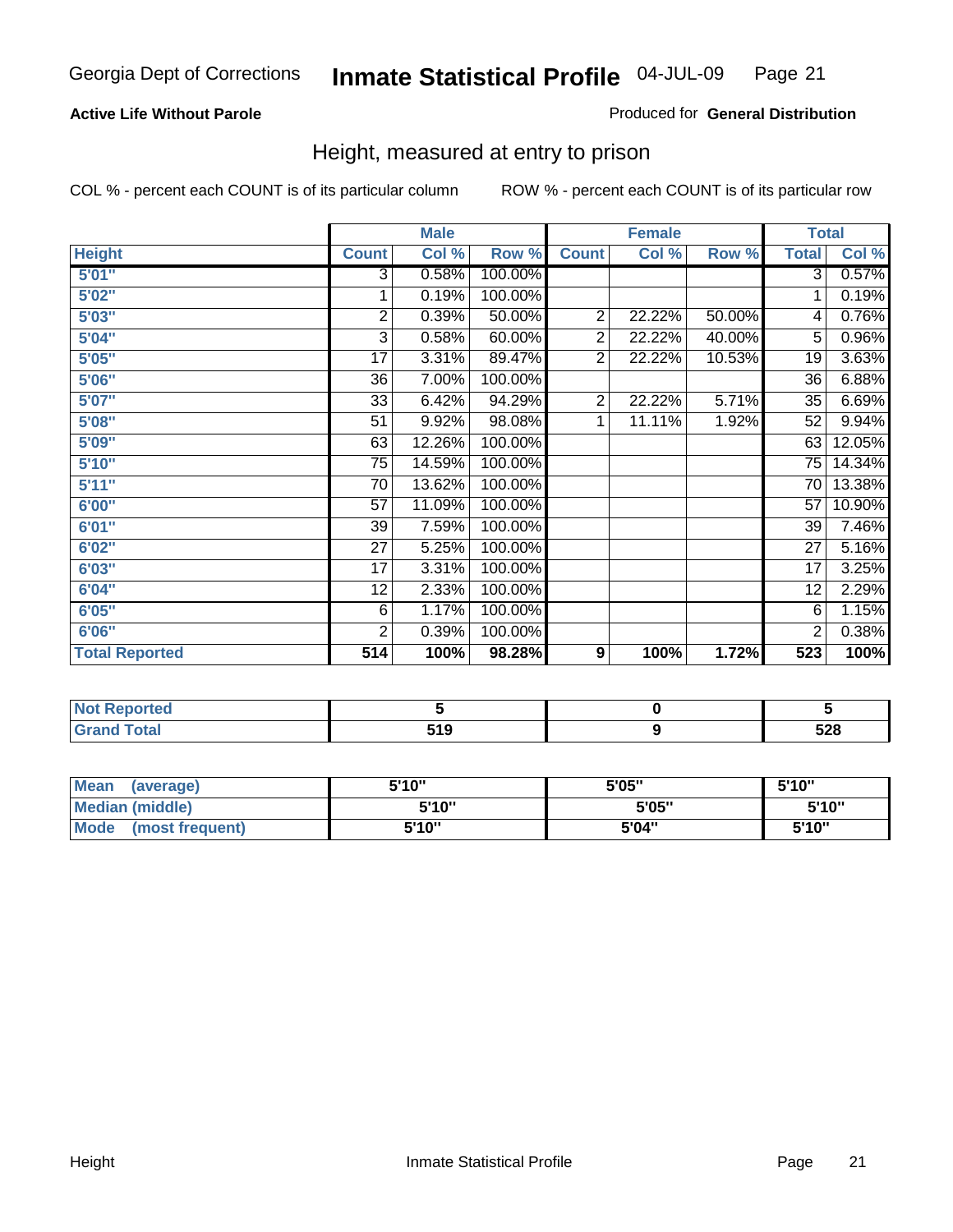Georgia Dept of Corrections **Inmate Statistical Profile** 04-JUL-09

**Active Life Without Parole**

Produced for **General Distribution**

## Height, measured at entry to prison

COL % - percent each COUNT is of its particular column

ROW % - percent each COUNT is of its particular row

| | Male | | | Female | | | Total | |
|---|---|---|---|---|---|---|---|---|
| **Height** | **Count** | **Col %** | **Row %** | **Count** | **Col %** | **Row %** | **Total** | **Col %** |
| 5'01" | 3 | 0.58% | 100.00% | | | | 3 | 0.57% |
| 5'02" | 1 | 0.19% | 100.00% | | | | 1 | 0.19% |
| 5'03" | 2 | 0.39% | 50.00% | 2 | 22.22% | 50.00% | 4 | 0.76% |
| 5'04" | 3 | 0.58% | 60.00% | 2 | 22.22% | 40.00% | 5 | 0.96% |
| 5'05" | 17 | 3.31% | 89.47% | 2 | 22.22% | 10.53% | 19 | 3.63% |
| 5'06" | 36 | 7.00% | 100.00% | | | | 36 | 6.88% |
| 5'07" | 33 | 6.42% | 94.29% | 2 | 22.22% | 5.71% | 35 | 6.69% |
| 5'08" | 51 | 9.92% | 98.08% | 1 | 11.11% | 1.92% | 52 | 9.94% |
| 5'09" | 63 | 12.26% | 100.00% | | | | 63 | 12.05% |
| 5'10" | 75 | 14.59% | 100.00% | | | | 75 | 14.34% |
| 5'11" | 70 | 13.62% | 100.00% | | | | 70 | 13.38% |
| 6'00" | 57 | 11.09% | 100.00% | | | | 57 | 10.90% |
| 6'01" | 39 | 7.59% | 100.00% | | | | 39 | 7.46% |
| 6'02" | 27 | 5.25% | 100.00% | | | | 27 | 5.16% |
| 6'03" | 17 | 3.31% | 100.00% | | | | 17 | 3.25% |
| 6'04" | 12 | 2.33% | 100.00% | | | | 12 | 2.29% |
| 6'05" | 6 | 1.17% | 100.00% | | | | 6 | 1.15% |
| 6'06" | 2 | 0.39% | 100.00% | | | | 2 | 0.38% |
| **Total Reported** | **514** | **100%** | **98.28%** | **9** | **100%** | **1.72%** | **523** | **100%** |

| | Male | Female | Total |
|---|---|---|---|
| **Not Reported** | **5** | **0** | **5** |
| **Grand Total** | **519** | **9** | **528** |

| | Male | Female | Total |
|---|---|---|---|
| **Mean (average)** | **5'10"** | **5'05"** | **5'10"** |
| **Median (middle)** | **5'10"** | **5'05"** | **5'10"** |
| **Mode (most frequent)** | **5'10"** | **5'04"** | **5'10"** |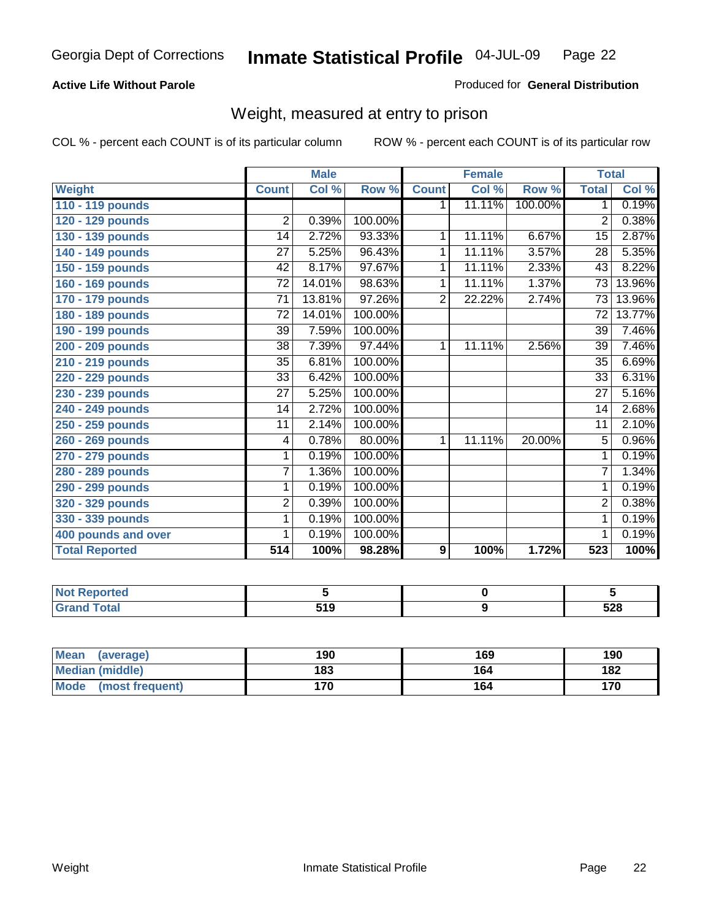**Active Life Without Parole**

Produced for **General Distribution**

## Weight, measured at entry to prison

COL % - percent each COUNT is of its particular column

ROW % - percent each COUNT is of its particular row

| Weight | Male | | | Female | | | Total | |
|---|---|---|---|---|---|---|---|---|
| | Count | Col % | Row % | Count | Col % | Row % | Total | Col % |
| 110 - 119 pounds | | | | 1 | 11.11% | 100.00% | 1 | 0.19% |
| 120 - 129 pounds | 2 | 0.39% | 100.00% | | | | 2 | 0.38% |
| 130 - 139 pounds | 14 | 2.72% | 93.33% | 1 | 11.11% | 6.67% | 15 | 2.87% |
| 140 - 149 pounds | 27 | 5.25% | 96.43% | 1 | 11.11% | 3.57% | 28 | 5.35% |
| 150 - 159 pounds | 42 | 8.17% | 97.67% | 1 | 11.11% | 2.33% | 43 | 8.22% |
| 160 - 169 pounds | 72 | 14.01% | 98.63% | 1 | 11.11% | 1.37% | 73 | 13.96% |
| 170 - 179 pounds | 71 | 13.81% | 97.26% | 2 | 22.22% | 2.74% | 73 | 13.96% |
| 180 - 189 pounds | 72 | 14.01% | 100.00% | | | | 72 | 13.77% |
| 190 - 199 pounds | 39 | 7.59% | 100.00% | | | | 39 | 7.46% |
| 200 - 209 pounds | 38 | 7.39% | 97.44% | 1 | 11.11% | 2.56% | 39 | 7.46% |
| 210 - 219 pounds | 35 | 6.81% | 100.00% | | | | 35 | 6.69% |
| 220 - 229 pounds | 33 | 6.42% | 100.00% | | | | 33 | 6.31% |
| 230 - 239 pounds | 27 | 5.25% | 100.00% | | | | 27 | 5.16% |
| 240 - 249 pounds | 14 | 2.72% | 100.00% | | | | 14 | 2.68% |
| 250 - 259 pounds | 11 | 2.14% | 100.00% | | | | 11 | 2.10% |
| 260 - 269 pounds | 4 | 0.78% | 80.00% | 1 | 11.11% | 20.00% | 5 | 0.96% |
| 270 - 279 pounds | 1 | 0.19% | 100.00% | | | | 1 | 0.19% |
| 280 - 289 pounds | 7 | 1.36% | 100.00% | | | | 7 | 1.34% |
| 290 - 299 pounds | 1 | 0.19% | 100.00% | | | | 1 | 0.19% |
| 320 - 329 pounds | 2 | 0.39% | 100.00% | | | | 2 | 0.38% |
| 330 - 339 pounds | 1 | 0.19% | 100.00% | | | | 1 | 0.19% |
| 400 pounds and over | 1 | 0.19% | 100.00% | | | | 1 | 0.19% |
| **Total Reported** | **514** | **100%** | **98.28%** | **9** | **100%** | **1.72%** | **523** | **100%** |

| | Male | Female | Total |
|---|---|---|---|
| Not Reported | 5 | 0 | 5 |
| Grand Total | 519 | 9 | 528 |

| | Male | Female | Total |
|---|---|---|---|
| Mean (average) | 190 | 169 | 190 |
| Median (middle) | 183 | 164 | 182 |
| Mode (most frequent) | 170 | 164 | 170 |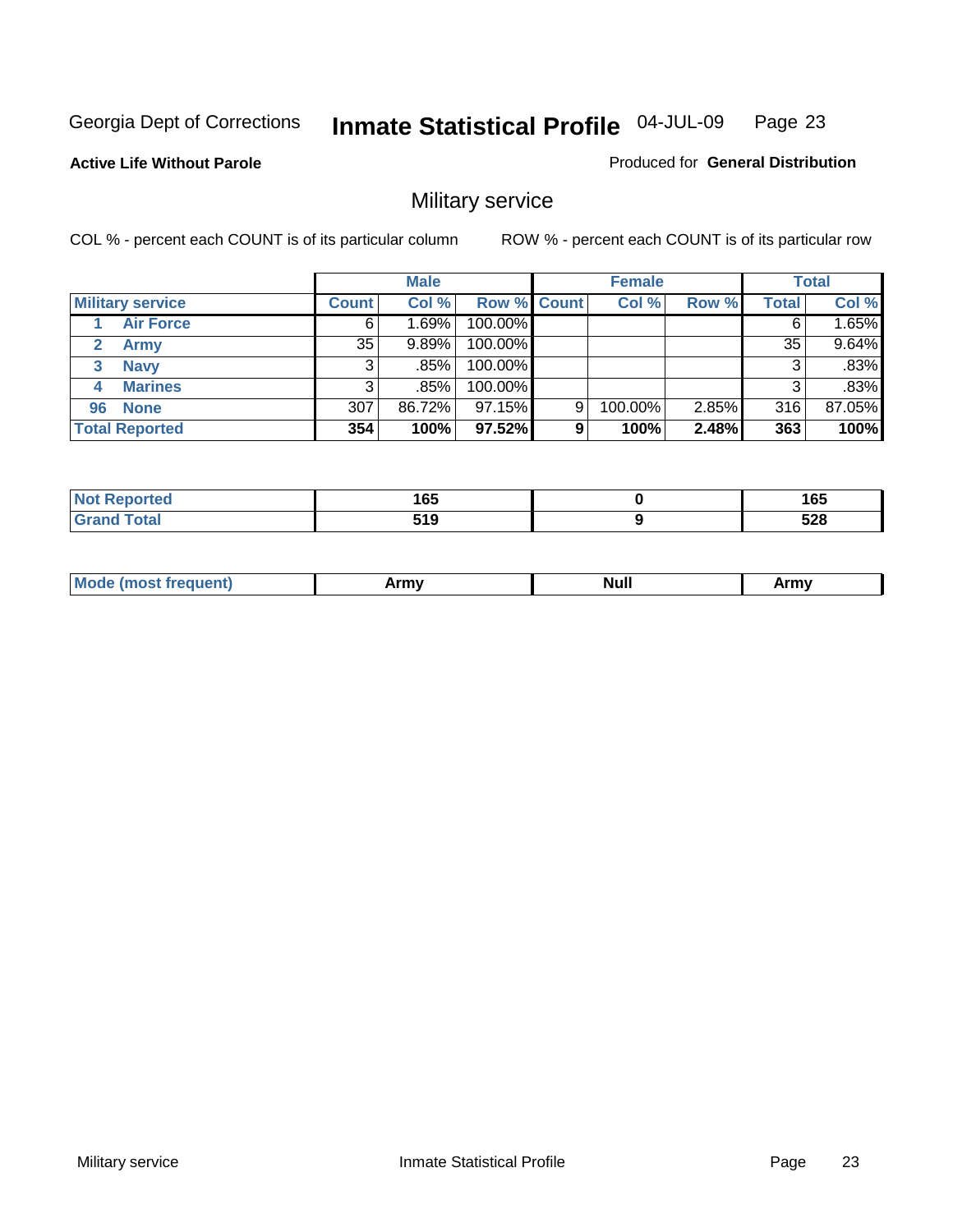Georgia Dept of Corrections **Inmate Statistical Profile** 04-JUL-09

**Active Life Without Parole**

Produced for **General Distribution**

## Military service

COL % - percent each COUNT is of its particular column

ROW % - percent each COUNT is of its particular row

| | | Male | | | Female | | | Total | |
|---|---|---|---|---|---|---|---|---|---|
| **Military service** | | **Count** | **Col %** | **Row %** | **Count** | **Col %** | **Row %** | **Total** | **Col %** |
| 1 | Air Force | 6 | 1.69% | 100.00% | | | | 6 | 1.65% |
| 2 | Army | 35 | 9.89% | 100.00% | | | | 35 | 9.64% |
| 3 | Navy | 3 | .85% | 100.00% | | | | 3 | .83% |
| 4 | Marines | 3 | .85% | 100.00% | | | | 3 | .83% |
| 96 | None | 307 | 86.72% | 97.15% | 9 | 100.00% | 2.85% | 316 | 87.05% |
| **Total Reported** | | **354** | **100%** | **97.52%** | **9** | **100%** | **2.48%** | **363** | **100%** |

| | Male | Female | Total |
|---|---|---|---|
| **Not Reported** | **165** | **0** | **165** |
| **Grand Total** | **519** | **9** | **528** |

| | Male | Female | Total |
|---|---|---|---|
| **Mode (most frequent)** | **Army** | **Null** | **Army** |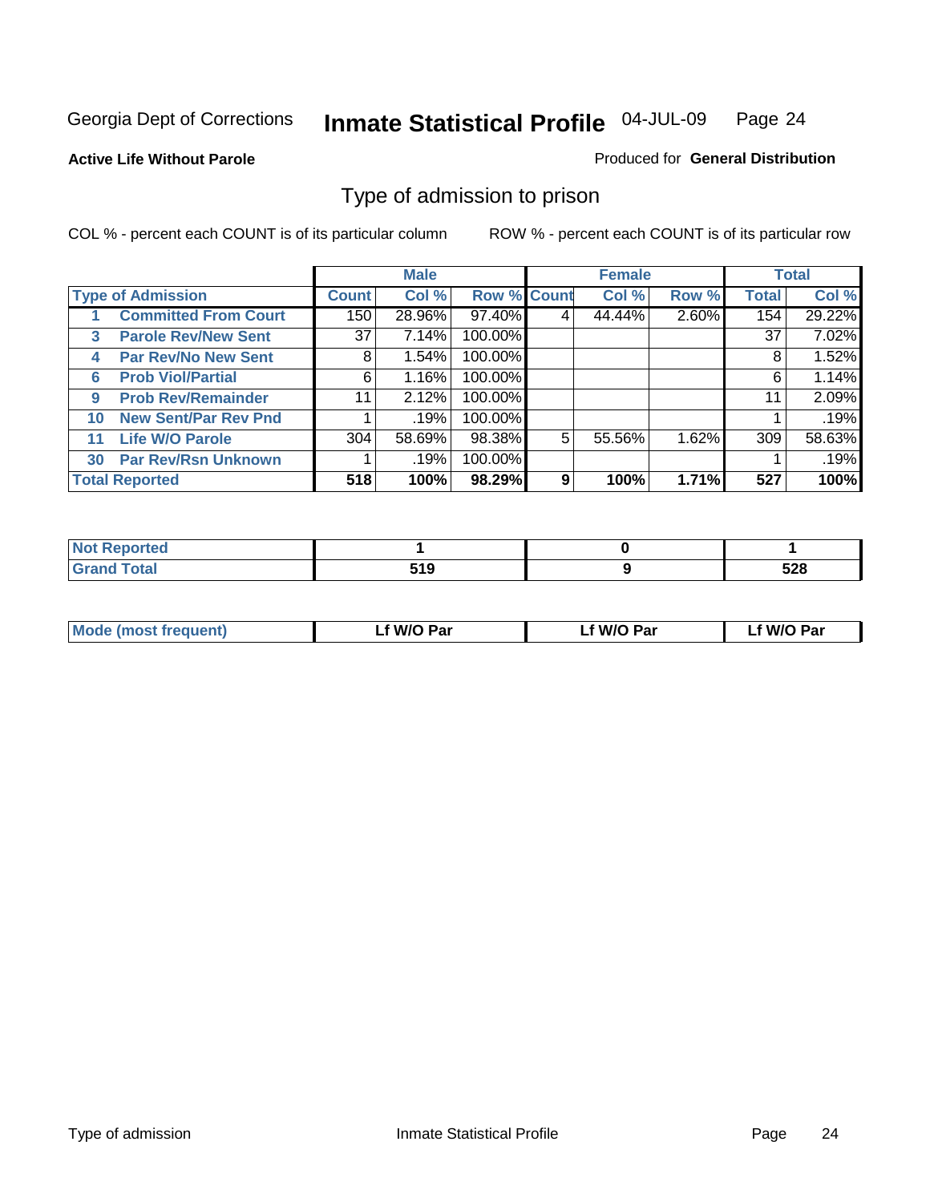Georgia Dept of Corrections **Inmate Statistical Profile** 04-JUL-09

**Active Life Without Parole**

Produced for **General Distribution**

## Type of admission to prison

COL % - percent each COUNT is of its particular column ROW % - percent each COUNT is of its particular row

| Type of Admission | | Male | | | Female | | | Total | |
|---|---|---|---|---|---|---|---|---|---|
| | | Count | Col % | Row % | Count | Col % | Row % | Total | Col % |
| 1 | Committed From Court | 150 | 28.96% | 97.40% | 4 | 44.44% | 2.60% | 154 | 29.22% |
| 3 | Parole Rev/New Sent | 37 | 7.14% | 100.00% | | | | 37 | 7.02% |
| 4 | Par Rev/No New Sent | 8 | 1.54% | 100.00% | | | | 8 | 1.52% |
| 6 | Prob Viol/Partial | 6 | 1.16% | 100.00% | | | | 6 | 1.14% |
| 9 | Prob Rev/Remainder | 11 | 2.12% | 100.00% | | | | 11 | 2.09% |
| 10 | New Sent/Par Rev Pnd | 1 | .19% | 100.00% | | | | 1 | .19% |
| 11 | Life W/O Parole | 304 | 58.69% | 98.38% | 5 | 55.56% | 1.62% | 309 | 58.63% |
| 30 | Par Rev/Rsn Unknown | 1 | .19% | 100.00% | | | | 1 | .19% |
| **Total Reported** | | **518** | **100%** | **98.29%** | **9** | **100%** | **1.71%** | **527** | **100%** |

| | Male | Female | Total |
|---|---|---|---|
| Not Reported | 1 | 0 | 1 |
| Grand Total | 519 | 9 | 528 |

| | Male | Female | Total |
|---|---|---|---|
| Mode (most frequent) | Lf W/O Par | Lf W/O Par | Lf W/O Par |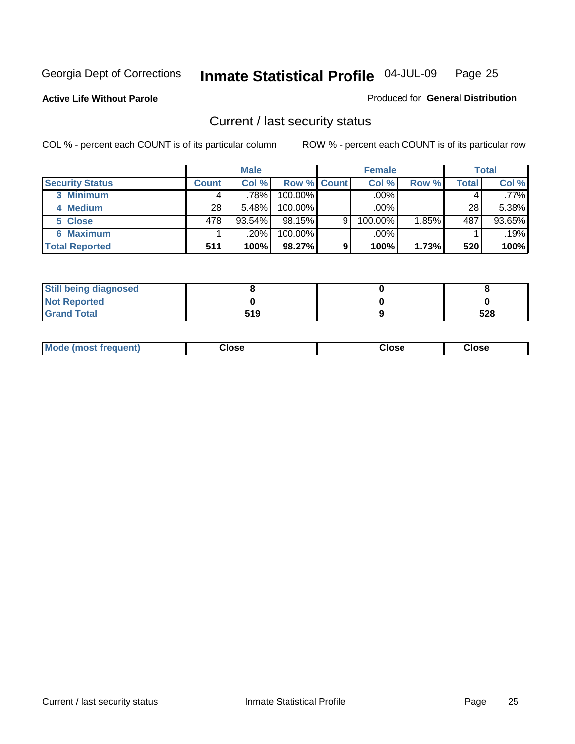Georgia Dept of Corrections **Inmate Statistical Profile** 04-JUL-09

**Active Life Without Parole**

Produced for **General Distribution**

## Current / last security status

COL % - percent each COUNT is of its particular column

ROW % - percent each COUNT is of its particular row

| | Male | | | Female | | | Total | |
|---|---|---|---|---|---|---|---|---|
| **Security Status** | **Count** | **Col %** | **Row %** | **Count** | **Col %** | **Row %** | **Total** | **Col %** |
| 3 Minimum | 4 | .78% | 100.00% | | .00% | | 4 | .77% |
| 4 Medium | 28 | 5.48% | 100.00% | | .00% | | 28 | 5.38% |
| 5 Close | 478 | 93.54% | 98.15% | 9 | 100.00% | 1.85% | 487 | 93.65% |
| 6 Maximum | 1 | .20% | 100.00% | | .00% | | 1 | .19% |
| **Total Reported** | **511** | **100%** | **98.27%** | **9** | **100%** | **1.73%** | **520** | **100%** |

| | Male | Female | Total |
|---|---|---|---|
| Still being diagnosed | 8 | 0 | 8 |
| Not Reported | 0 | 0 | 0 |
| Grand Total | 519 | 9 | 528 |

| | Male | Female | Total |
|---|---|---|---|
| Mode (most frequent) | Close | Close | Close |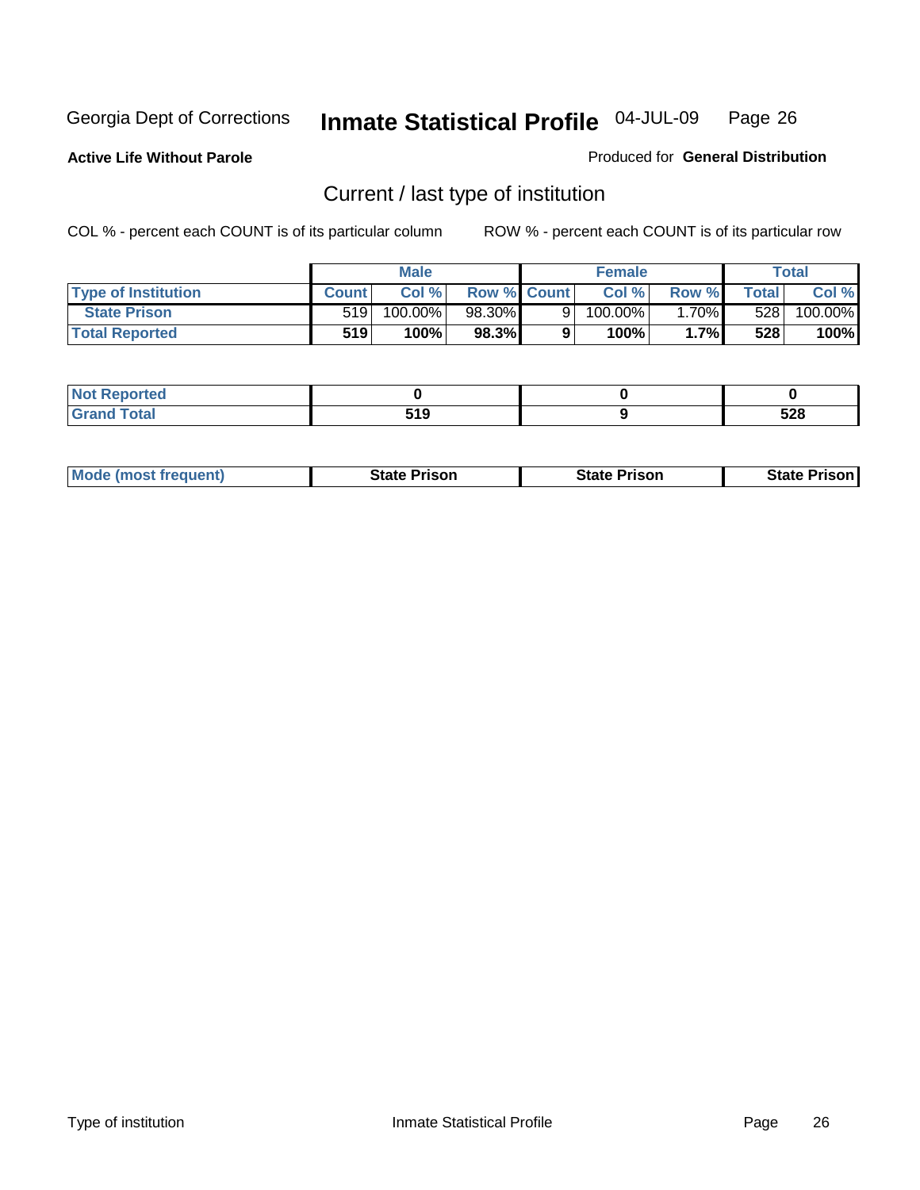Georgia Dept of Corrections **Inmate Statistical Profile** 04-JUL-09

**Active Life Without Parole**

Produced for **General Distribution**

## Current / last type of institution

COL % - percent each COUNT is of its particular column

ROW % - percent each COUNT is of its particular row

| | Male | | | Female | | | Total | |
|---|---|---|---|---|---|---|---|---|
| **Type of Institution** | **Count** | **Col %** | **Row %** | **Count** | **Col %** | **Row %** | **Total** | **Col %** |
| **State Prison** | 519 | 100.00% | 98.30% | 9 | 100.00% | 1.70% | 528 | 100.00% |
| **Total Reported** | **519** | **100%** | **98.3%** | **9** | **100%** | **1.7%** | **528** | **100%** |

| | Male | Female | Total |
|---|---|---|---|
| **Not Reported** | **0** | **0** | **0** |
| **Grand Total** | **519** | **9** | **528** |

| | Male | Female | Total |
|---|---|---|---|
| **Mode (most frequent)** | **State Prison** | **State Prison** | **State Prison** |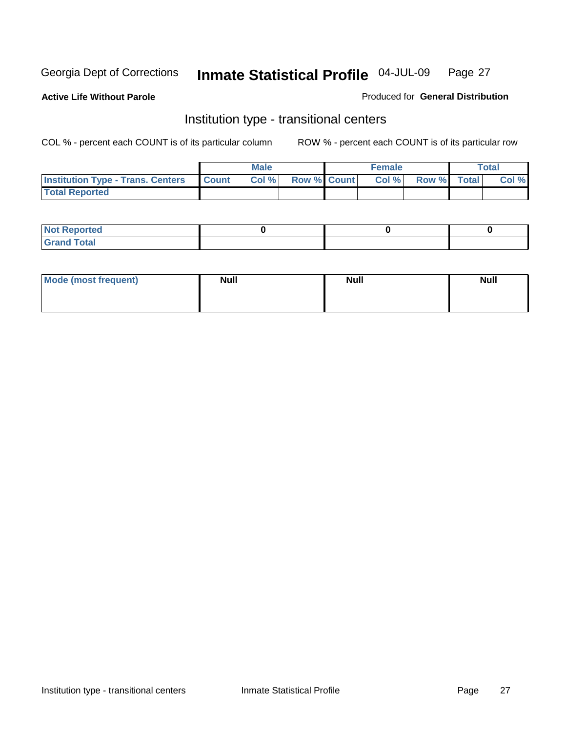Georgia Dept of Corrections **Inmate Statistical Profile** 04-JUL-09

**Active Life Without Parole**

Produced for **General Distribution**

## Institution type - transitional centers

COL % - percent each COUNT is of its particular column

ROW % - percent each COUNT is of its particular row

| | Male | | | Female | | | Total | |
|---|---|---|---|---|---|---|---|---|
| Institution Type - Trans. Centers | Count | Col % | Row % | Count | Col % | Row % | Total | Col % |
| Total Reported | | | | | | | | |

| | Male | Female | Total |
|---|---|---|---|
| Not Reported | 0 | 0 | 0 |
| Grand Total | | | |

| | Male | Female | Total |
|---|---|---|---|
| Mode (most frequent) | Null | Null | Null |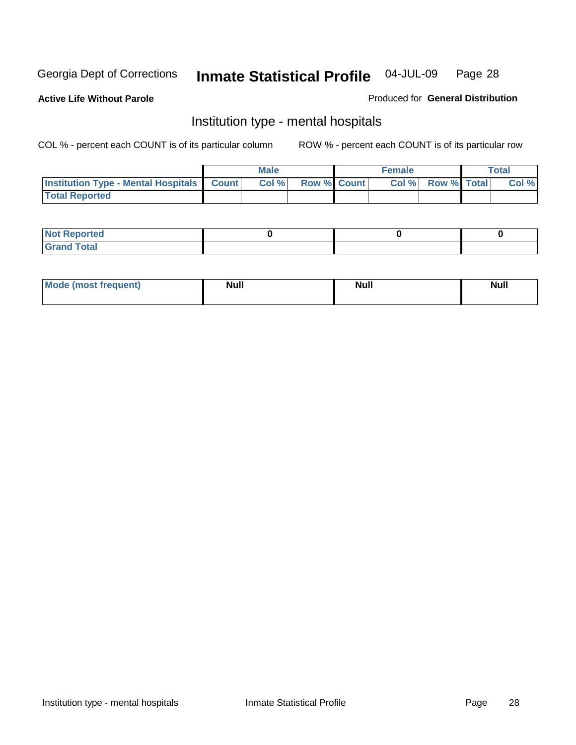Georgia Dept of Corrections **Inmate Statistical Profile** 04-JUL-09

**Active Life Without Parole**

Produced for **General Distribution**

## Institution type - mental hospitals

COL % - percent each COUNT is of its particular column

ROW % - percent each COUNT is of its particular row

| | Male | | | Female | | | Total | |
|---|---|---|---|---|---|---|---|---|
| **Institution Type - Mental Hospitals** | **Count** | **Col %** | **Row %** | **Count** | **Col %** | **Row %** | **Total** | **Col %** |
| **Total Reported** | | | | | | | | |

| | Male | Female | Total |
|---|---|---|---|
| **Not Reported** | **0** | **0** | **0** |
| **Grand Total** | | | |

| | Male | Female | Total |
|---|---|---|---|
| **Mode (most frequent)** | **Null** | **Null** | **Null** |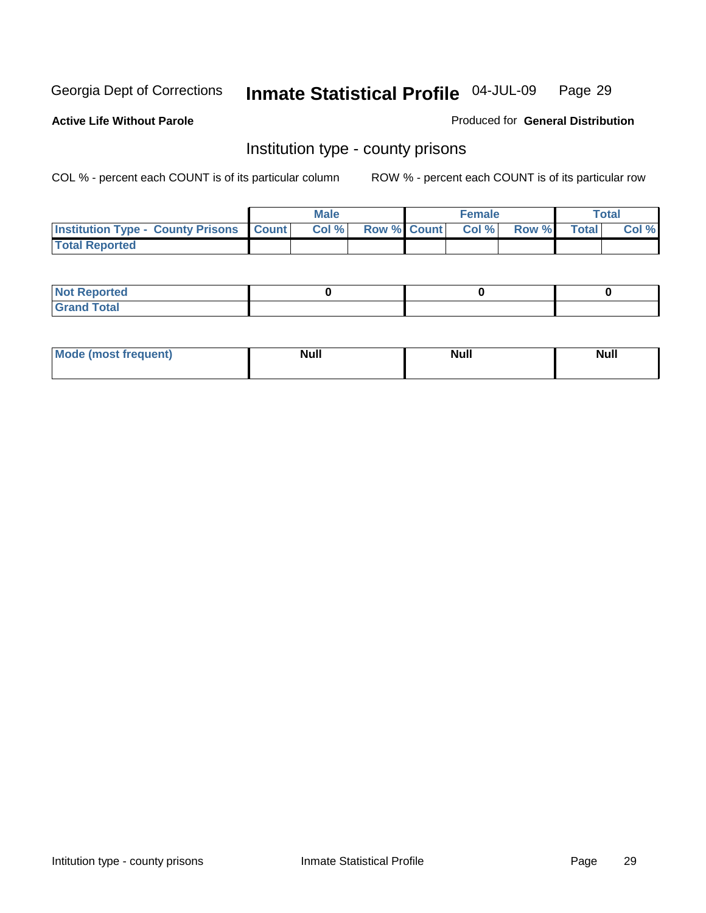Georgia Dept of Corrections **Inmate Statistical Profile** 04-JUL-09

**Active Life Without Parole**

Produced for **General Distribution**

## Institution type - county prisons

COL % - percent each COUNT is of its particular column

ROW % - percent each COUNT is of its particular row

| | Male | | | Female | | | Total | |
|---|---|---|---|---|---|---|---|---|
| **Institution Type - County Prisons** | **Count** | **Col %** | **Row %** | **Count** | **Col %** | **Row %** | **Total** | **Col %** |
| **Total Reported** | | | | | | | | |

| | Male | Female | Total |
|---|---|---|---|
| **Not Reported** | 0 | 0 | 0 |
| **Grand Total** | | | |

| | Male | Female | Total |
|---|---|---|---|
| **Mode (most frequent)** | Null | Null | Null |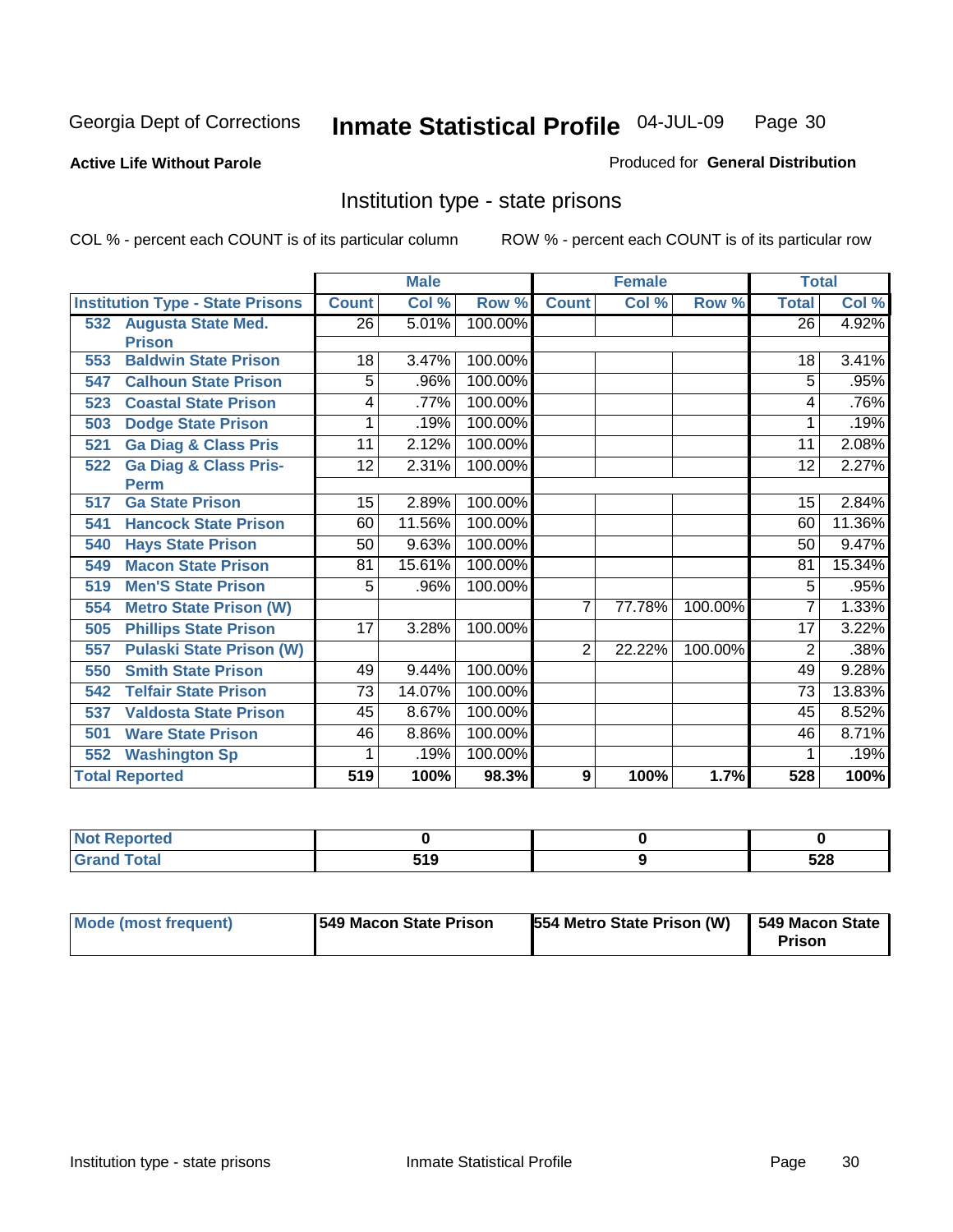Georgia Dept of Corrections **Inmate Statistical Profile** 04-JUL-09

**Active Life Without Parole**

Produced for **General Distribution**

## Institution type - state prisons

COL % - percent each COUNT is of its particular column

ROW % - percent each COUNT is of its particular row

| | Male | | | Female | | | Total | |
|---|---|---|---|---|---|---|---|---|
| **Institution Type - State Prisons** | **Count** | **Col %** | **Row %** | **Count** | **Col %** | **Row %** | **Total** | **Col %** |
| 532 Augusta State Med. Prison | 26 | 5.01% | 100.00% | | | | 26 | 4.92% |
| 553 Baldwin State Prison | 18 | 3.47% | 100.00% | | | | 18 | 3.41% |
| 547 Calhoun State Prison | 5 | .96% | 100.00% | | | | 5 | .95% |
| 523 Coastal State Prison | 4 | .77% | 100.00% | | | | 4 | .76% |
| 503 Dodge State Prison | 1 | .19% | 100.00% | | | | 1 | .19% |
| 521 Ga Diag & Class Pris | 11 | 2.12% | 100.00% | | | | 11 | 2.08% |
| 522 Ga Diag & Class Pris-Perm | 12 | 2.31% | 100.00% | | | | 12 | 2.27% |
| 517 Ga State Prison | 15 | 2.89% | 100.00% | | | | 15 | 2.84% |
| 541 Hancock State Prison | 60 | 11.56% | 100.00% | | | | 60 | 11.36% |
| 540 Hays State Prison | 50 | 9.63% | 100.00% | | | | 50 | 9.47% |
| 549 Macon State Prison | 81 | 15.61% | 100.00% | | | | 81 | 15.34% |
| 519 Men'S State Prison | 5 | .96% | 100.00% | | | | 5 | .95% |
| 554 Metro State Prison (W) | | | | 7 | 77.78% | 100.00% | 7 | 1.33% |
| 505 Phillips State Prison | 17 | 3.28% | 100.00% | | | | 17 | 3.22% |
| 557 Pulaski State Prison (W) | | | | 2 | 22.22% | 100.00% | 2 | .38% |
| 550 Smith State Prison | 49 | 9.44% | 100.00% | | | | 49 | 9.28% |
| 542 Telfair State Prison | 73 | 14.07% | 100.00% | | | | 73 | 13.83% |
| 537 Valdosta State Prison | 45 | 8.67% | 100.00% | | | | 45 | 8.52% |
| 501 Ware State Prison | 46 | 8.86% | 100.00% | | | | 46 | 8.71% |
| 552 Washington Sp | 1 | .19% | 100.00% | | | | 1 | .19% |
| **Total Reported** | **519** | **100%** | **98.3%** | **9** | **100%** | **1.7%** | **528** | **100%** |

| | Male | Female | Total |
|---|---|---|---|
| **Not Reported** | **0** | **0** | **0** |
| **Grand Total** | **519** | **9** | **528** |

| | Male | Female | Total |
|---|---|---|---|
| **Mode (most frequent)** | **549 Macon State Prison** | **554 Metro State Prison (W)** | **549 Macon State Prison** |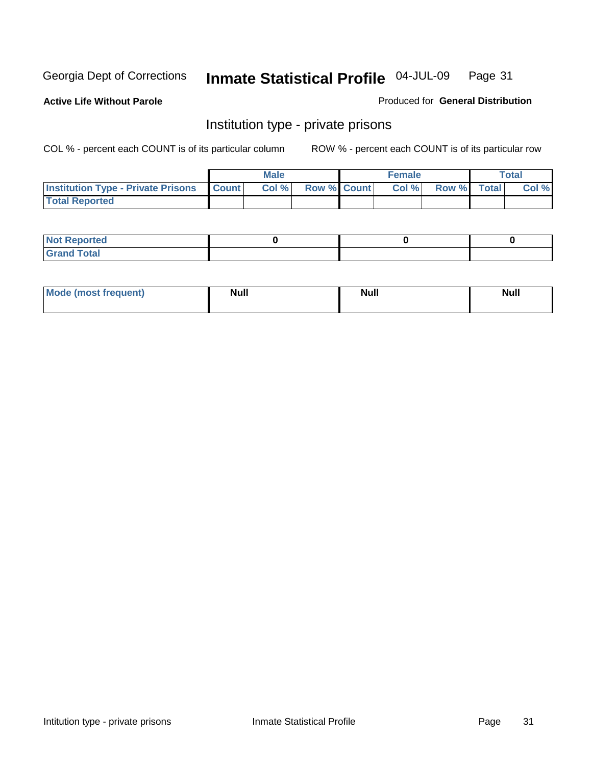Georgia Dept of Corrections **Inmate Statistical Profile** 04-JUL-09

**Active Life Without Parole**

Produced for **General Distribution**

## Institution type - private prisons

COL % - percent each COUNT is of its particular column

ROW % - percent each COUNT is of its particular row

| | Male | | | Female | | | Total | |
|---|---|---|---|---|---|---|---|---|
| **Institution Type - Private Prisons** | **Count** | **Col %** | **Row %** | **Count** | **Col %** | **Row %** | **Total** | **Col %** |
| **Total Reported** | | | | | | | | |

| | Male | Female | Total |
|---|---|---|---|
| **Not Reported** | 0 | 0 | 0 |
| **Grand Total** | | | |

| | Male | Female | Total |
|---|---|---|---|
| **Mode (most frequent)** | Null | Null | Null |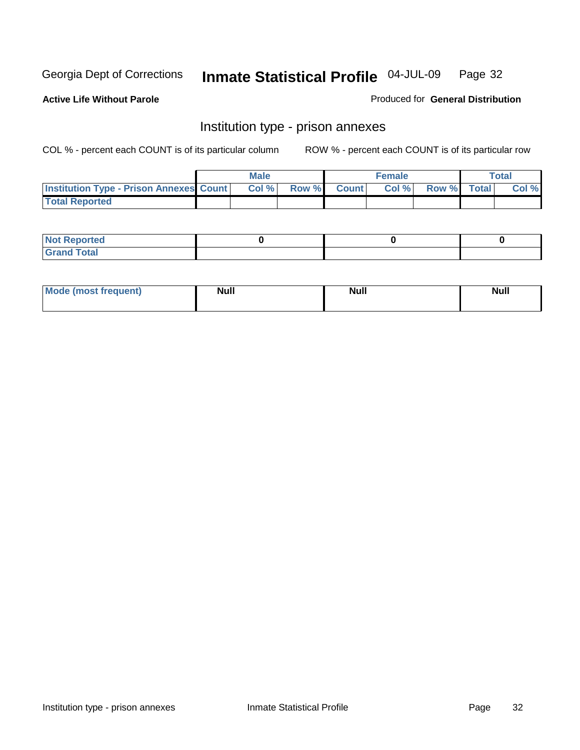Georgia Dept of Corrections **Inmate Statistical Profile** 04-JUL-09

**Active Life Without Parole**

Produced for **General Distribution**

## Institution type - prison annexes

COL % - percent each COUNT is of its particular column ROW % - percent each COUNT is of its particular row

| | Male | | | Female | | | Total | |
|---|---|---|---|---|---|---|---|---|
| **Institution Type - Prison Annexes** | **Count** | **Col %** | **Row %** | **Count** | **Col %** | **Row %** | **Total** | **Col %** |
| **Total Reported** | | | | | | | | |

| | Male | Female | Total |
|---|---|---|---|
| **Not Reported** | 0 | 0 | 0 |
| **Grand Total** | | | |

| | Male | Female | Total |
|---|---|---|---|
| **Mode (most frequent)** | **Null** | **Null** | **Null** |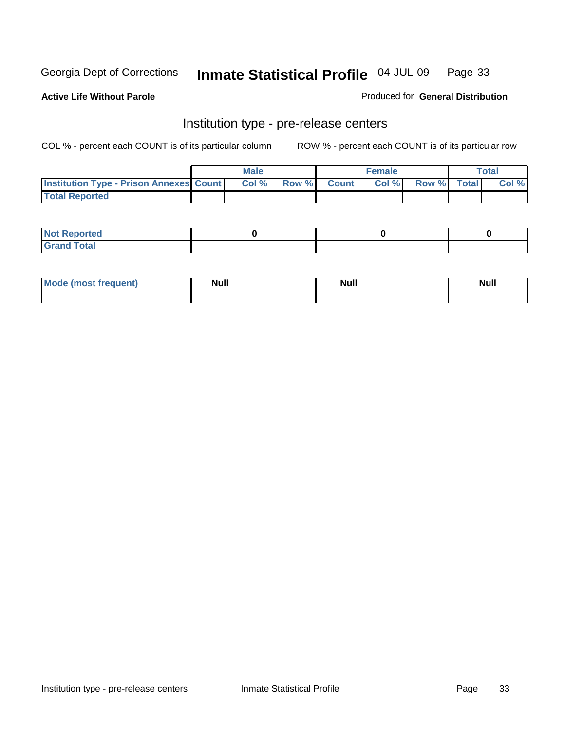Georgia Dept of Corrections **Inmate Statistical Profile** 04-JUL-09

**Active Life Without Parole** Produced for **General Distribution**

## Institution type - pre-release centers

COL % - percent each COUNT is of its particular column ROW % - percent each COUNT is of its particular row

| | Male | | | Female | | | Total | |
|---|---|---|---|---|---|---|---|---|
| Institution Type - Prison Annexes | Count | Col % | Row % | Count | Col % | Row % | Total | Col % |
| Total Reported | | | | | | | | |

| | Male | Female | Total |
|---|---|---|---|
| Not Reported | 0 | 0 | 0 |
| Grand Total | | | |

| | Male | Female | Total |
|---|---|---|---|
| Mode (most frequent) | Null | Null | Null |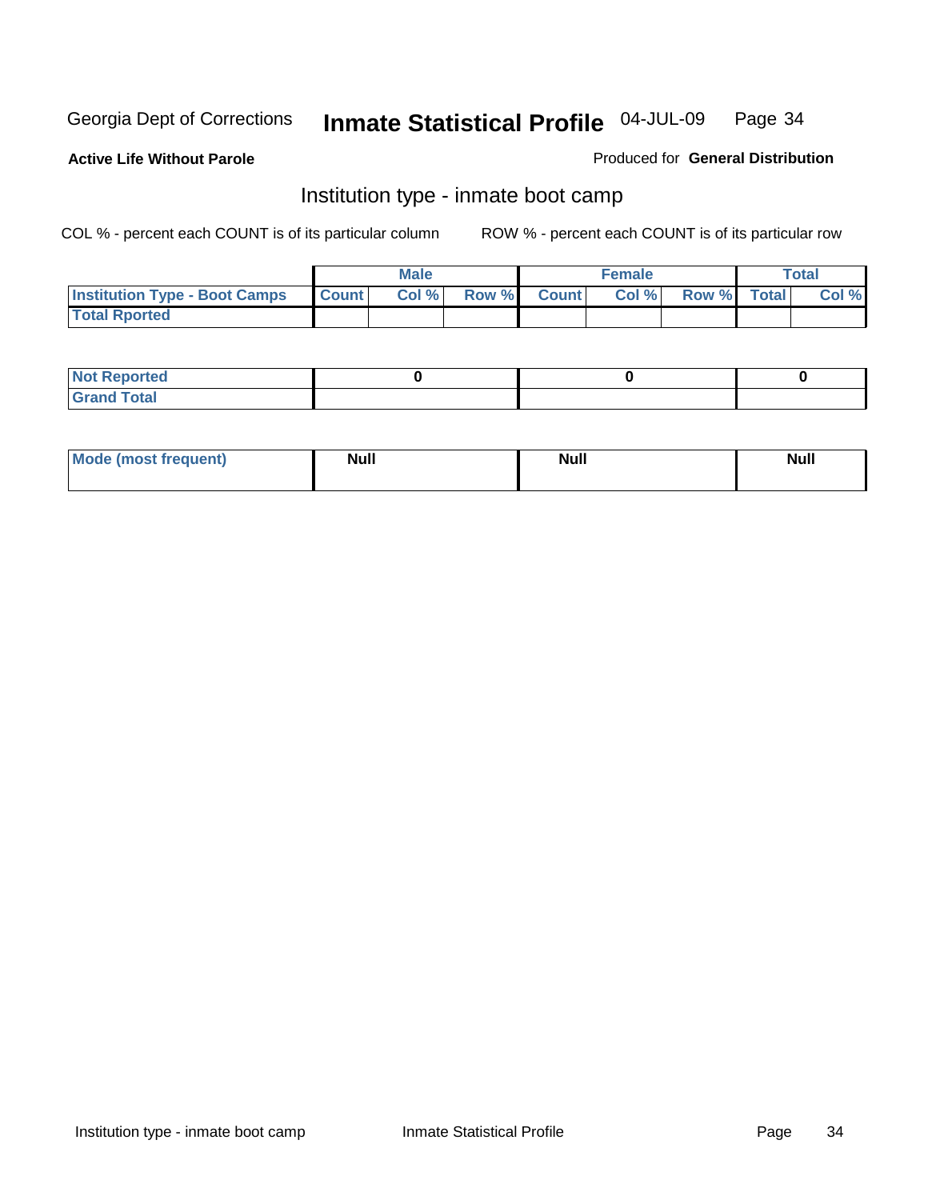Georgia Dept of Corrections **Inmate Statistical Profile** 04-JUL-09

**Active Life Without Parole**

Produced for **General Distribution**

## Institution type - inmate boot camp

COL % - percent each COUNT is of its particular column

ROW % - percent each COUNT is of its particular row

| | Male | | | Female | | | Total | |
|---|---|---|---|---|---|---|---|---|
| **Institution Type - Boot Camps** | **Count** | **Col %** | **Row %** | **Count** | **Col %** | **Row %** | **Total** | **Col %** |
| **Total Rported** | | | | | | | | |

| | Male | Female | Total |
|---|---|---|---|
| **Not Reported** | 0 | 0 | 0 |
| **Grand Total** | | | |

| | Male | Female | Total |
|---|---|---|---|
| **Mode (most frequent)** | **Null** | **Null** | **Null** |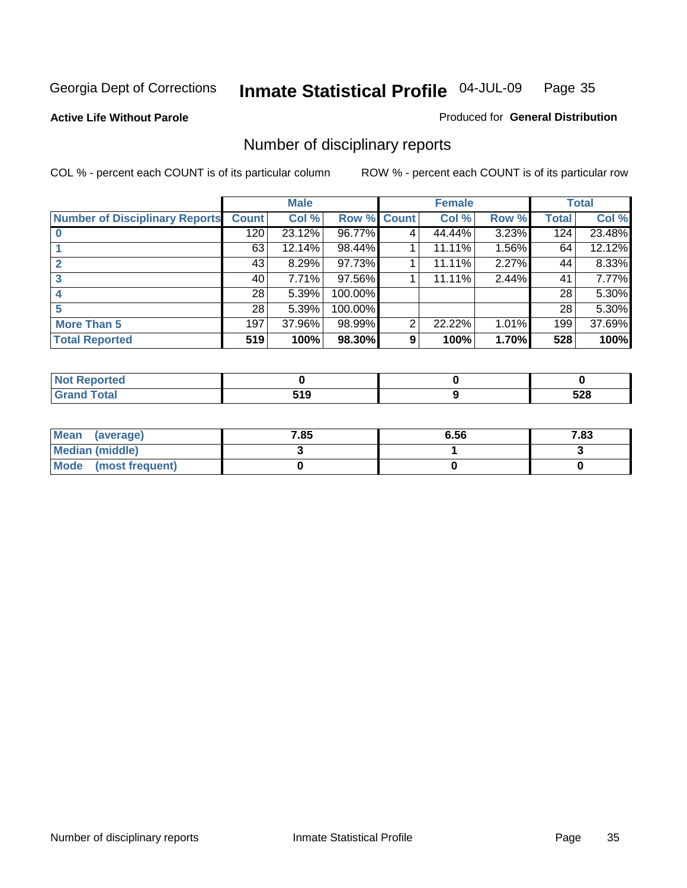Georgia Dept of Corrections **Inmate Statistical Profile** 04-JUL-09

**Active Life Without Parole**

Produced for **General Distribution**

## Number of disciplinary reports

COL % - percent each COUNT is of its particular column

ROW % - percent each COUNT is of its particular row

| | Male | | | Female | | | Total | |
|---|---|---|---|---|---|---|---|---|
| Number of Disciplinary Reports | Count | Col % | Row % | Count | Col % | Row % | Total | Col % |
| 0 | 120 | 23.12% | 96.77% | 4 | 44.44% | 3.23% | 124 | 23.48% |
| 1 | 63 | 12.14% | 98.44% | 1 | 11.11% | 1.56% | 64 | 12.12% |
| 2 | 43 | 8.29% | 97.73% | 1 | 11.11% | 2.27% | 44 | 8.33% |
| 3 | 40 | 7.71% | 97.56% | 1 | 11.11% | 2.44% | 41 | 7.77% |
| 4 | 28 | 5.39% | 100.00% | | | | 28 | 5.30% |
| 5 | 28 | 5.39% | 100.00% | | | | 28 | 5.30% |
| More Than 5 | 197 | 37.96% | 98.99% | 2 | 22.22% | 1.01% | 199 | 37.69% |
| **Total Reported** | **519** | **100%** | **98.30%** | **9** | **100%** | **1.70%** | **528** | **100%** |

| | Male | Female | Total |
|---|---|---|---|
| Not Reported | **0** | **0** | **0** |
| Grand Total | **519** | **9** | **528** |

| | Male | Female | Total |
|---|---|---|---|
| Mean (average) | **7.85** | **6.56** | **7.83** |
| Median (middle) | **3** | **1** | **3** |
| Mode (most frequent) | **0** | **0** | **0** |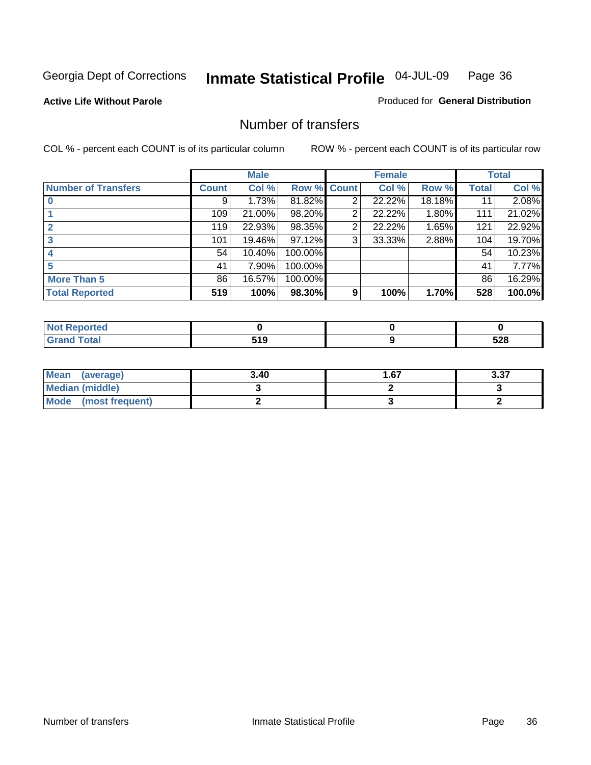Georgia Dept of Corrections

# Inmate Statistical Profile

04-JUL-09

**Active Life Without Parole**

Produced for **General Distribution**

## Number of transfers

COL % - percent each COUNT is of its particular column

ROW % - percent each COUNT is of its particular row

| | Male | | | Female | | | Total | |
|---|---|---|---|---|---|---|---|---|
| **Number of Transfers** | **Count** | **Col %** | **Row %** | **Count** | **Col %** | **Row %** | **Total** | **Col %** |
| **0** | 9 | 1.73% | 81.82% | 2 | 22.22% | 18.18% | 11 | 2.08% |
| **1** | 109 | 21.00% | 98.20% | 2 | 22.22% | 1.80% | 111 | 21.02% |
| **2** | 119 | 22.93% | 98.35% | 2 | 22.22% | 1.65% | 121 | 22.92% |
| **3** | 101 | 19.46% | 97.12% | 3 | 33.33% | 2.88% | 104 | 19.70% |
| **4** | 54 | 10.40% | 100.00% | | | | 54 | 10.23% |
| **5** | 41 | 7.90% | 100.00% | | | | 41 | 7.77% |
| **More Than 5** | 86 | 16.57% | 100.00% | | | | 86 | 16.29% |
| **Total Reported** | **519** | **100%** | **98.30%** | **9** | **100%** | **1.70%** | **528** | **100.0%** |

| | Male | Female | Total |
|---|---|---|---|
| **Not Reported** | **0** | **0** | **0** |
| **Grand Total** | **519** | **9** | **528** |

| | Male | Female | Total |
|---|---|---|---|
| **Mean (average)** | **3.40** | **1.67** | **3.37** |
| **Median (middle)** | **3** | **2** | **3** |
| **Mode (most frequent)** | **2** | **3** | **2** |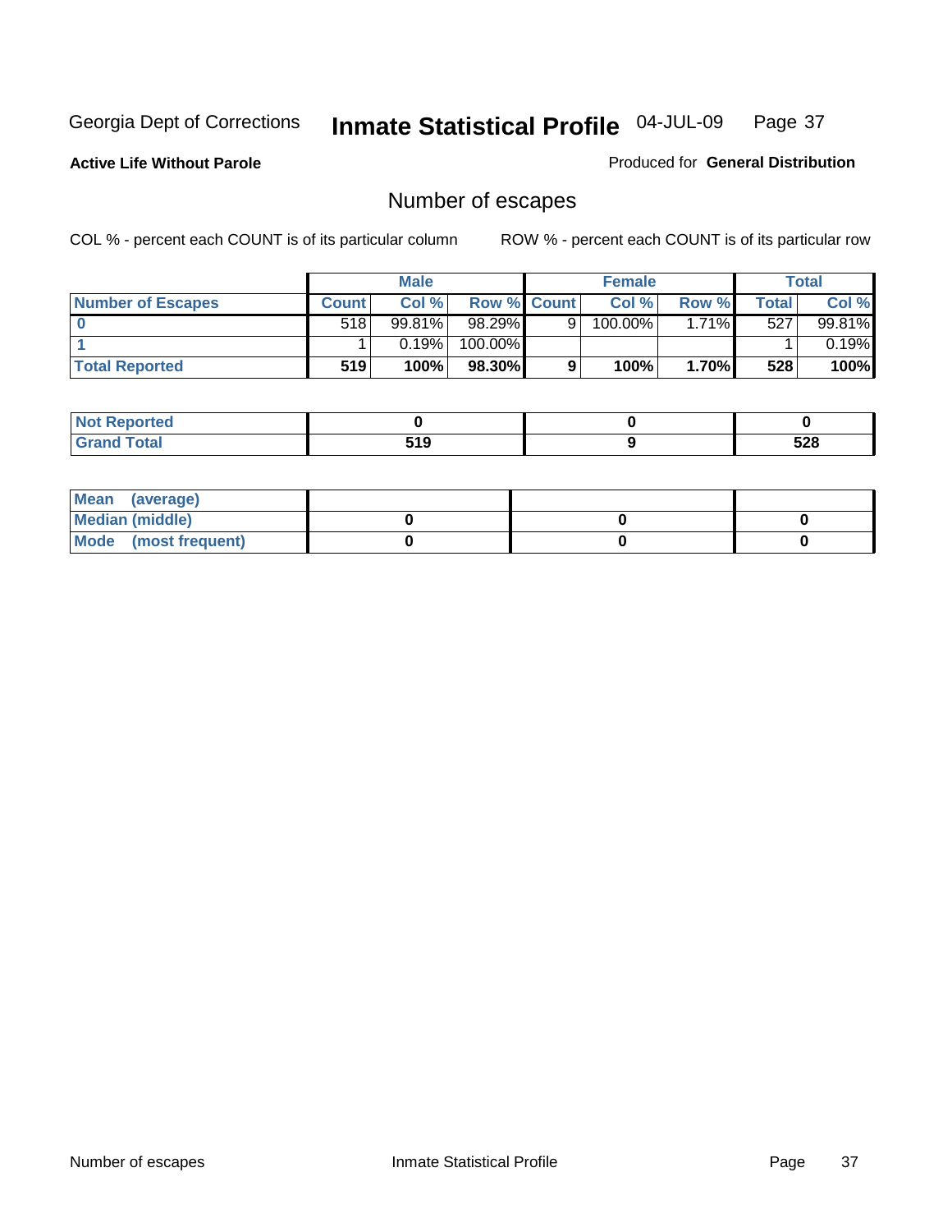Georgia Dept of Corrections **Inmate Statistical Profile** 04-JUL-09

**Active Life Without Parole**

Produced for **General Distribution**

## Number of escapes

COL % - percent each COUNT is of its particular column ROW % - percent each COUNT is of its particular row

| | Male | | | Female | | | Total | |
|---|---|---|---|---|---|---|---|---|
| **Number of Escapes** | **Count** | **Col %** | **Row %** | **Count** | **Col %** | **Row %** | **Total** | **Col %** |
| **0** | 518 | 99.81% | 98.29% | 9 | 100.00% | 1.71% | 527 | 99.81% |
| **1** | 1 | 0.19% | 100.00% | | | | 1 | 0.19% |
| **Total Reported** | **519** | **100%** | **98.30%** | **9** | **100%** | **1.70%** | **528** | **100%** |

| | Male | Female | Total |
|---|---|---|---|
| **Not Reported** | **0** | **0** | **0** |
| **Grand Total** | **519** | **9** | **528** |

| | Male | Female | Total |
|---|---|---|---|
| **Mean (average)** | | | |
| **Median (middle)** | **0** | **0** | **0** |
| **Mode (most frequent)** | **0** | **0** | **0** |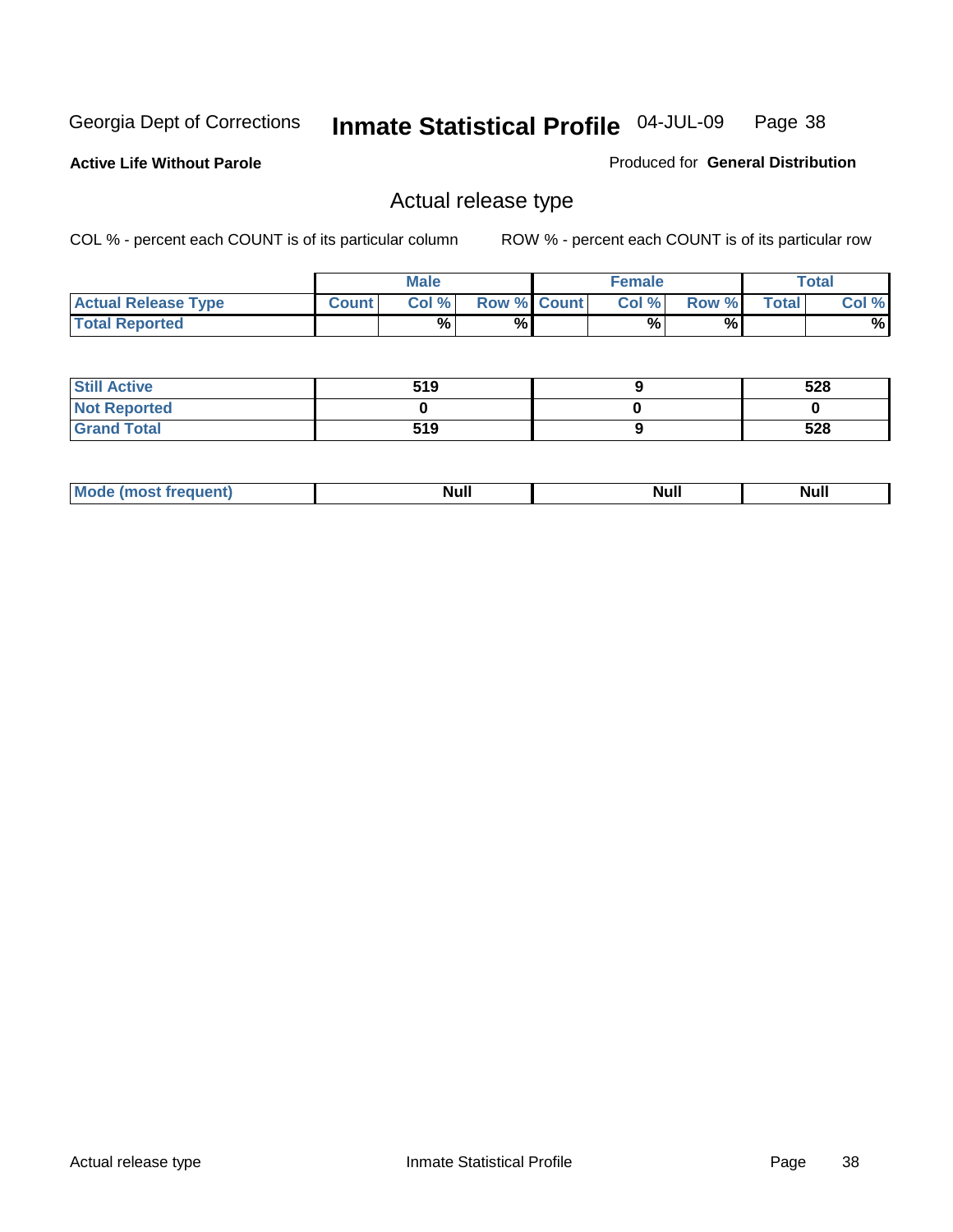Georgia Dept of Corrections **Inmate Statistical Profile** 04-JUL-09 Page 38

**Active Life Without Parole**

Produced for **General Distribution**

## Actual release type

COL % - percent each COUNT is of its particular column

ROW % - percent each COUNT is of its particular row

| | Male | | | Female | | | Total | |
|---|---|---|---|---|---|---|---|---|
| **Actual Release Type** | **Count** | **Col %** | **Row %** | **Count** | **Col %** | **Row %** | **Total** | **Col %** |
| **Total Reported** | | % | % | | % | % | | % |

| | Male | Female | Total |
|---|---|---|---|
| **Still Active** | 519 | 9 | 528 |
| **Not Reported** | 0 | 0 | 0 |
| **Grand Total** | 519 | 9 | 528 |

| | Male | Female | Total |
|---|---|---|---|
| **Mode (most frequent)** | Null | Null | Null |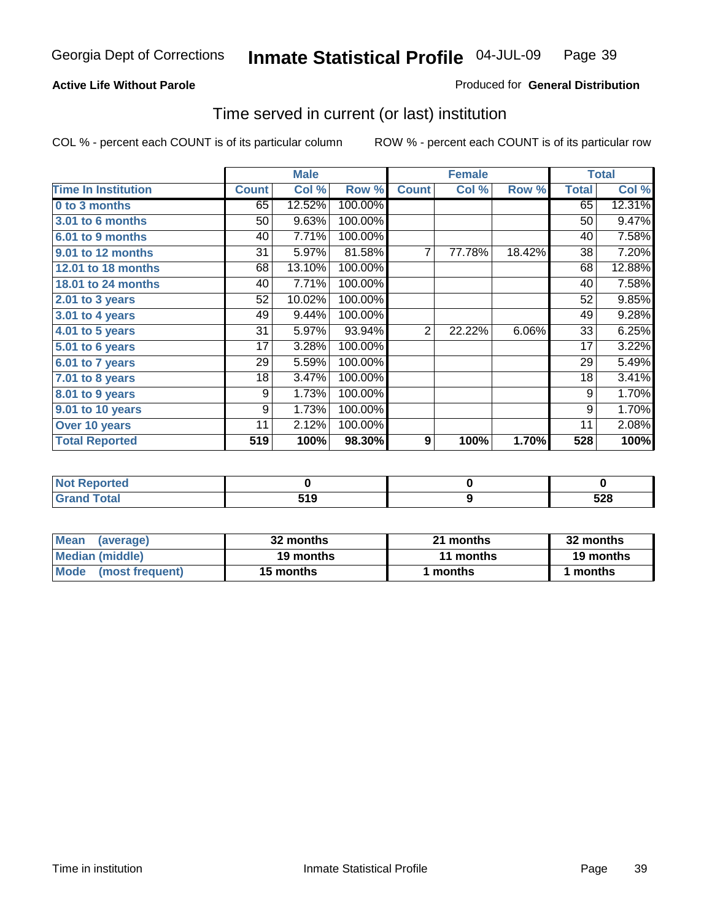Georgia Dept of Corrections **Inmate Statistical Profile** 04-JUL-09

**Active Life Without Parole**

Produced for **General Distribution**

## Time served in current (or last) institution

COL % - percent each COUNT is of its particular column

ROW % - percent each COUNT is of its particular row

| | Male | | | Female | | | Total | |
|---|---|---|---|---|---|---|---|---|
| **Time In Institution** | **Count** | **Col %** | **Row %** | **Count** | **Col %** | **Row %** | **Total** | **Col %** |
| **0 to 3 months** | 65 | 12.52% | 100.00% | | | | 65 | 12.31% |
| **3.01 to 6 months** | 50 | 9.63% | 100.00% | | | | 50 | 9.47% |
| **6.01 to 9 months** | 40 | 7.71% | 100.00% | | | | 40 | 7.58% |
| **9.01 to 12 months** | 31 | 5.97% | 81.58% | 7 | 77.78% | 18.42% | 38 | 7.20% |
| **12.01 to 18 months** | 68 | 13.10% | 100.00% | | | | 68 | 12.88% |
| **18.01 to 24 months** | 40 | 7.71% | 100.00% | | | | 40 | 7.58% |
| **2.01 to 3 years** | 52 | 10.02% | 100.00% | | | | 52 | 9.85% |
| **3.01 to 4 years** | 49 | 9.44% | 100.00% | | | | 49 | 9.28% |
| **4.01 to 5 years** | 31 | 5.97% | 93.94% | 2 | 22.22% | 6.06% | 33 | 6.25% |
| **5.01 to 6 years** | 17 | 3.28% | 100.00% | | | | 17 | 3.22% |
| **6.01 to 7 years** | 29 | 5.59% | 100.00% | | | | 29 | 5.49% |
| **7.01 to 8 years** | 18 | 3.47% | 100.00% | | | | 18 | 3.41% |
| **8.01 to 9 years** | 9 | 1.73% | 100.00% | | | | 9 | 1.70% |
| **9.01 to 10 years** | 9 | 1.73% | 100.00% | | | | 9 | 1.70% |
| **Over 10 years** | 11 | 2.12% | 100.00% | | | | 11 | 2.08% |
| **Total Reported** | **519** | **100%** | **98.30%** | **9** | **100%** | **1.70%** | **528** | **100%** |

| | Male | Female | Total |
|---|---|---|---|
| **Not Reported** | **0** | **0** | **0** |
| **Grand Total** | **519** | **9** | **528** |

| | Male | Female | Total |
|---|---|---|---|
| **Mean (average)** | **32 months** | **21 months** | **32 months** |
| **Median (middle)** | **19 months** | **11 months** | **19 months** |
| **Mode (most frequent)** | **15 months** | **1 months** | **1 months** |

Time in institution

Inmate Statistical Profile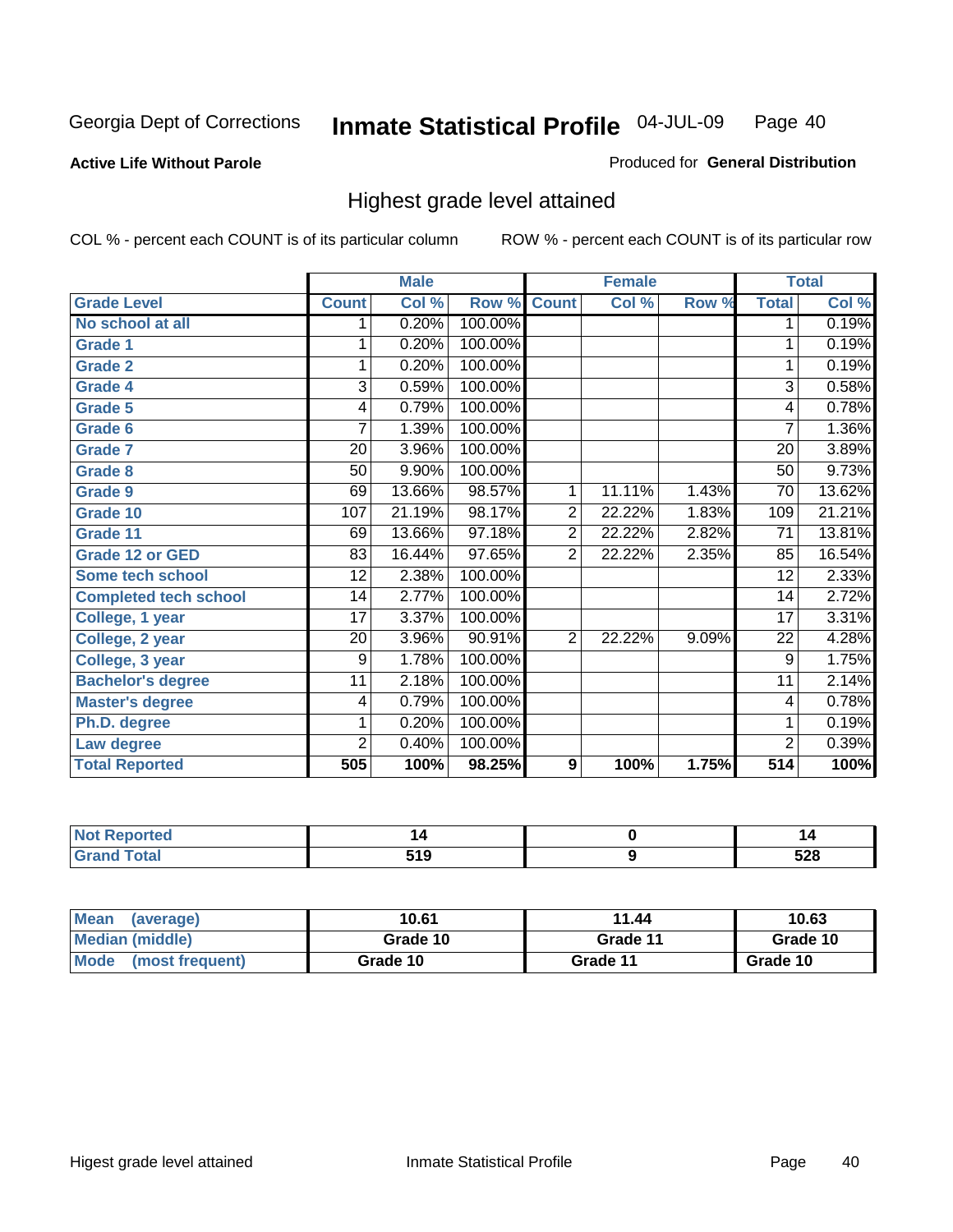Georgia Dept of Corrections **Inmate Statistical Profile** 04-JUL-09

**Active Life Without Parole**

Produced for **General Distribution**

## Highest grade level attained

COL % - percent each COUNT is of its particular column

ROW % - percent each COUNT is of its particular row

| | Male | | | Female | | | Total | |
|---|---|---|---|---|---|---|---|---|
| **Grade Level** | **Count** | **Col %** | **Row %** | **Count** | **Col %** | **Row %** | **Total** | **Col %** |
| No school at all | 1 | 0.20% | 100.00% | | | | 1 | 0.19% |
| Grade 1 | 1 | 0.20% | 100.00% | | | | 1 | 0.19% |
| Grade 2 | 1 | 0.20% | 100.00% | | | | 1 | 0.19% |
| Grade 4 | 3 | 0.59% | 100.00% | | | | 3 | 0.58% |
| Grade 5 | 4 | 0.79% | 100.00% | | | | 4 | 0.78% |
| Grade 6 | 7 | 1.39% | 100.00% | | | | 7 | 1.36% |
| Grade 7 | 20 | 3.96% | 100.00% | | | | 20 | 3.89% |
| Grade 8 | 50 | 9.90% | 100.00% | | | | 50 | 9.73% |
| Grade 9 | 69 | 13.66% | 98.57% | 1 | 11.11% | 1.43% | 70 | 13.62% |
| Grade 10 | 107 | 21.19% | 98.17% | 2 | 22.22% | 1.83% | 109 | 21.21% |
| Grade 11 | 69 | 13.66% | 97.18% | 2 | 22.22% | 2.82% | 71 | 13.81% |
| Grade 12 or GED | 83 | 16.44% | 97.65% | 2 | 22.22% | 2.35% | 85 | 16.54% |
| Some tech school | 12 | 2.38% | 100.00% | | | | 12 | 2.33% |
| Completed tech school | 14 | 2.77% | 100.00% | | | | 14 | 2.72% |
| College, 1 year | 17 | 3.37% | 100.00% | | | | 17 | 3.31% |
| College, 2 year | 20 | 3.96% | 90.91% | 2 | 22.22% | 9.09% | 22 | 4.28% |
| College, 3 year | 9 | 1.78% | 100.00% | | | | 9 | 1.75% |
| Bachelor's degree | 11 | 2.18% | 100.00% | | | | 11 | 2.14% |
| Master's degree | 4 | 0.79% | 100.00% | | | | 4 | 0.78% |
| Ph.D. degree | 1 | 0.20% | 100.00% | | | | 1 | 0.19% |
| Law degree | 2 | 0.40% | 100.00% | | | | 2 | 0.39% |
| **Total Reported** | **505** | **100%** | **98.25%** | **9** | **100%** | **1.75%** | **514** | **100%** |

| | Male | Female | Total |
|---|---|---|---|
| Not Reported | 14 | 0 | 14 |
| Grand Total | 519 | 9 | 528 |

| | Male | Female | Total |
|---|---|---|---|
| Mean (average) | 10.61 | 11.44 | 10.63 |
| Median (middle) | Grade 10 | Grade 11 | Grade 10 |
| Mode (most frequent) | Grade 10 | Grade 11 | Grade 10 |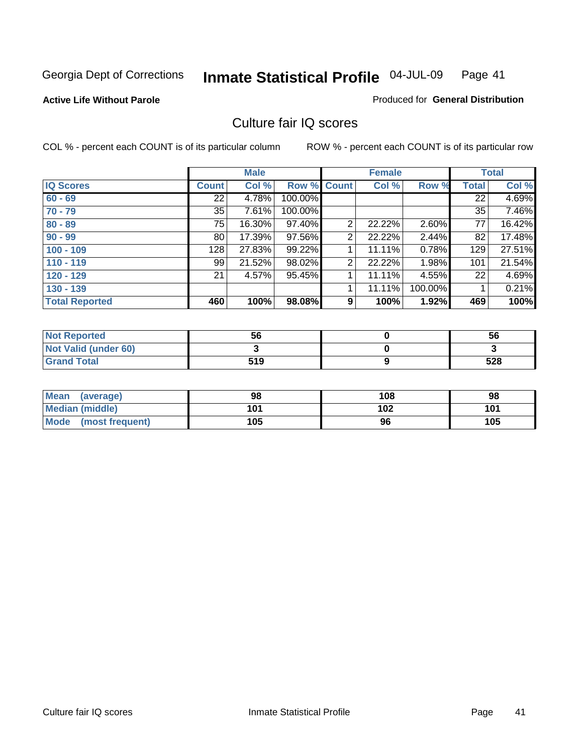Georgia Dept of Corrections **Inmate Statistical Profile** 04-JUL-09

**Active Life Without Parole** Produced for **General Distribution**

## Culture fair IQ scores

COL % - percent each COUNT is of its particular column ROW % - percent each COUNT is of its particular row

| | Male | | | Female | | | Total | |
|---|---|---|---|---|---|---|---|---|
| **IQ Scores** | **Count** | **Col %** | **Row %** | **Count** | **Col %** | **Row %** | **Total** | **Col %** |
| 60 - 69 | 22 | 4.78% | 100.00% | | | | 22 | 4.69% |
| 70 - 79 | 35 | 7.61% | 100.00% | | | | 35 | 7.46% |
| 80 - 89 | 75 | 16.30% | 97.40% | 2 | 22.22% | 2.60% | 77 | 16.42% |
| 90 - 99 | 80 | 17.39% | 97.56% | 2 | 22.22% | 2.44% | 82 | 17.48% |
| 100 - 109 | 128 | 27.83% | 99.22% | 1 | 11.11% | 0.78% | 129 | 27.51% |
| 110 - 119 | 99 | 21.52% | 98.02% | 2 | 22.22% | 1.98% | 101 | 21.54% |
| 120 - 129 | 21 | 4.57% | 95.45% | 1 | 11.11% | 4.55% | 22 | 4.69% |
| 130 - 139 | | | | 1 | 11.11% | 100.00% | 1 | 0.21% |
| **Total Reported** | **460** | **100%** | **98.08%** | **9** | **100%** | **1.92%** | **469** | **100%** |

| | Male | Female | Total |
|---|---|---|---|
| Not Reported | 56 | 0 | 56 |
| Not Valid (under 60) | 3 | 0 | 3 |
| Grand Total | 519 | 9 | 528 |

| | Male | Female | Total |
|---|---|---|---|
| Mean (average) | 98 | 108 | 98 |
| Median (middle) | 101 | 102 | 101 |
| Mode (most frequent) | 105 | 96 | 105 |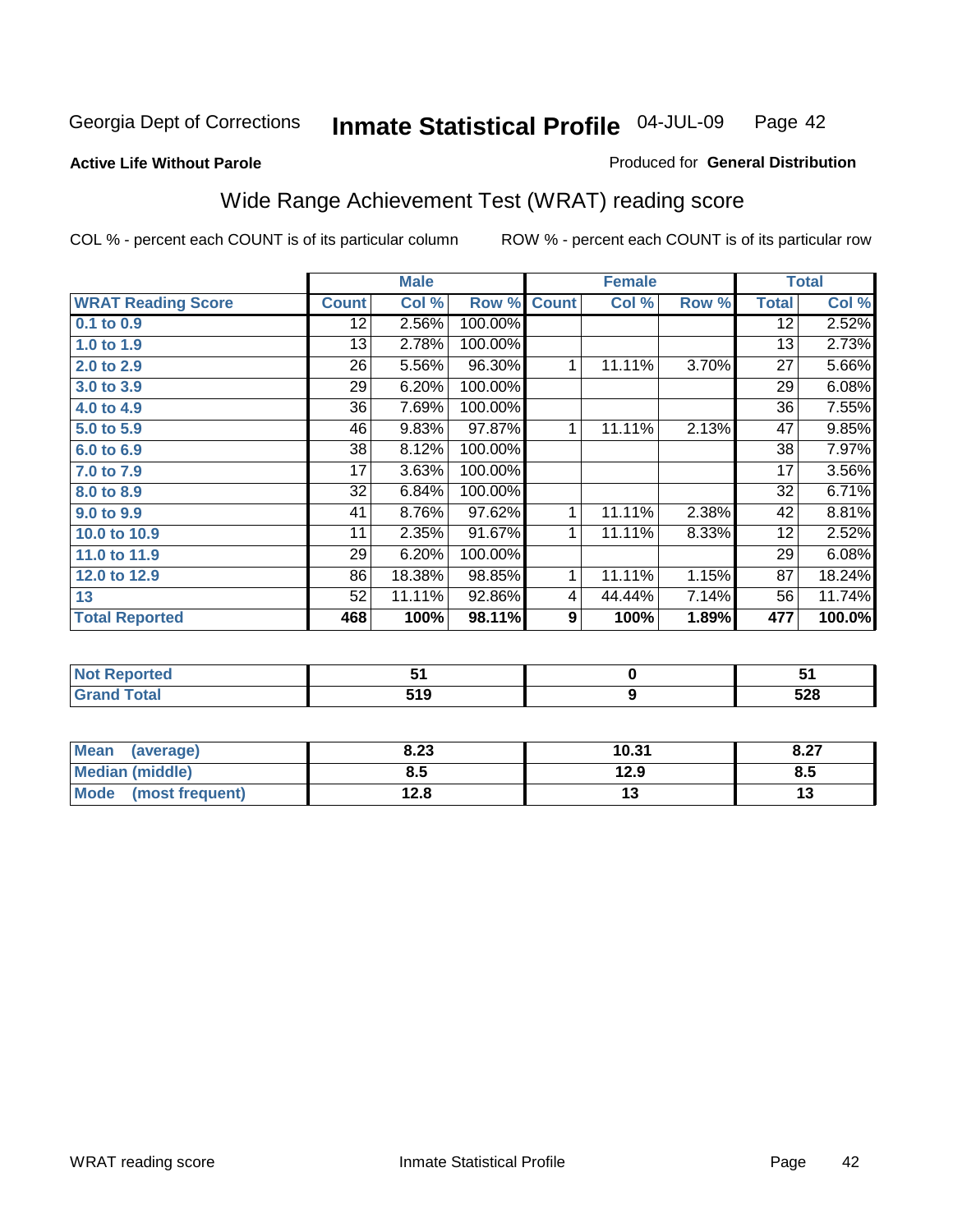Georgia Dept of Corrections **Inmate Statistical Profile** 04-JUL-09

**Active Life Without Parole**

Produced for **General Distribution**

## Wide Range Achievement Test (WRAT) reading score

COL % - percent each COUNT is of its particular column ROW % - percent each COUNT is of its particular row

| | Male | | | Female | | | Total | |
|---|---|---|---|---|---|---|---|---|
| **WRAT Reading Score** | **Count** | **Col %** | **Row %** | **Count** | **Col %** | **Row %** | **Total** | **Col %** |
| **0.1 to 0.9** | 12 | 2.56% | 100.00% | | | | 12 | 2.52% |
| **1.0 to 1.9** | 13 | 2.78% | 100.00% | | | | 13 | 2.73% |
| **2.0 to 2.9** | 26 | 5.56% | 96.30% | 1 | 11.11% | 3.70% | 27 | 5.66% |
| **3.0 to 3.9** | 29 | 6.20% | 100.00% | | | | 29 | 6.08% |
| **4.0 to 4.9** | 36 | 7.69% | 100.00% | | | | 36 | 7.55% |
| **5.0 to 5.9** | 46 | 9.83% | 97.87% | 1 | 11.11% | 2.13% | 47 | 9.85% |
| **6.0 to 6.9** | 38 | 8.12% | 100.00% | | | | 38 | 7.97% |
| **7.0 to 7.9** | 17 | 3.63% | 100.00% | | | | 17 | 3.56% |
| **8.0 to 8.9** | 32 | 6.84% | 100.00% | | | | 32 | 6.71% |
| **9.0 to 9.9** | 41 | 8.76% | 97.62% | 1 | 11.11% | 2.38% | 42 | 8.81% |
| **10.0 to 10.9** | 11 | 2.35% | 91.67% | 1 | 11.11% | 8.33% | 12 | 2.52% |
| **11.0 to 11.9** | 29 | 6.20% | 100.00% | | | | 29 | 6.08% |
| **12.0 to 12.9** | 86 | 18.38% | 98.85% | 1 | 11.11% | 1.15% | 87 | 18.24% |
| **13** | 52 | 11.11% | 92.86% | 4 | 44.44% | 7.14% | 56 | 11.74% |
| **Total Reported** | **468** | **100%** | **98.11%** | **9** | **100%** | **1.89%** | **477** | **100.0%** |

| | Male | Female | Total |
|---|---|---|---|
| **Not Reported** | **51** | **0** | **51** |
| **Grand Total** | **519** | **9** | **528** |

| | Male | Female | Total |
|---|---|---|---|
| **Mean (average)** | **8.23** | **10.31** | **8.27** |
| **Median (middle)** | **8.5** | **12.9** | **8.5** |
| **Mode (most frequent)** | **12.8** | **13** | **13** |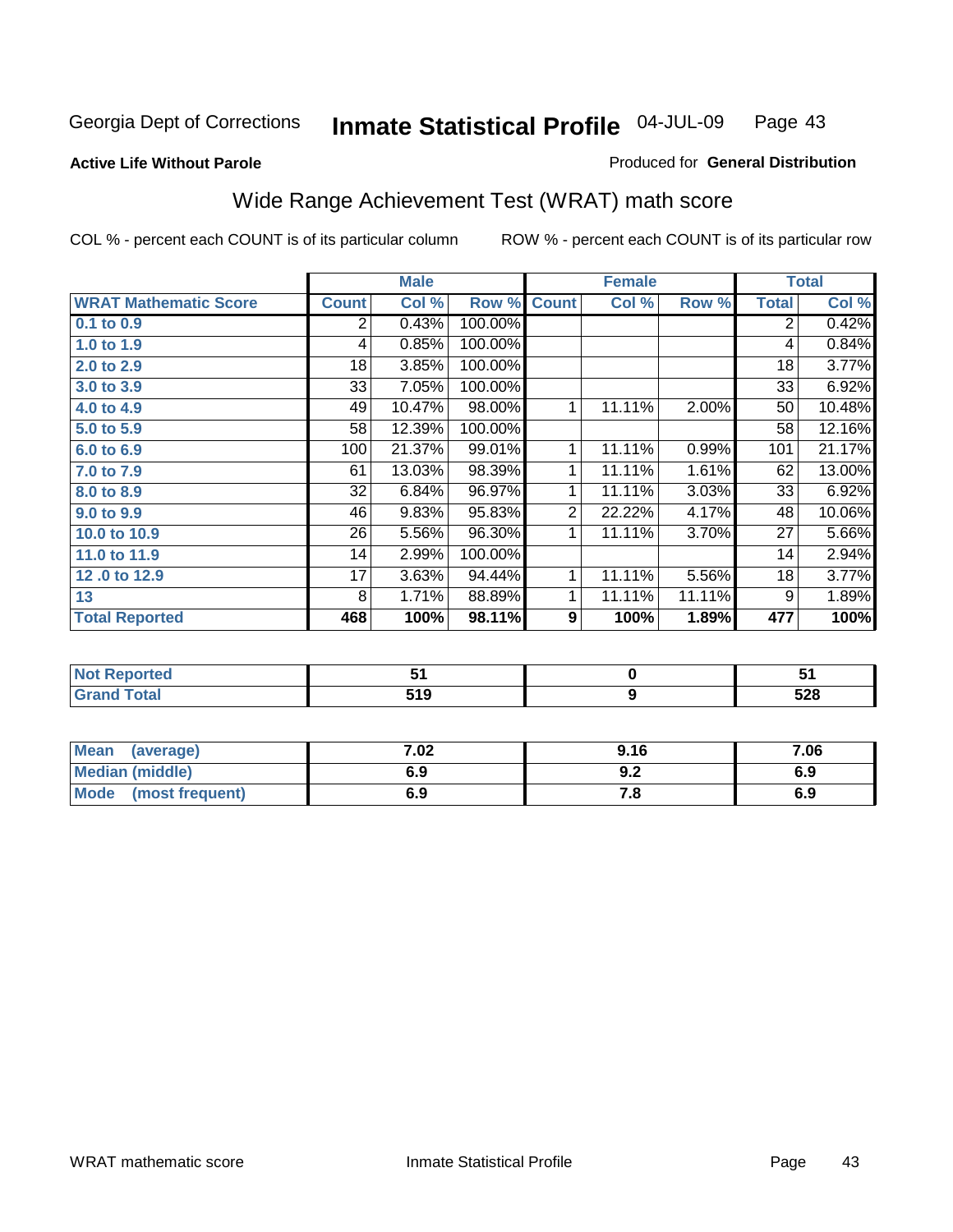Georgia Dept of Corrections **Inmate Statistical Profile** 04-JUL-09

**Active Life Without Parole**

Produced for **General Distribution**

## Wide Range Achievement Test (WRAT) math score

COL % - percent each COUNT is of its particular column

ROW % - percent each COUNT is of its particular row

| | Male | | | Female | | | Total | |
|---|---|---|---|---|---|---|---|---|
| **WRAT Mathematic Score** | **Count** | **Col %** | **Row %** | **Count** | **Col %** | **Row %** | **Total** | **Col %** |
| **0.1 to 0.9** | 2 | 0.43% | 100.00% | | | | 2 | 0.42% |
| **1.0 to 1.9** | 4 | 0.85% | 100.00% | | | | 4 | 0.84% |
| **2.0 to 2.9** | 18 | 3.85% | 100.00% | | | | 18 | 3.77% |
| **3.0 to 3.9** | 33 | 7.05% | 100.00% | | | | 33 | 6.92% |
| **4.0 to 4.9** | 49 | 10.47% | 98.00% | 1 | 11.11% | 2.00% | 50 | 10.48% |
| **5.0 to 5.9** | 58 | 12.39% | 100.00% | | | | 58 | 12.16% |
| **6.0 to 6.9** | 100 | 21.37% | 99.01% | 1 | 11.11% | 0.99% | 101 | 21.17% |
| **7.0 to 7.9** | 61 | 13.03% | 98.39% | 1 | 11.11% | 1.61% | 62 | 13.00% |
| **8.0 to 8.9** | 32 | 6.84% | 96.97% | 1 | 11.11% | 3.03% | 33 | 6.92% |
| **9.0 to 9.9** | 46 | 9.83% | 95.83% | 2 | 22.22% | 4.17% | 48 | 10.06% |
| **10.0 to 10.9** | 26 | 5.56% | 96.30% | 1 | 11.11% | 3.70% | 27 | 5.66% |
| **11.0 to 11.9** | 14 | 2.99% | 100.00% | | | | 14 | 2.94% |
| **12 .0 to 12.9** | 17 | 3.63% | 94.44% | 1 | 11.11% | 5.56% | 18 | 3.77% |
| **13** | 8 | 1.71% | 88.89% | 1 | 11.11% | 11.11% | 9 | 1.89% |
| **Total Reported** | **468** | **100%** | **98.11%** | **9** | **100%** | **1.89%** | **477** | **100%** |

| | Male | Female | Total |
|---|---|---|---|
| **Not Reported** | **51** | **0** | **51** |
| **Grand Total** | **519** | **9** | **528** |

| | Male | Female | Total |
|---|---|---|---|
| **Mean (average)** | **7.02** | **9.16** | **7.06** |
| **Median (middle)** | **6.9** | **9.2** | **6.9** |
| **Mode (most frequent)** | **6.9** | **7.8** | **6.9** |

WRAT mathematic score Inmate Statistical Profile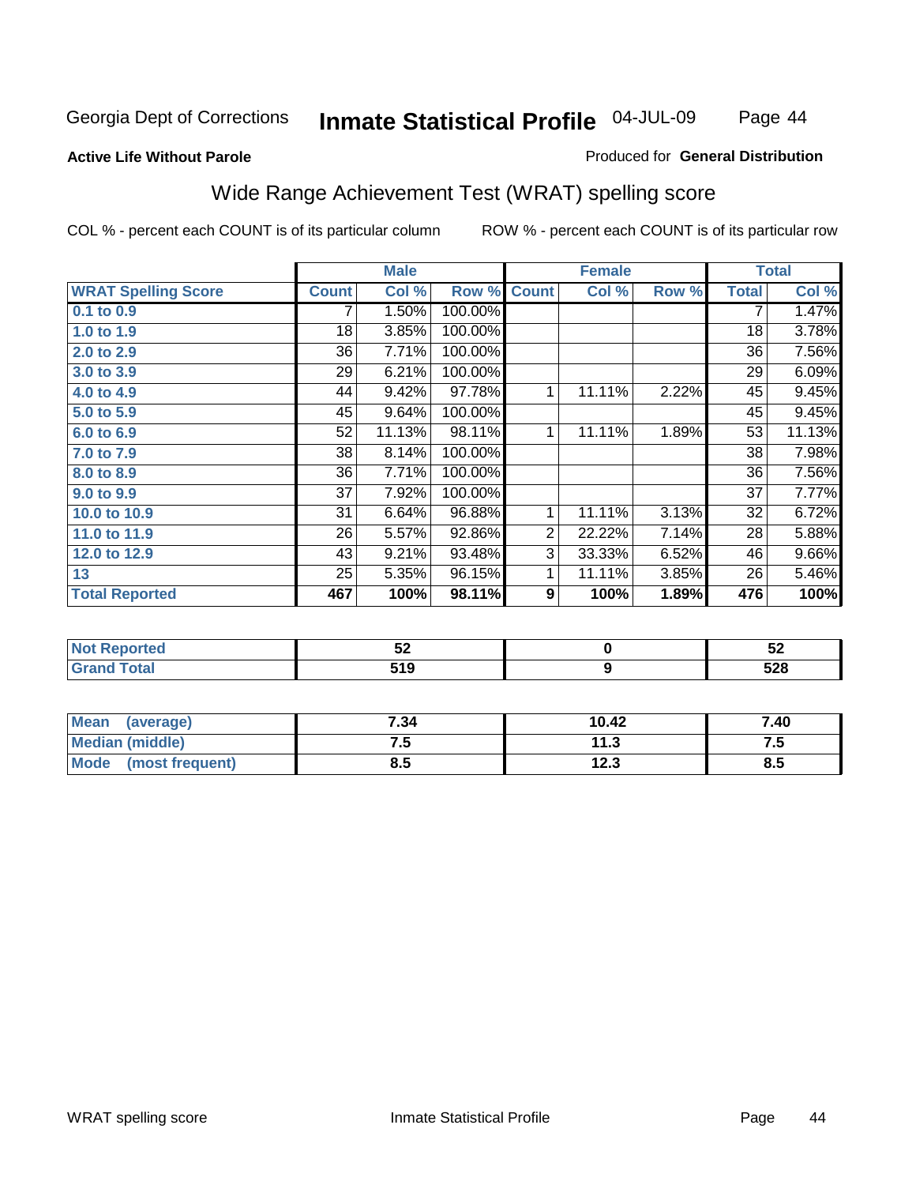Georgia Dept of Corrections — **Inmate Statistical Profile** 04-JUL-09

**Active Life Without Parole**

Produced for **General Distribution**

## Wide Range Achievement Test (WRAT) spelling score

COL % - percent each COUNT is of its particular column

ROW % - percent each COUNT is of its particular row

| | Male | | | Female | | | Total | |
|---|---|---|---|---|---|---|---|---|
| **WRAT Spelling Score** | **Count** | **Col %** | **Row %** | **Count** | **Col %** | **Row %** | **Total** | **Col %** |
| 0.1 to 0.9 | 7 | 1.50% | 100.00% | | | | 7 | 1.47% |
| 1.0 to 1.9 | 18 | 3.85% | 100.00% | | | | 18 | 3.78% |
| 2.0 to 2.9 | 36 | 7.71% | 100.00% | | | | 36 | 7.56% |
| 3.0 to 3.9 | 29 | 6.21% | 100.00% | | | | 29 | 6.09% |
| 4.0 to 4.9 | 44 | 9.42% | 97.78% | 1 | 11.11% | 2.22% | 45 | 9.45% |
| 5.0 to 5.9 | 45 | 9.64% | 100.00% | | | | 45 | 9.45% |
| 6.0 to 6.9 | 52 | 11.13% | 98.11% | 1 | 11.11% | 1.89% | 53 | 11.13% |
| 7.0 to 7.9 | 38 | 8.14% | 100.00% | | | | 38 | 7.98% |
| 8.0 to 8.9 | 36 | 7.71% | 100.00% | | | | 36 | 7.56% |
| 9.0 to 9.9 | 37 | 7.92% | 100.00% | | | | 37 | 7.77% |
| 10.0 to 10.9 | 31 | 6.64% | 96.88% | 1 | 11.11% | 3.13% | 32 | 6.72% |
| 11.0 to 11.9 | 26 | 5.57% | 92.86% | 2 | 22.22% | 7.14% | 28 | 5.88% |
| 12.0 to 12.9 | 43 | 9.21% | 93.48% | 3 | 33.33% | 6.52% | 46 | 9.66% |
| 13 | 25 | 5.35% | 96.15% | 1 | 11.11% | 3.85% | 26 | 5.46% |
| **Total Reported** | **467** | **100%** | **98.11%** | **9** | **100%** | **1.89%** | **476** | **100%** |

| | Male | Female | Total |
|---|---|---|---|
| Not Reported | 52 | 0 | 52 |
| Grand Total | 519 | 9 | 528 |

| | Male | Female | Total |
|---|---|---|---|
| Mean (average) | 7.34 | 10.42 | 7.40 |
| Median (middle) | 7.5 | 11.3 | 7.5 |
| Mode (most frequent) | 8.5 | 12.3 | 8.5 |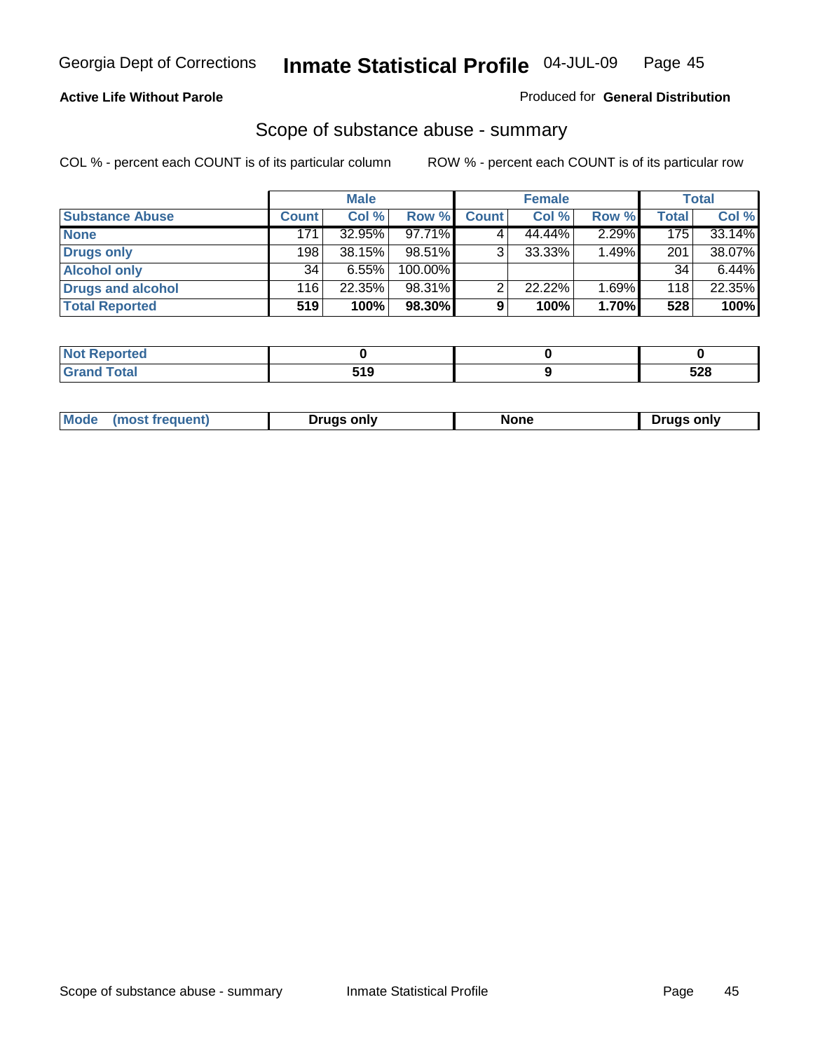**Active Life Without Parole**

Produced for **General Distribution**

## Scope of substance abuse - summary

COL % - percent each COUNT is of its particular column

ROW % - percent each COUNT is of its particular row

| | Male | | | Female | | | Total | |
|---|---|---|---|---|---|---|---|---|
| **Substance Abuse** | **Count** | **Col %** | **Row %** | **Count** | **Col %** | **Row %** | **Total** | **Col %** |
| **None** | 171 | 32.95% | 97.71% | 4 | 44.44% | 2.29% | 175 | 33.14% |
| **Drugs only** | 198 | 38.15% | 98.51% | 3 | 33.33% | 1.49% | 201 | 38.07% |
| **Alcohol only** | 34 | 6.55% | 100.00% | | | | 34 | 6.44% |
| **Drugs and alcohol** | 116 | 22.35% | 98.31% | 2 | 22.22% | 1.69% | 118 | 22.35% |
| **Total Reported** | **519** | **100%** | **98.30%** | **9** | **100%** | **1.70%** | **528** | **100%** |

| | Male | Female | Total |
|---|---|---|---|
| **Not Reported** | **0** | **0** | **0** |
| **Grand Total** | **519** | **9** | **528** |

| | Male | Female | Total |
|---|---|---|---|
| **Mode (most frequent)** | **Drugs only** | **None** | **Drugs only** |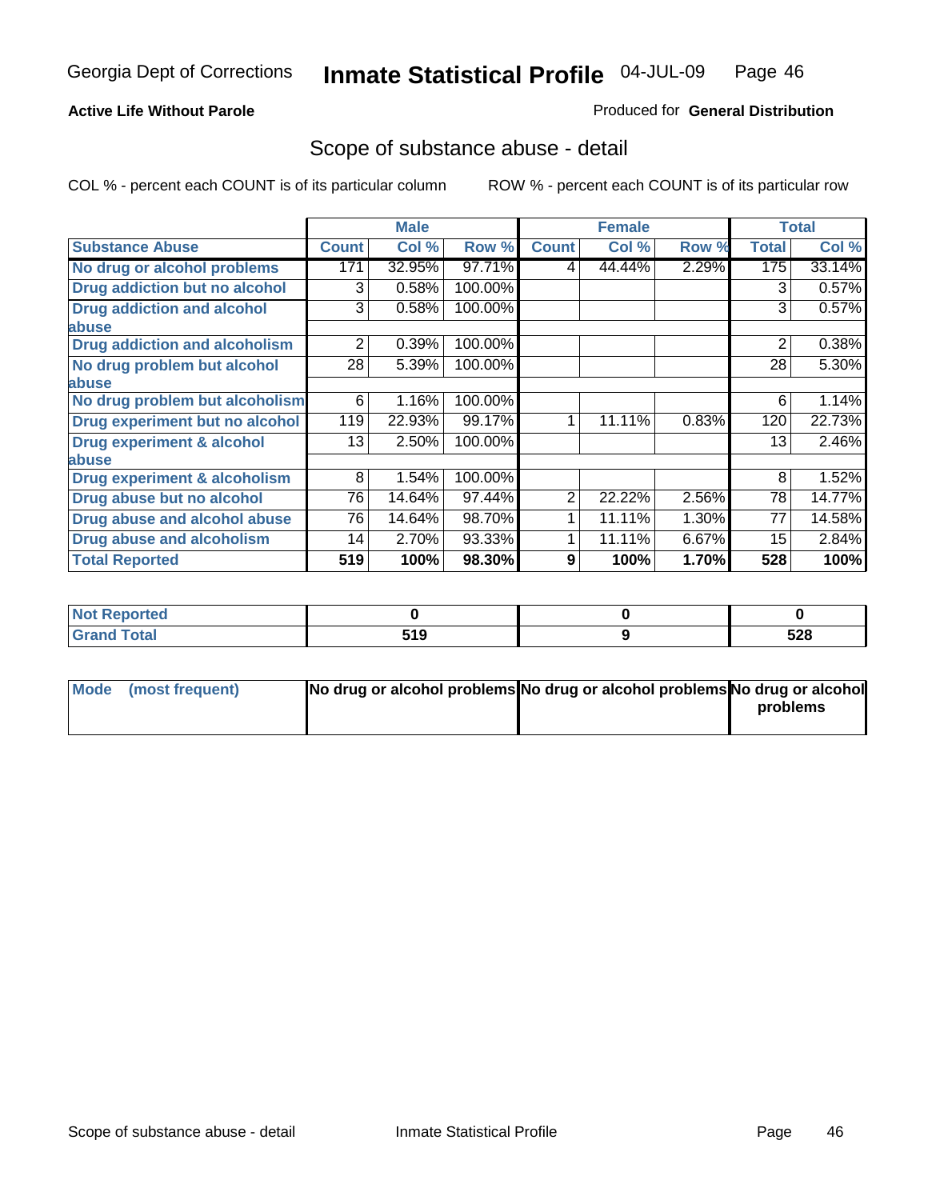**Active Life Without Parole**

Produced for **General Distribution**

## Scope of substance abuse - detail

COL % - percent each COUNT is of its particular column

ROW % - percent each COUNT is of its particular row

| | Male | | | Female | | | Total | |
|---|---|---|---|---|---|---|---|---|
| **Substance Abuse** | **Count** | **Col %** | **Row %** | **Count** | **Col %** | **Row %** | **Total** | **Col %** |
| **No drug or alcohol problems** | 171 | 32.95% | 97.71% | 4 | 44.44% | 2.29% | 175 | 33.14% |
| **Drug addiction but no alcohol** | 3 | 0.58% | 100.00% | | | | 3 | 0.57% |
| **Drug addiction and alcohol abuse** | 3 | 0.58% | 100.00% | | | | 3 | 0.57% |
| **Drug addiction and alcoholism** | 2 | 0.39% | 100.00% | | | | 2 | 0.38% |
| **No drug problem but alcohol abuse** | 28 | 5.39% | 100.00% | | | | 28 | 5.30% |
| **No drug problem but alcoholism** | 6 | 1.16% | 100.00% | | | | 6 | 1.14% |
| **Drug experiment but no alcohol** | 119 | 22.93% | 99.17% | 1 | 11.11% | 0.83% | 120 | 22.73% |
| **Drug experiment & alcohol abuse** | 13 | 2.50% | 100.00% | | | | 13 | 2.46% |
| **Drug experiment & alcoholism** | 8 | 1.54% | 100.00% | | | | 8 | 1.52% |
| **Drug abuse but no alcohol** | 76 | 14.64% | 97.44% | 2 | 22.22% | 2.56% | 78 | 14.77% |
| **Drug abuse and alcohol abuse** | 76 | 14.64% | 98.70% | 1 | 11.11% | 1.30% | 77 | 14.58% |
| **Drug abuse and alcoholism** | 14 | 2.70% | 93.33% | 1 | 11.11% | 6.67% | 15 | 2.84% |
| **Total Reported** | **519** | **100%** | **98.30%** | **9** | **100%** | **1.70%** | **528** | **100%** |

| | Male | Female | Total |
|---|---|---|---|
| **Not Reported** | **0** | **0** | **0** |
| **Grand Total** | **519** | **9** | **528** |

| | Male | Female | Total |
|---|---|---|---|
| **Mode (most frequent)** | **No drug or alcohol problems** | **No drug or alcohol problems** | **No drug or alcohol problems** |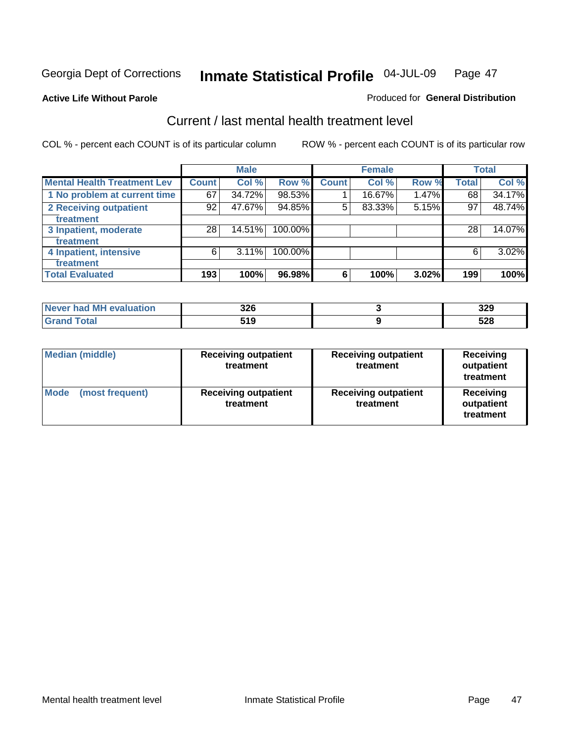Georgia Dept of Corrections **Inmate Statistical Profile** 04-JUL-09 Page 47

**Active Life Without Parole**

Produced for **General Distribution**

## Current / last mental health treatment level

COL % - percent each COUNT is of its particular column ROW % - percent each COUNT is of its particular row

| | Male | | | Female | | | Total | |
|---|---|---|---|---|---|---|---|---|
| **Mental Health Treatment Lev** | **Count** | **Col %** | **Row %** | **Count** | **Col %** | **Row %** | **Total** | **Col %** |
| 1 No problem at current time | 67 | 34.72% | 98.53% | 1 | 16.67% | 1.47% | 68 | 34.17% |
| 2 Receiving outpatient treatment | 92 | 47.67% | 94.85% | 5 | 83.33% | 5.15% | 97 | 48.74% |
| 3 Inpatient, moderate treatment | 28 | 14.51% | 100.00% | | | | 28 | 14.07% |
| 4 Inpatient, intensive treatment | 6 | 3.11% | 100.00% | | | | 6 | 3.02% |
| **Total Evaluated** | **193** | **100%** | **96.98%** | **6** | **100%** | **3.02%** | **199** | **100%** |

| | Male | Female | Total |
|---|---|---|---|
| Never had MH evaluation | 326 | 3 | 329 |
| Grand Total | 519 | 9 | 528 |

| | Male | Female | Total |
|---|---|---|---|
| Median (middle) | Receiving outpatient treatment | Receiving outpatient treatment | Receiving outpatient treatment |
| Mode (most frequent) | Receiving outpatient treatment | Receiving outpatient treatment | Receiving outpatient treatment |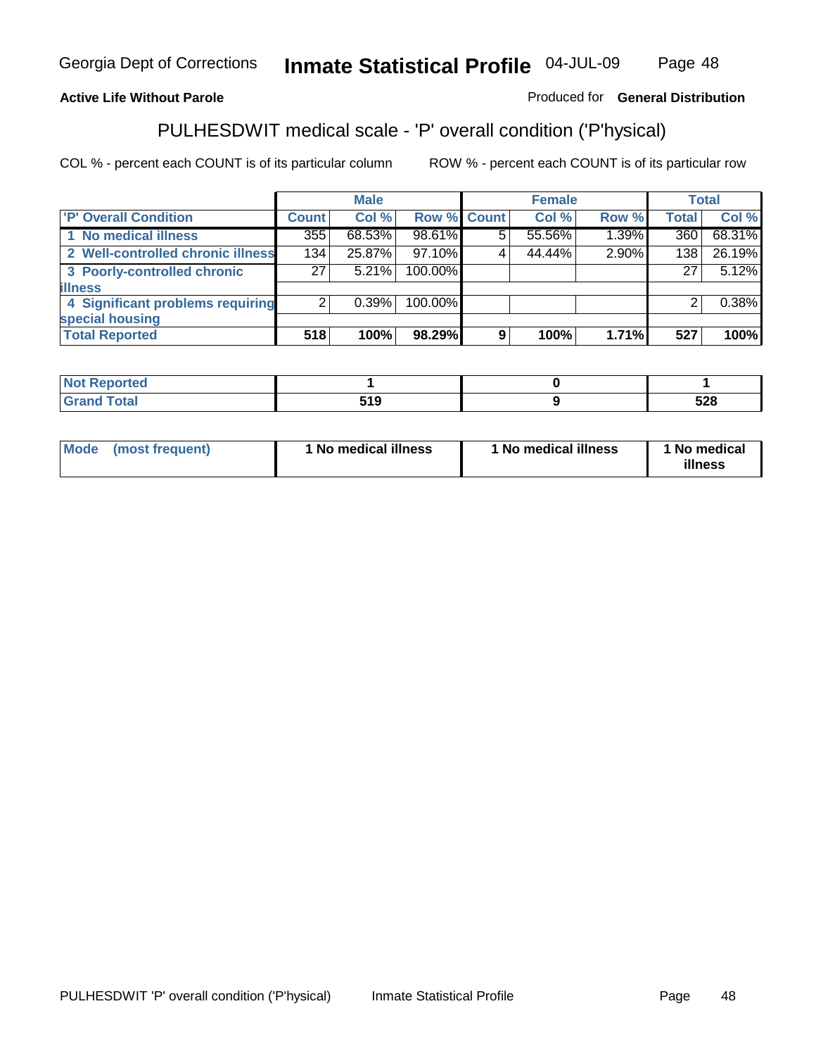Georgia Dept of Corrections **Inmate Statistical Profile** 04-JUL-09

**Active Life Without Parole**

Produced for **General Distribution**

## PULHESDWIT medical scale - 'P' overall condition ('P'hysical)

COL % - percent each COUNT is of its particular column

ROW % - percent each COUNT is of its particular row

| | Male | | | Female | | | Total | |
|---|---|---|---|---|---|---|---|---|
| **'P' Overall Condition** | **Count** | **Col %** | **Row %** | **Count** | **Col %** | **Row %** | **Total** | **Col %** |
| **1 No medical illness** | 355 | 68.53% | 98.61% | 5 | 55.56% | 1.39% | 360 | 68.31% |
| **2 Well-controlled chronic illness** | 134 | 25.87% | 97.10% | 4 | 44.44% | 2.90% | 138 | 26.19% |
| **3 Poorly-controlled chronic illness** | 27 | 5.21% | 100.00% | | | | 27 | 5.12% |
| **4 Significant problems requiring special housing** | 2 | 0.39% | 100.00% | | | | 2 | 0.38% |
| **Total Reported** | **518** | **100%** | **98.29%** | **9** | **100%** | **1.71%** | **527** | **100%** |

| | Male | Female | Total |
|---|---|---|---|
| **Not Reported** | **1** | **0** | **1** |
| **Grand Total** | **519** | **9** | **528** |

| | Male | Female | Total |
|---|---|---|---|
| **Mode (most frequent)** | **1 No medical illness** | **1 No medical illness** | **1 No medical illness** |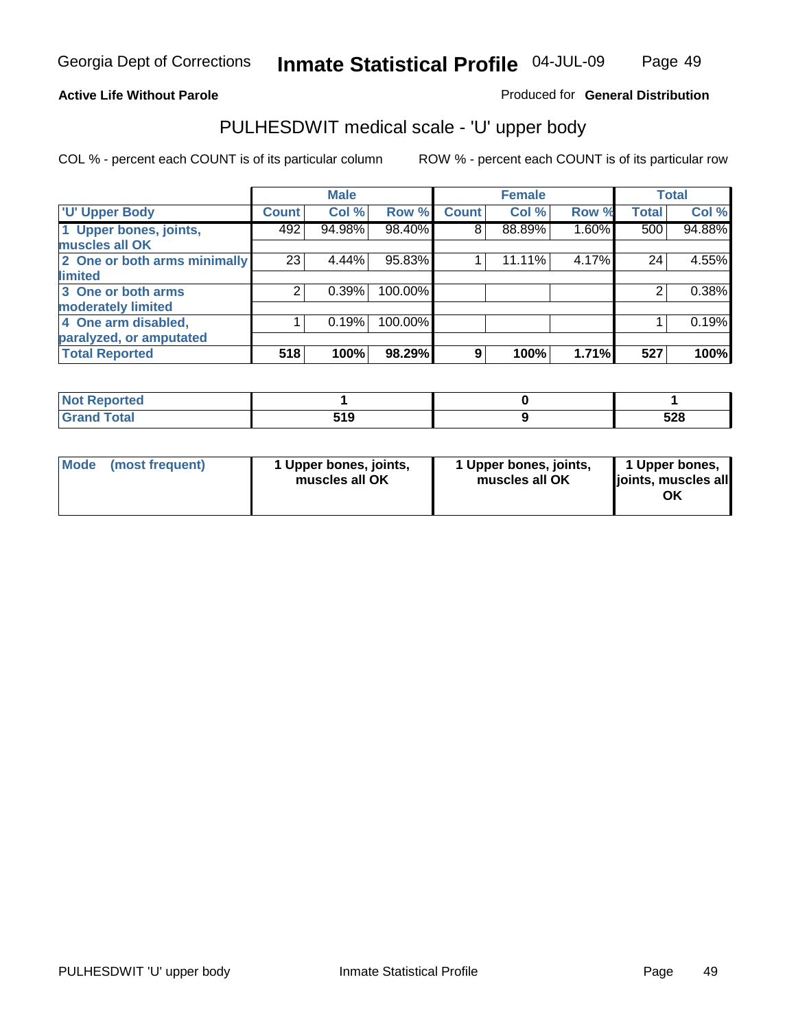**Active Life Without Parole** Produced for **General Distribution**

## PULHESDWIT medical scale - 'U' upper body

COL % - percent each COUNT is of its particular column ROW % - percent each COUNT is of its particular row

| | Male | | | Female | | | Total | |
|---|---|---|---|---|---|---|---|---|
| 'U' Upper Body | Count | Col % | Row % | Count | Col % | Row % | Total | Col % |
| 1 Upper bones, joints, muscles all OK | 492 | 94.98% | 98.40% | 8 | 88.89% | 1.60% | 500 | 94.88% |
| 2 One or both arms minimally limited | 23 | 4.44% | 95.83% | 1 | 11.11% | 4.17% | 24 | 4.55% |
| 3 One or both arms moderately limited | 2 | 0.39% | 100.00% | | | | 2 | 0.38% |
| 4 One arm disabled, paralyzed, or amputated | 1 | 0.19% | 100.00% | | | | 1 | 0.19% |
| **Total Reported** | **518** | **100%** | **98.29%** | **9** | **100%** | **1.71%** | **527** | **100%** |

| | Male | Female | Total |
|---|---|---|---|
| Not Reported | 1 | 0 | 1 |
| Grand Total | 519 | 9 | 528 |

| | Male | Female | Total |
|---|---|---|---|
| Mode (most frequent) | 1 Upper bones, joints, muscles all OK | 1 Upper bones, joints, muscles all OK | 1 Upper bones, joints, muscles all OK |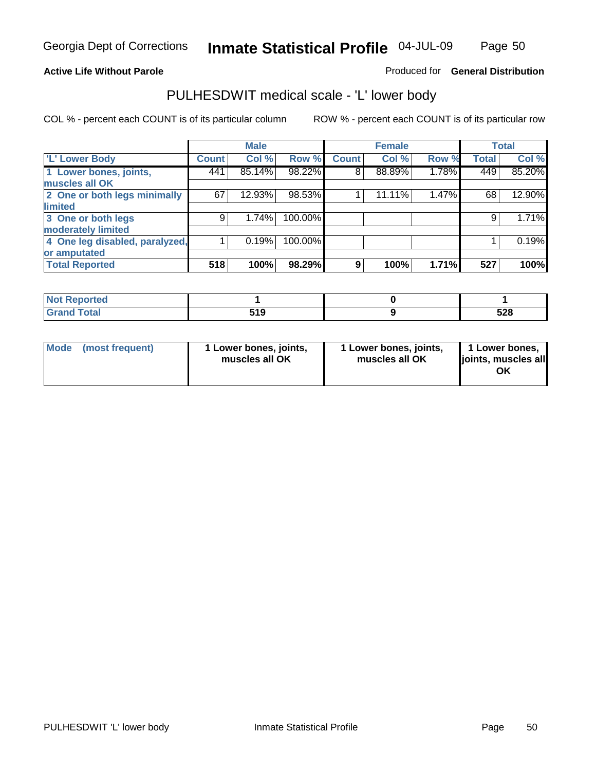**Active Life Without Parole**

Produced for **General Distribution**

## PULHESDWIT medical scale - 'L' lower body

COL % - percent each COUNT is of its particular column

ROW % - percent each COUNT is of its particular row

| | Male | | | Female | | | Total | |
|---|---|---|---|---|---|---|---|---|
| 'L' Lower Body | Count | Col % | Row % | Count | Col % | Row % | Total | Col % |
| 1 Lower bones, joints, muscles all OK | 441 | 85.14% | 98.22% | 8 | 88.89% | 1.78% | 449 | 85.20% |
| 2 One or both legs minimally limited | 67 | 12.93% | 98.53% | 1 | 11.11% | 1.47% | 68 | 12.90% |
| 3 One or both legs moderately limited | 9 | 1.74% | 100.00% | | | | 9 | 1.71% |
| 4 One leg disabled, paralyzed, or amputated | 1 | 0.19% | 100.00% | | | | 1 | 0.19% |
| **Total Reported** | **518** | **100%** | **98.29%** | **9** | **100%** | **1.71%** | **527** | **100%** |

| | Male | Female | Total |
|---|---|---|---|
| Not Reported | 1 | 0 | 1 |
| Grand Total | 519 | 9 | 528 |

| | Male | Female | Total |
|---|---|---|---|
| Mode (most frequent) | 1 Lower bones, joints, muscles all OK | 1 Lower bones, joints, muscles all OK | 1 Lower bones, joints, muscles all OK |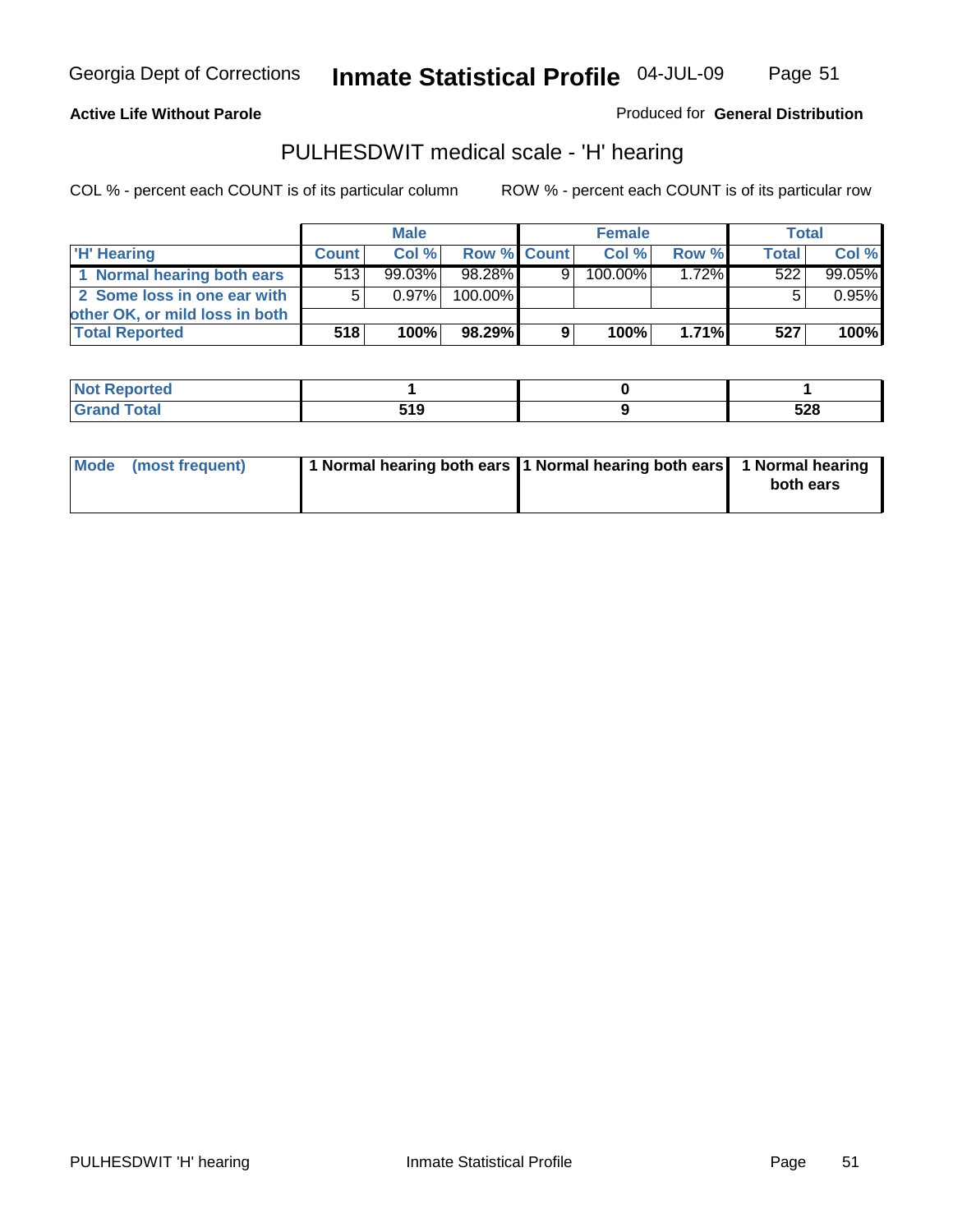Georgia Dept of Corrections **Inmate Statistical Profile** 04-JUL-09

**Active Life Without Parole**

Produced for **General Distribution**

## PULHESDWIT medical scale - 'H' hearing

COL % - percent each COUNT is of its particular column

ROW % - percent each COUNT is of its particular row

| | Male | | | Female | | | Total | |
|---|---|---|---|---|---|---|---|---|
| 'H' Hearing | Count | Col % | Row % | Count | Col % | Row % | Total | Col % |
| 1 Normal hearing both ears | 513 | 99.03% | 98.28% | 9 | 100.00% | 1.72% | 522 | 99.05% |
| 2 Some loss in one ear with other OK, or mild loss in both | 5 | 0.97% | 100.00% | | | | 5 | 0.95% |
| Total Reported | **518** | **100%** | **98.29%** | **9** | **100%** | **1.71%** | **527** | **100%** |

| | Male | Female | Total |
|---|---|---|---|
| Not Reported | **1** | **0** | **1** |
| Grand Total | **519** | **9** | **528** |

| | Male | Female | Total |
|---|---|---|---|
| Mode (most frequent) | **1 Normal hearing both ears** | **1 Normal hearing both ears** | **1 Normal hearing both ears** |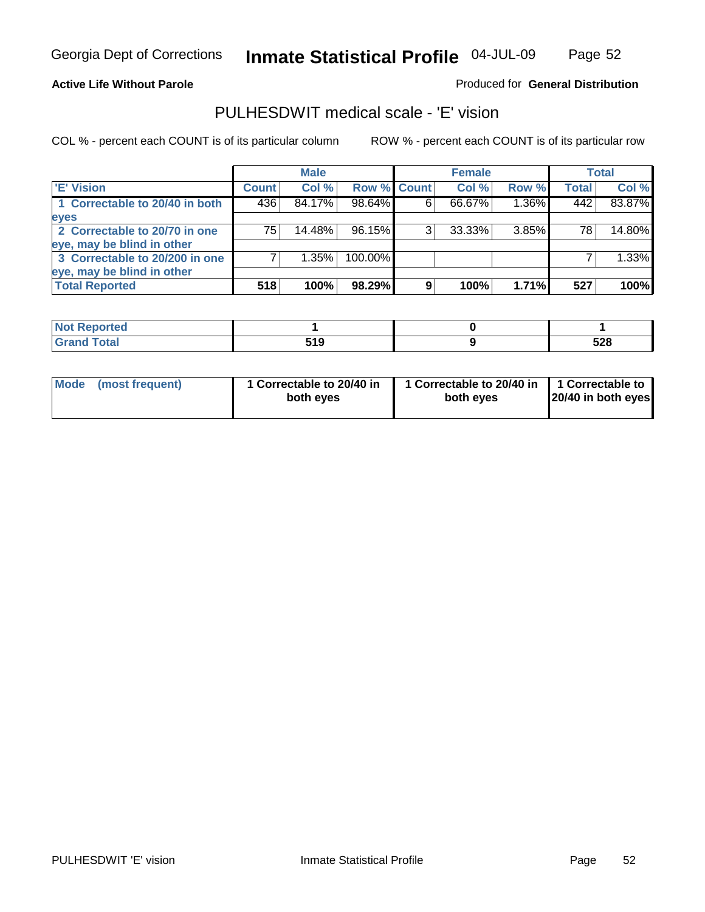Georgia Dept of Corrections **Inmate Statistical Profile** 04-JUL-09

**Active Life Without Parole**

Produced for **General Distribution**

## PULHESDWIT medical scale - 'E' vision

COL % - percent each COUNT is of its particular column

ROW % - percent each COUNT is of its particular row

| | Male | | | Female | | | Total | |
|---|---|---|---|---|---|---|---|---|
| **'E' Vision** | **Count** | **Col %** | **Row %** | **Count** | **Col %** | **Row %** | **Total** | **Col %** |
| **1 Correctable to 20/40 in both eyes** | 436 | 84.17% | 98.64% | 6 | 66.67% | 1.36% | 442 | 83.87% |
| **2 Correctable to 20/70 in one eye, may be blind in other** | 75 | 14.48% | 96.15% | 3 | 33.33% | 3.85% | 78 | 14.80% |
| **3 Correctable to 20/200 in one eye, may be blind in other** | 7 | 1.35% | 100.00% | | | | 7 | 1.33% |
| **Total Reported** | **518** | **100%** | **98.29%** | **9** | **100%** | **1.71%** | **527** | **100%** |

| | Male | Female | Total |
|---|---|---|---|
| **Not Reported** | **1** | **0** | **1** |
| **Grand Total** | **519** | **9** | **528** |

| | Male | Female | Total |
|---|---|---|---|
| **Mode (most frequent)** | **1 Correctable to 20/40 in both eyes** | **1 Correctable to 20/40 in both eyes** | **1 Correctable to 20/40 in both eyes** |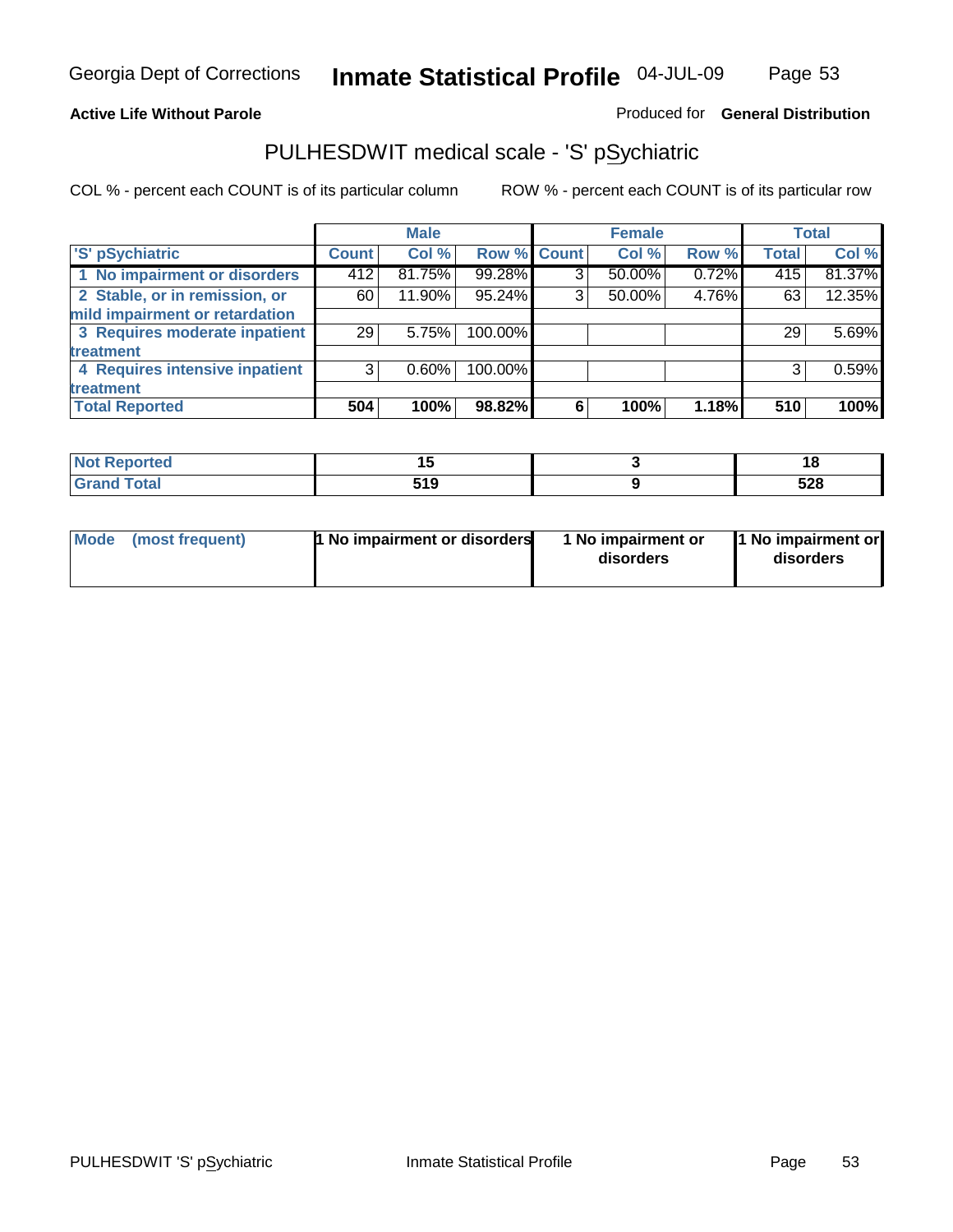**Active Life Without Parole**

Produced for **General Distribution**

## PULHESDWIT medical scale - 'S' pSychiatric

COL % - percent each COUNT is of its particular column

ROW % - percent each COUNT is of its particular row

| | Male | | | Female | | | Total | |
|---|---|---|---|---|---|---|---|---|
| **'S' pSychiatric** | **Count** | **Col %** | **Row %** | **Count** | **Col %** | **Row %** | **Total** | **Col %** |
| 1 No impairment or disorders | 412 | 81.75% | 99.28% | 3 | 50.00% | 0.72% | 415 | 81.37% |
| 2 Stable, or in remission, or mild impairment or retardation | 60 | 11.90% | 95.24% | 3 | 50.00% | 4.76% | 63 | 12.35% |
| 3 Requires moderate inpatient treatment | 29 | 5.75% | 100.00% | | | | 29 | 5.69% |
| 4 Requires intensive inpatient treatment | 3 | 0.60% | 100.00% | | | | 3 | 0.59% |
| **Total Reported** | **504** | **100%** | **98.82%** | **6** | **100%** | **1.18%** | **510** | **100%** |

| | Male | Female | Total |
|---|---|---|---|
| **Not Reported** | **15** | **3** | **18** |
| **Grand Total** | **519** | **9** | **528** |

| | Male | Female | Total |
|---|---|---|---|
| **Mode (most frequent)** | **1 No impairment or disorders** | **1 No impairment or disorders** | **1 No impairment or disorders** |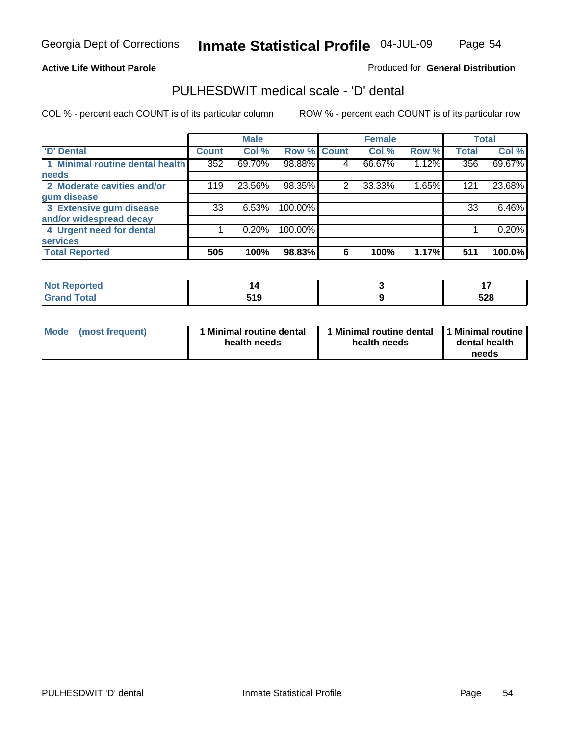Georgia Dept of Corrections **Inmate Statistical Profile** 04-JUL-09

**Active Life Without Parole**

Produced for **General Distribution**

## PULHESDWIT medical scale - 'D' dental

COL % - percent each COUNT is of its particular column

ROW % - percent each COUNT is of its particular row

| | Male | | | Female | | | Total | |
|---|---|---|---|---|---|---|---|---|
| 'D' Dental | Count | Col % | Row % | Count | Col % | Row % | Total | Col % |
| 1 Minimal routine dental health needs | 352 | 69.70% | 98.88% | 4 | 66.67% | 1.12% | 356 | 69.67% |
| 2 Moderate cavities and/or gum disease | 119 | 23.56% | 98.35% | 2 | 33.33% | 1.65% | 121 | 23.68% |
| 3 Extensive gum disease and/or widespread decay | 33 | 6.53% | 100.00% | | | | 33 | 6.46% |
| 4 Urgent need for dental services | 1 | 0.20% | 100.00% | | | | 1 | 0.20% |
| **Total Reported** | **505** | **100%** | **98.83%** | **6** | **100%** | **1.17%** | **511** | **100.0%** |

| | Male | Female | Total |
|---|---|---|---|
| **Not Reported** | **14** | **3** | **17** |
| **Grand Total** | **519** | **9** | **528** |

| | Male | Female | Total |
|---|---|---|---|
| **Mode (most frequent)** | **1 Minimal routine dental health needs** | **1 Minimal routine dental health needs** | **1 Minimal routine dental health needs** |

PULHESDWIT 'D' dental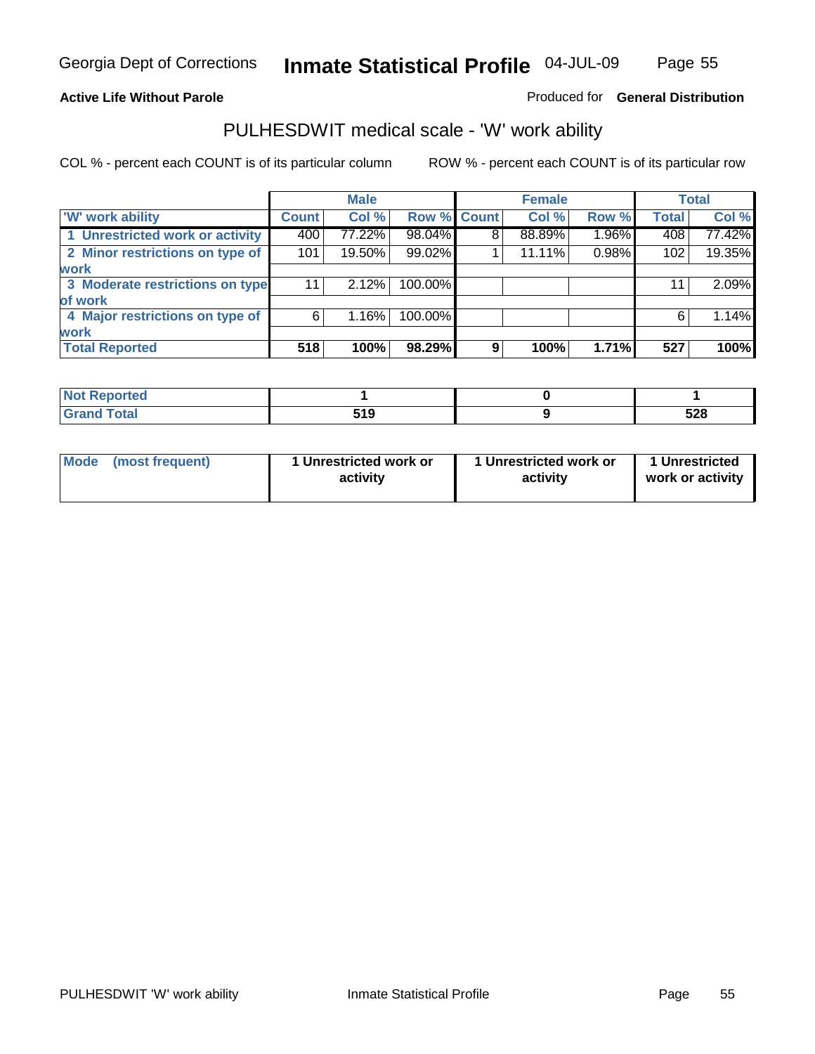Georgia Dept of Corrections **Inmate Statistical Profile** 04-JUL-09

**Active Life Without Parole**

Produced for **General Distribution**

## PULHESDWIT medical scale - 'W' work ability

COL % - percent each COUNT is of its particular column

ROW % - percent each COUNT is of its particular row

| | Male | | | Female | | | Total | |
|---|---|---|---|---|---|---|---|---|
| 'W' work ability | Count | Col % | Row % | Count | Col % | Row % | Total | Col % |
| 1 Unrestricted work or activity | 400 | 77.22% | 98.04% | 8 | 88.89% | 1.96% | 408 | 77.42% |
| 2 Minor restrictions on type of work | 101 | 19.50% | 99.02% | 1 | 11.11% | 0.98% | 102 | 19.35% |
| 3 Moderate restrictions on type of work | 11 | 2.12% | 100.00% | | | | 11 | 2.09% |
| 4 Major restrictions on type of work | 6 | 1.16% | 100.00% | | | | 6 | 1.14% |
| **Total Reported** | **518** | **100%** | **98.29%** | **9** | **100%** | **1.71%** | **527** | **100%** |

| | Male | Female | Total |
|---|---|---|---|
| **Not Reported** | **1** | **0** | **1** |
| **Grand Total** | **519** | **9** | **528** |

| | Male | Female | Total |
|---|---|---|---|
| **Mode (most frequent)** | **1 Unrestricted work or activity** | **1 Unrestricted work or activity** | **1 Unrestricted work or activity** |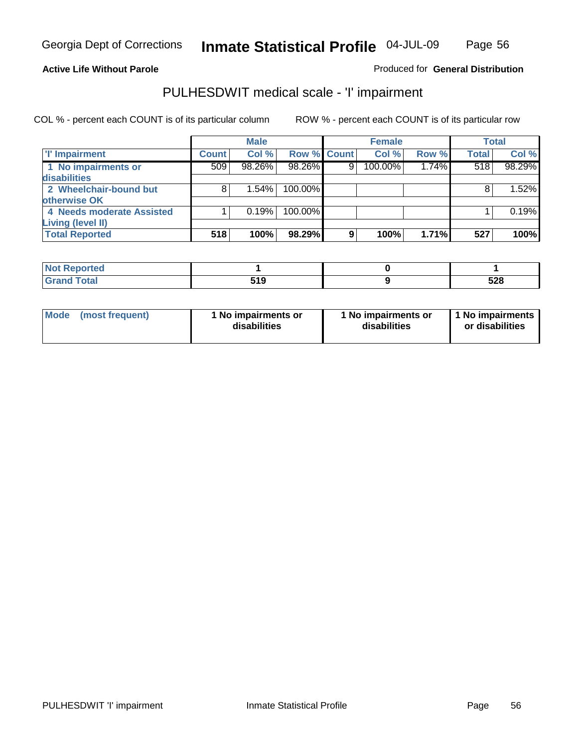**Active Life Without Parole** — Produced for **General Distribution**

## PULHESDWIT medical scale - 'I' impairment

COL % - percent each COUNT is of its particular column    ROW % - percent each COUNT is of its particular row

| | Male | | | Female | | | Total | |
|---|---|---|---|---|---|---|---|---|
| 'I' Impairment | Count | Col % | Row % | Count | Col % | Row % | Total | Col % |
| 1 No impairments or disabilities | 509 | 98.26% | 98.26% | 9 | 100.00% | 1.74% | 518 | 98.29% |
| 2 Wheelchair-bound but otherwise OK | 8 | 1.54% | 100.00% | | | | 8 | 1.52% |
| 4 Needs moderate Assisted Living (level II) | 1 | 0.19% | 100.00% | | | | 1 | 0.19% |
| **Total Reported** | **518** | **100%** | **98.29%** | **9** | **100%** | **1.71%** | **527** | **100%** |

| | Male | Female | Total |
|---|---|---|---|
| Not Reported | 1 | 0 | 1 |
| Grand Total | 519 | 9 | 528 |

| | Male | Female | Total |
|---|---|---|---|
| Mode (most frequent) | 1 No impairments or disabilities | 1 No impairments or disabilities | 1 No impairments or disabilities |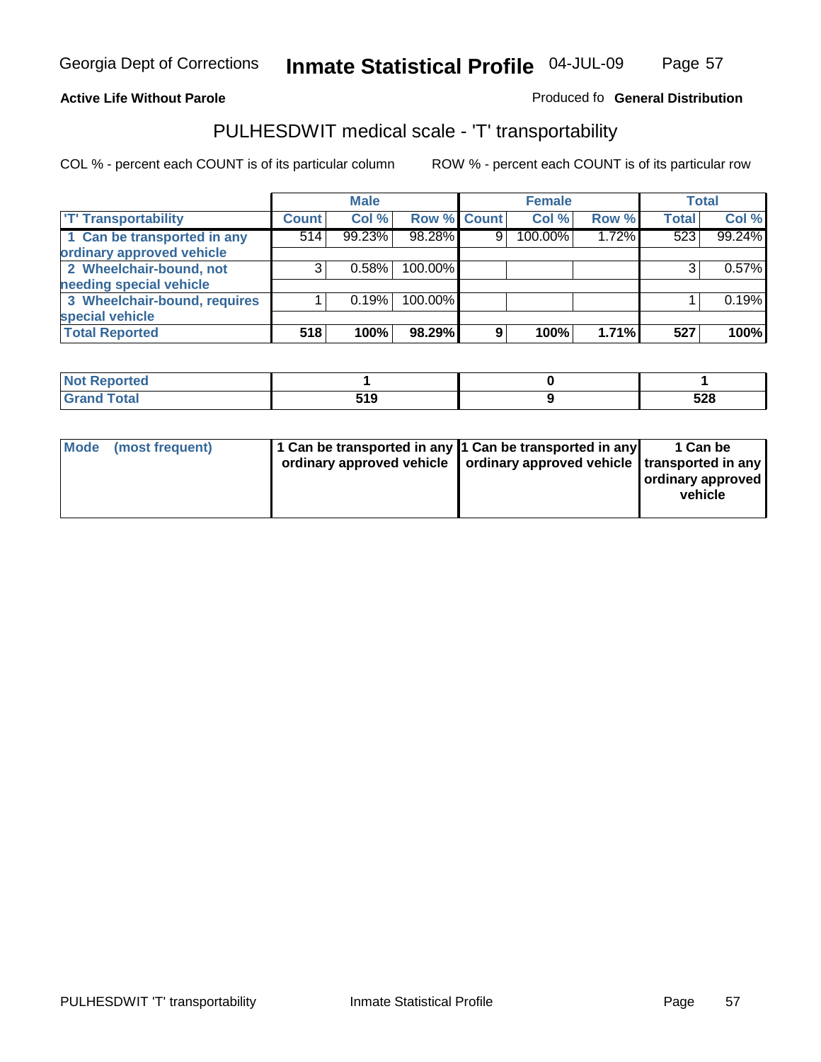**Active Life Without Parole**

Produced fo **General Distribution**

## PULHESDWIT medical scale - 'T' transportability

COL % - percent each COUNT is of its particular column

ROW % - percent each COUNT is of its particular row

| | Male | | | Female | | | Total | |
|---|---|---|---|---|---|---|---|---|
| 'T' Transportability | Count | Col % | Row % | Count | Col % | Row % | Total | Col % |
| 1 Can be transported in any ordinary approved vehicle | 514 | 99.23% | 98.28% | 9 | 100.00% | 1.72% | 523 | 99.24% |
| 2 Wheelchair-bound, not needing special vehicle | 3 | 0.58% | 100.00% | | | | 3 | 0.57% |
| 3 Wheelchair-bound, requires special vehicle | 1 | 0.19% | 100.00% | | | | 1 | 0.19% |
| **Total Reported** | **518** | **100%** | **98.29%** | **9** | **100%** | **1.71%** | **527** | **100%** |

| | Male | Female | Total |
|---|---|---|---|
| Not Reported | 1 | 0 | 1 |
| Grand Total | 519 | 9 | 528 |

| | Male | Female | Total |
|---|---|---|---|
| Mode (most frequent) | 1 Can be transported in any ordinary approved vehicle | 1 Can be transported in any ordinary approved vehicle | 1 Can be transported in any ordinary approved vehicle |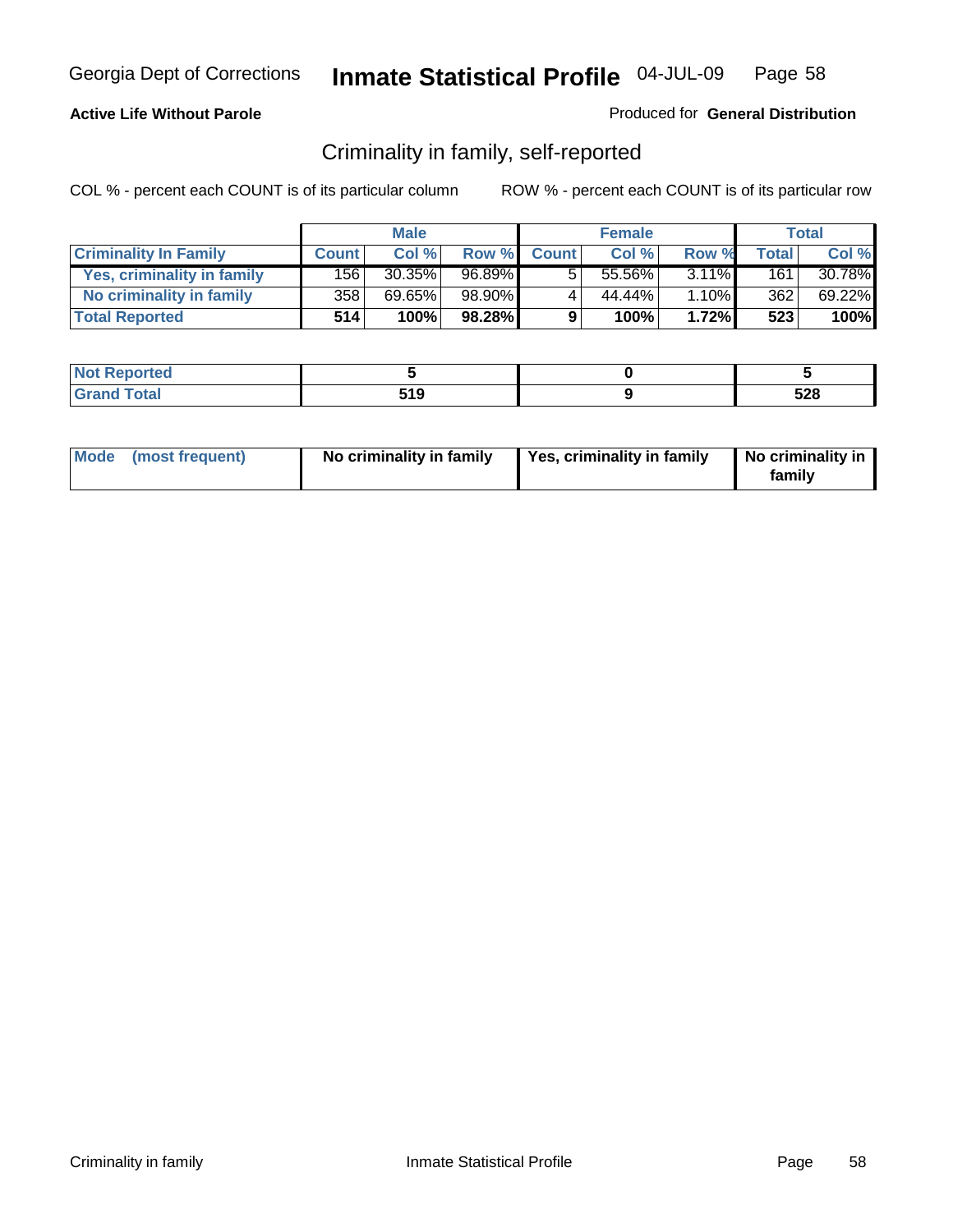Georgia Dept of Corrections **Inmate Statistical Profile** 04-JUL-09

**Active Life Without Parole**

Produced for **General Distribution**

## Criminality in family, self-reported

COL % - percent each COUNT is of its particular column ROW % - percent each COUNT is of its particular row

| | Male | | | Female | | | Total | |
|---|---|---|---|---|---|---|---|---|
| **Criminality In Family** | **Count** | **Col %** | **Row %** | **Count** | **Col %** | **Row %** | **Total** | **Col %** |
| **Yes, criminality in family** | 156 | 30.35% | 96.89% | 5 | 55.56% | 3.11% | 161 | 30.78% |
| **No criminality in family** | 358 | 69.65% | 98.90% | 4 | 44.44% | 1.10% | 362 | 69.22% |
| **Total Reported** | **514** | **100%** | **98.28%** | **9** | **100%** | **1.72%** | **523** | **100%** |

| | Male | Female | Total |
|---|---|---|---|
| **Not Reported** | **5** | **0** | **5** |
| **Grand Total** | **519** | **9** | **528** |

| | Male | Female | Total |
|---|---|---|---|
| **Mode (most frequent)** | **No criminality in family** | **Yes, criminality in family** | **No criminality in family** |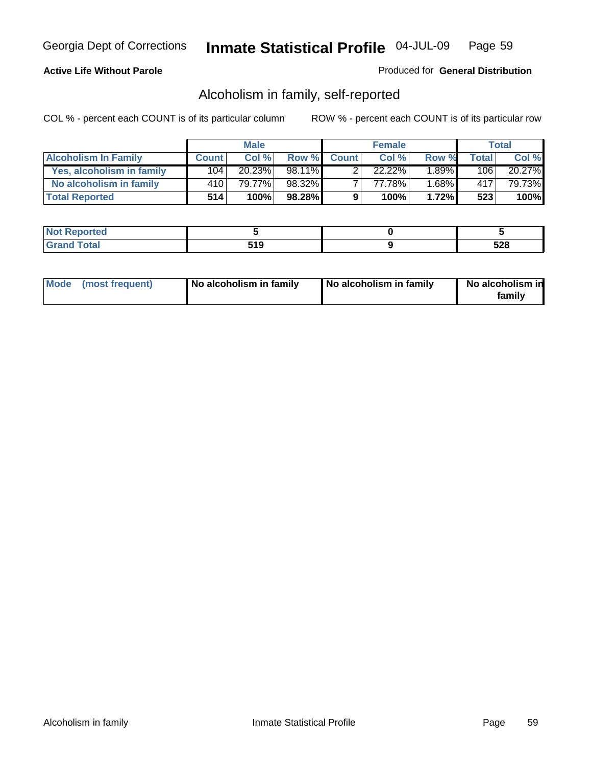Georgia Dept of Corrections **Inmate Statistical Profile** 04-JUL-09

**Active Life Without Parole**

Produced for **General Distribution**

## Alcoholism in family, self-reported

COL % - percent each COUNT is of its particular column

ROW % - percent each COUNT is of its particular row

| | Male | | | Female | | | Total | |
|---|---|---|---|---|---|---|---|---|
| **Alcoholism In Family** | **Count** | **Col %** | **Row %** | **Count** | **Col %** | **Row %** | **Total** | **Col %** |
| **Yes, alcoholism in family** | 104 | 20.23% | 98.11% | 2 | 22.22% | 1.89% | 106 | 20.27% |
| **No alcoholism in family** | 410 | 79.77% | 98.32% | 7 | 77.78% | 1.68% | 417 | 79.73% |
| **Total Reported** | **514** | **100%** | **98.28%** | **9** | **100%** | **1.72%** | **523** | **100%** |

| | Male | Female | Total |
|---|---|---|---|
| **Not Reported** | **5** | **0** | **5** |
| **Grand Total** | **519** | **9** | **528** |

| | Male | Female | Total |
|---|---|---|---|
| **Mode (most frequent)** | **No alcoholism in family** | **No alcoholism in family** | **No alcoholism in family** |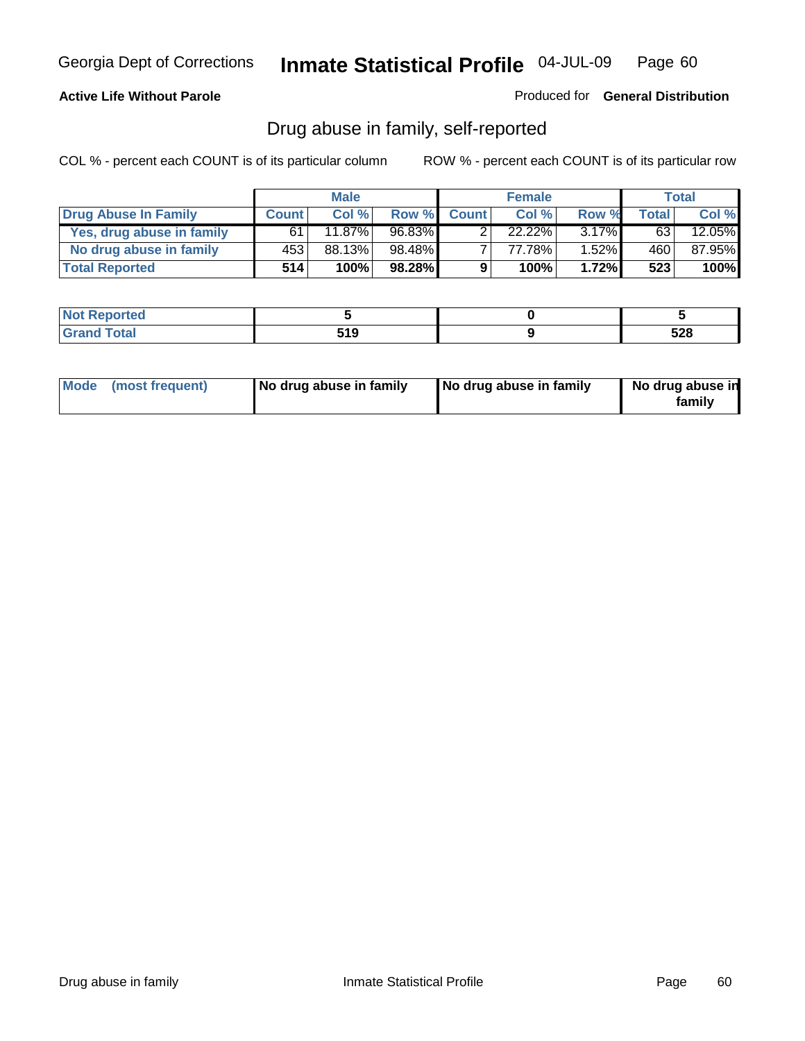**Active Life Without Parole**

Produced for **General Distribution**

## Drug abuse in family, self-reported

COL % - percent each COUNT is of its particular column

ROW % - percent each COUNT is of its particular row

| | Male | | | Female | | | Total | |
|---|---|---|---|---|---|---|---|---|
| **Drug Abuse In Family** | **Count** | **Col %** | **Row %** | **Count** | **Col %** | **Row %** | **Total** | **Col %** |
| Yes, drug abuse in family | 61 | 11.87% | 96.83% | 2 | 22.22% | 3.17% | 63 | 12.05% |
| No drug abuse in family | 453 | 88.13% | 98.48% | 7 | 77.78% | 1.52% | 460 | 87.95% |
| **Total Reported** | **514** | **100%** | **98.28%** | **9** | **100%** | **1.72%** | **523** | **100%** |

| | Male | Female | Total |
|---|---|---|---|
| **Not Reported** | **5** | **0** | **5** |
| **Grand Total** | **519** | **9** | **528** |

| | Male | Female | Total |
|---|---|---|---|
| **Mode (most frequent)** | **No drug abuse in family** | **No drug abuse in family** | **No drug abuse in family** |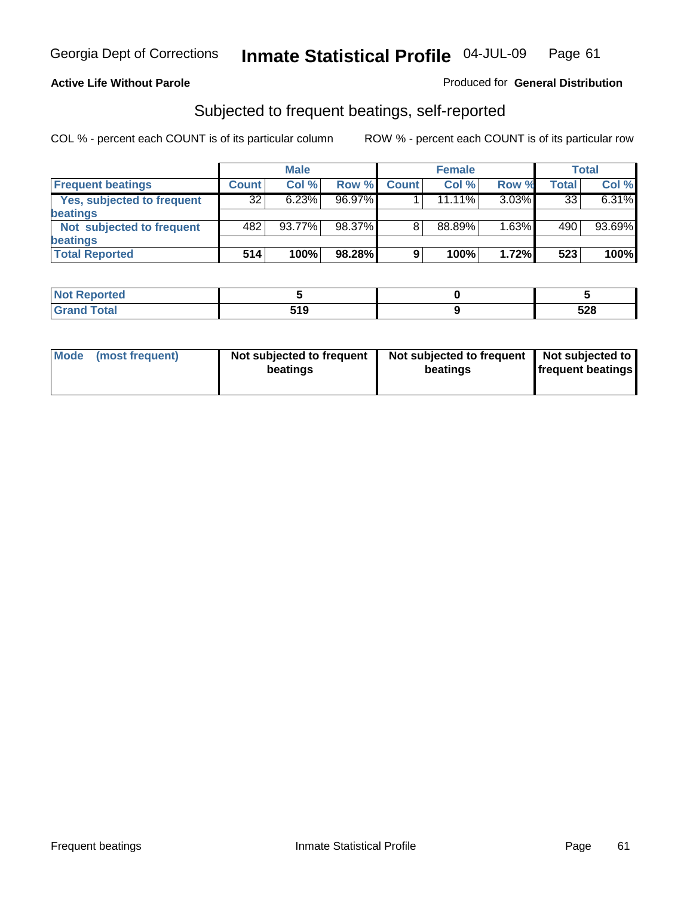Georgia Dept of Corrections **Inmate Statistical Profile** 04-JUL-09

**Active Life Without Parole**

Produced for **General Distribution**

## Subjected to frequent beatings, self-reported

COL % - percent each COUNT is of its particular column    ROW % - percent each COUNT is of its particular row

| | Male | | | Female | | | Total | |
|---|---|---|---|---|---|---|---|---|
| **Frequent beatings** | **Count** | **Col %** | **Row %** | **Count** | **Col %** | **Row %** | **Total** | **Col %** |
| **Yes, subjected to frequent beatings** | 32 | 6.23% | 96.97% | 1 | 11.11% | 3.03% | 33 | 6.31% |
| **Not subjected to frequent beatings** | 482 | 93.77% | 98.37% | 8 | 88.89% | 1.63% | 490 | 93.69% |
| **Total Reported** | **514** | **100%** | **98.28%** | **9** | **100%** | **1.72%** | **523** | **100%** |

| | Male | Female | Total |
|---|---|---|---|
| **Not Reported** | **5** | **0** | **5** |
| **Grand Total** | **519** | **9** | **528** |

| | Male | Female | Total |
|---|---|---|---|
| **Mode (most frequent)** | **Not subjected to frequent beatings** | **Not subjected to frequent beatings** | **Not subjected to frequent beatings** |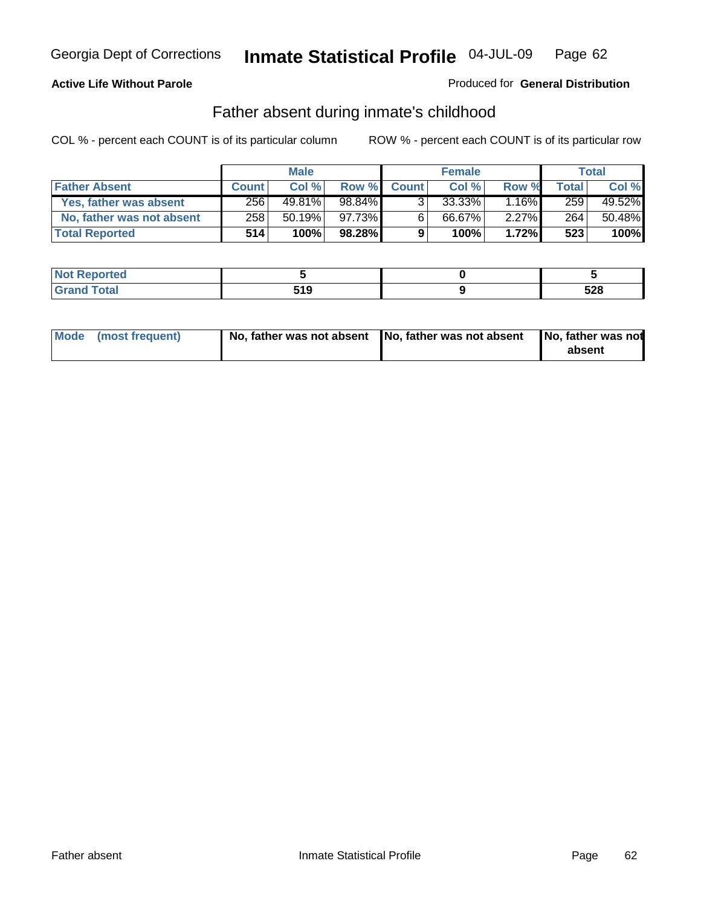Georgia Dept of Corrections **Inmate Statistical Profile** 04-JUL-09 Page 62

**Active Life Without Parole**

Produced for **General Distribution**

## Father absent during inmate's childhood

COL % - percent each COUNT is of its particular column

ROW % - percent each COUNT is of its particular row

| | Male | | | Female | | | Total | |
|---|---|---|---|---|---|---|---|---|
| **Father Absent** | **Count** | **Col %** | **Row %** | **Count** | **Col %** | **Row %** | **Total** | **Col %** |
| **Yes, father was absent** | 256 | 49.81% | 98.84% | 3 | 33.33% | 1.16% | 259 | 49.52% |
| **No, father was not absent** | 258 | 50.19% | 97.73% | 6 | 66.67% | 2.27% | 264 | 50.48% |
| **Total Reported** | **514** | **100%** | **98.28%** | **9** | **100%** | **1.72%** | **523** | **100%** |

| | Male | Female | Total |
|---|---|---|---|
| **Not Reported** | **5** | **0** | **5** |
| **Grand Total** | **519** | **9** | **528** |

| | Male | Female | Total |
|---|---|---|---|
| **Mode (most frequent)** | **No, father was not absent** | **No, father was not absent** | **No, father was not absent** |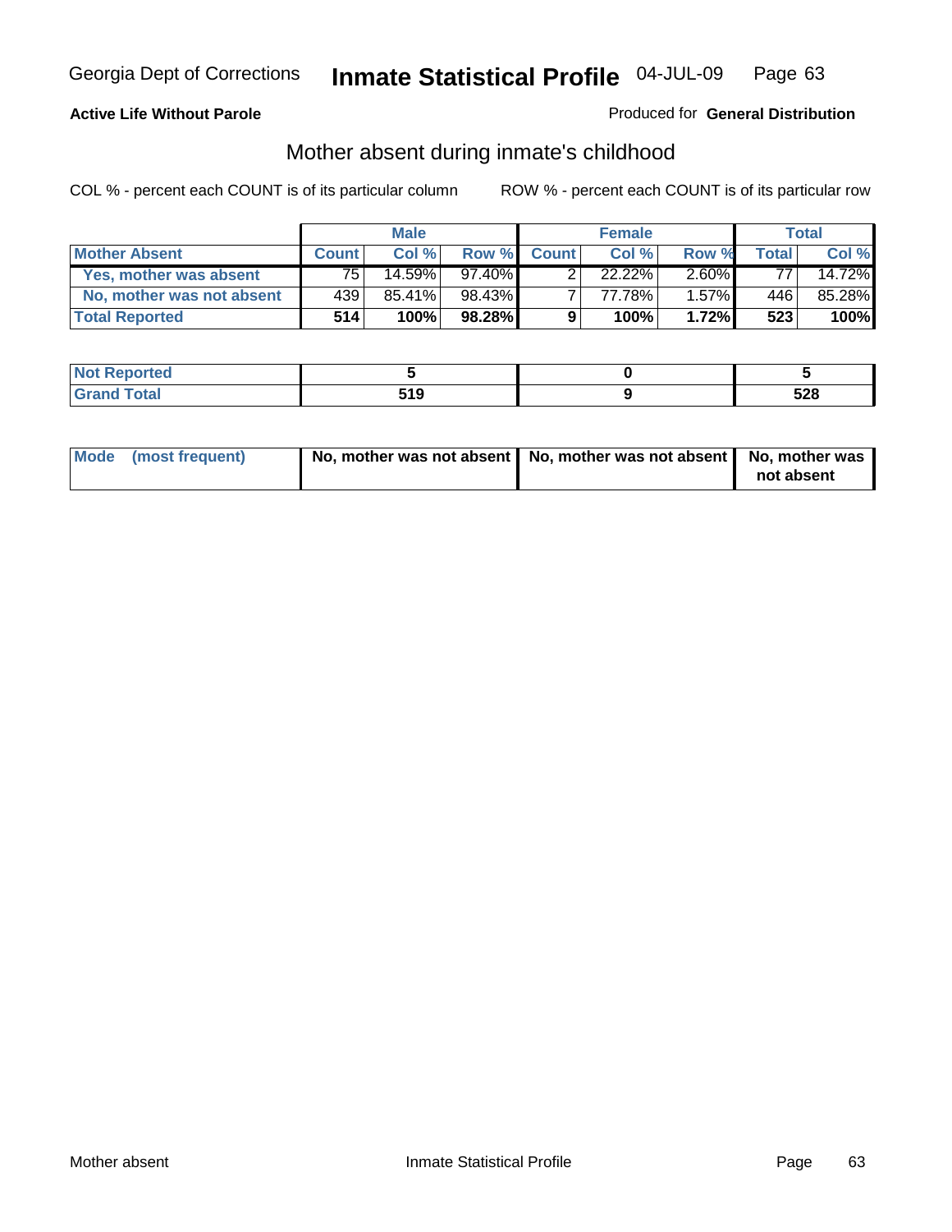Georgia Dept of Corrections **Inmate Statistical Profile** 04-JUL-09

**Active Life Without Parole**

Produced for **General Distribution**

## Mother absent during inmate's childhood

COL % - percent each COUNT is of its particular column    ROW % - percent each COUNT is of its particular row

| | Male | | | Female | | | Total | |
|---|---|---|---|---|---|---|---|---|
| **Mother Absent** | **Count** | **Col %** | **Row %** | **Count** | **Col %** | **Row %** | **Total** | **Col %** |
| **Yes, mother was absent** | 75 | 14.59% | 97.40% | 2 | 22.22% | 2.60% | 77 | 14.72% |
| **No, mother was not absent** | 439 | 85.41% | 98.43% | 7 | 77.78% | 1.57% | 446 | 85.28% |
| **Total Reported** | **514** | **100%** | **98.28%** | **9** | **100%** | **1.72%** | **523** | **100%** |

| | Male | Female | Total |
|---|---|---|---|
| **Not Reported** | **5** | **0** | **5** |
| **Grand Total** | **519** | **9** | **528** |

| | Male | Female | Total |
|---|---|---|---|
| **Mode (most frequent)** | **No, mother was not absent** | **No, mother was not absent** | **No, mother was not absent** |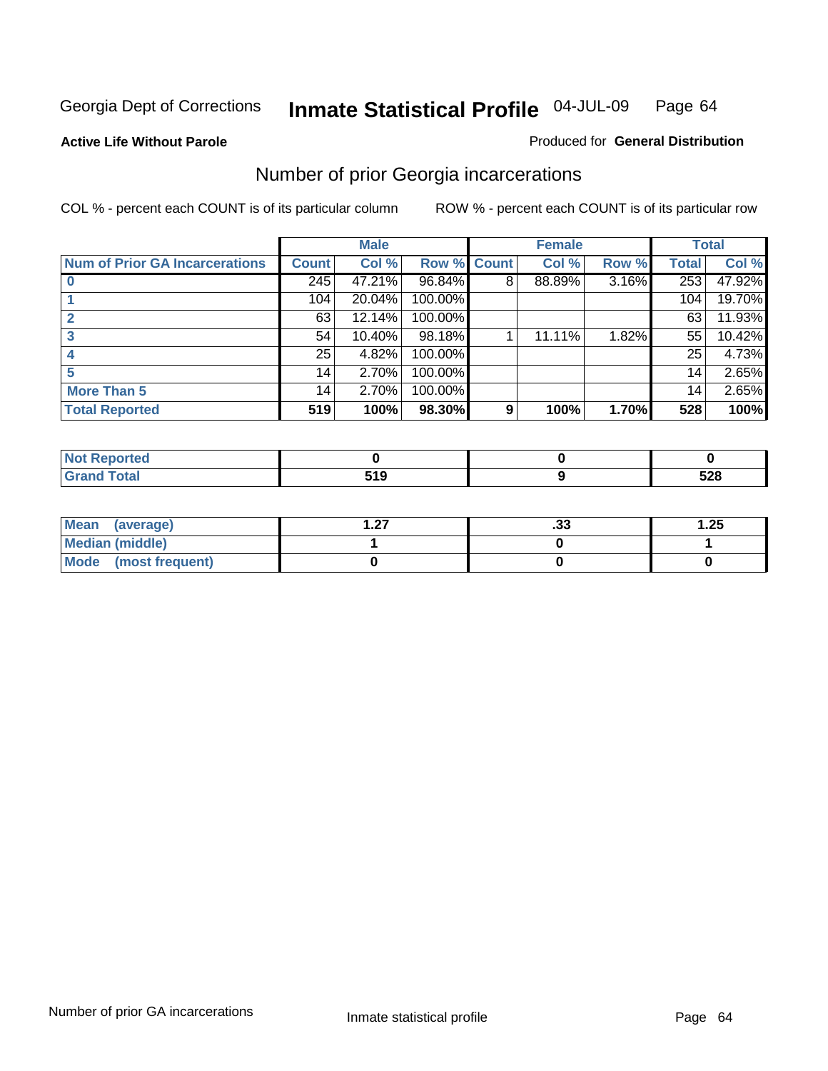Georgia Dept of Corrections **Inmate Statistical Profile** 04-JUL-09

**Active Life Without Parole**

Produced for **General Distribution**

## Number of prior Georgia incarcerations

COL % - percent each COUNT is of its particular column

ROW % - percent each COUNT is of its particular row

| | Male | | | Female | | | Total | |
|---|---|---|---|---|---|---|---|---|
| **Num of Prior GA Incarcerations** | **Count** | **Col %** | **Row %** | **Count** | **Col %** | **Row %** | **Total** | **Col %** |
| **0** | 245 | 47.21% | 96.84% | 8 | 88.89% | 3.16% | 253 | 47.92% |
| **1** | 104 | 20.04% | 100.00% | | | | 104 | 19.70% |
| **2** | 63 | 12.14% | 100.00% | | | | 63 | 11.93% |
| **3** | 54 | 10.40% | 98.18% | 1 | 11.11% | 1.82% | 55 | 10.42% |
| **4** | 25 | 4.82% | 100.00% | | | | 25 | 4.73% |
| **5** | 14 | 2.70% | 100.00% | | | | 14 | 2.65% |
| **More Than 5** | 14 | 2.70% | 100.00% | | | | 14 | 2.65% |
| **Total Reported** | **519** | **100%** | **98.30%** | **9** | **100%** | **1.70%** | **528** | **100%** |

| | Male | Female | Total |
|---|---|---|---|
| **Not Reported** | **0** | **0** | **0** |
| **Grand Total** | **519** | **9** | **528** |

| | Male | Female | Total |
|---|---|---|---|
| **Mean (average)** | **1.27** | **.33** | **1.25** |
| **Median (middle)** | **1** | **0** | **1** |
| **Mode (most frequent)** | **0** | **0** | **0** |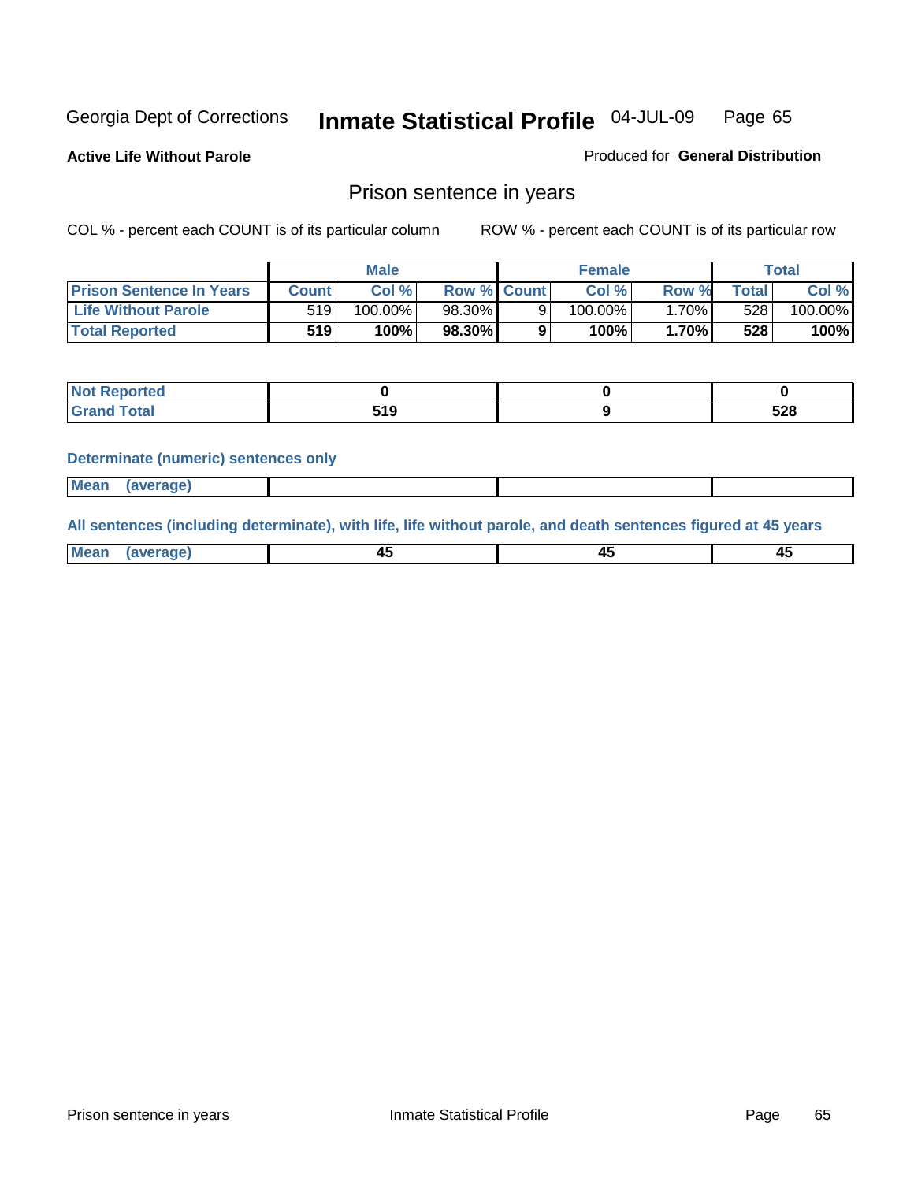Georgia Dept of Corrections **Inmate Statistical Profile** 04-JUL-09

**Active Life Without Parole**

Produced for **General Distribution**

## Prison sentence in years

COL % - percent each COUNT is of its particular column

ROW % - percent each COUNT is of its particular row

| | Male | | | Female | | | Total | |
|---|---|---|---|---|---|---|---|---|
| **Prison Sentence In Years** | **Count** | **Col %** | **Row %** | **Count** | **Col %** | **Row %** | **Total** | **Col %** |
| **Life Without Parole** | 519 | 100.00% | 98.30% | 9 | 100.00% | 1.70% | 528 | 100.00% |
| **Total Reported** | **519** | **100%** | **98.30%** | **9** | **100%** | **1.70%** | **528** | **100%** |

| | Male | Female | Total |
|---|---|---|---|
| **Not Reported** | **0** | **0** | **0** |
| **Grand Total** | **519** | **9** | **528** |

**Determinate (numeric) sentences only**

| | Male | Female | Total |
|---|---|---|---|
| **Mean (average)** | | | |

**All sentences (including determinate), with life, life without parole, and death sentences figured at 45 years**

| | Male | Female | Total |
|---|---|---|---|
| **Mean (average)** | **45** | **45** | **45** |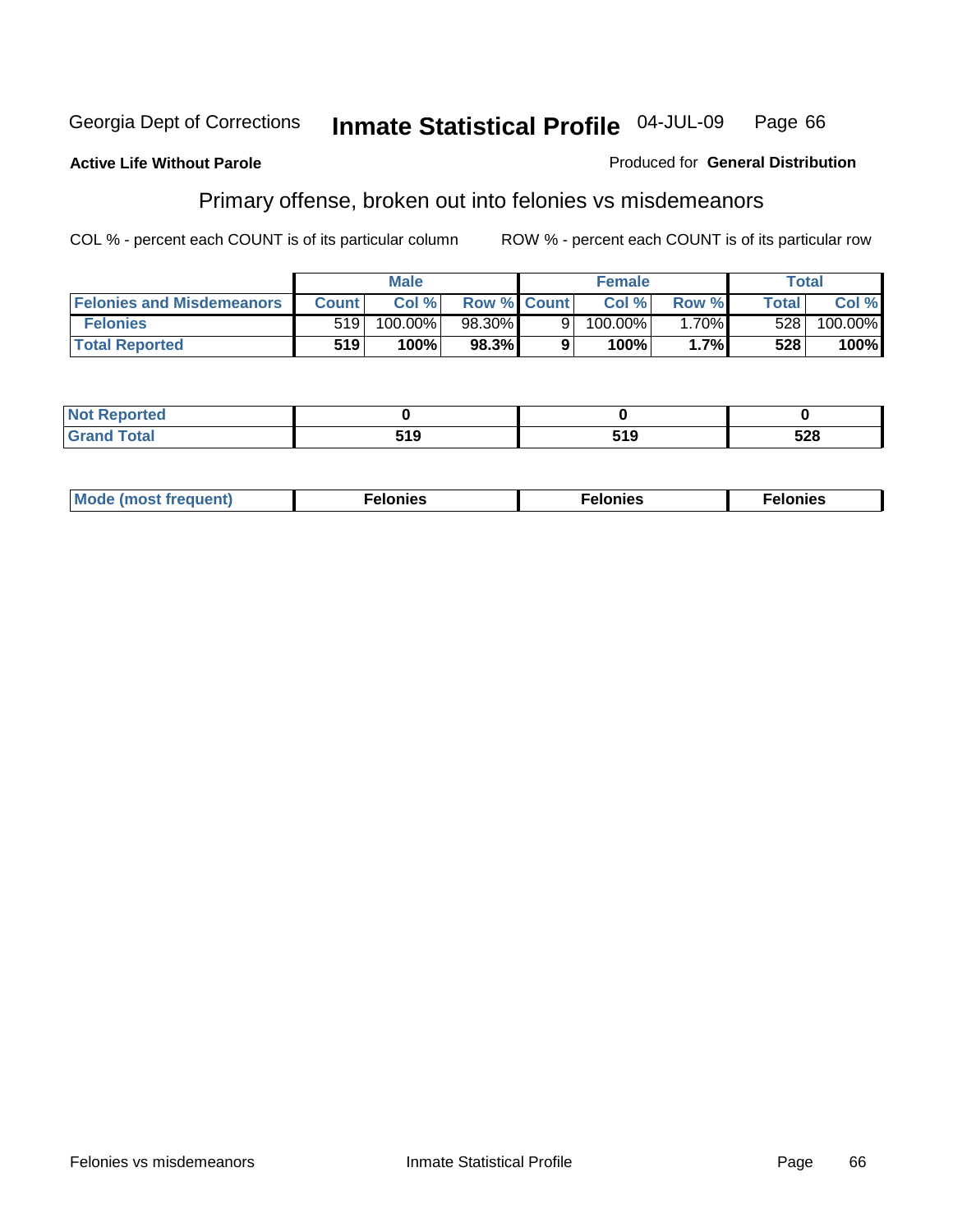Georgia Dept of Corrections **Inmate Statistical Profile** 04-JUL-09 Page 66

**Active Life Without Parole**

Produced for **General Distribution**

## Primary offense, broken out into felonies vs misdemeanors

COL % - percent each COUNT is of its particular column

ROW % - percent each COUNT is of its particular row

| | Male | | | Female | | | Total | |
|---|---|---|---|---|---|---|---|---|
| **Felonies and Misdemeanors** | **Count** | **Col %** | **Row %** | **Count** | **Col %** | **Row %** | **Total** | **Col %** |
| **Felonies** | 519 | 100.00% | 98.30% | 9 | 100.00% | 1.70% | 528 | 100.00% |
| **Total Reported** | **519** | **100%** | **98.3%** | **9** | **100%** | **1.7%** | **528** | **100%** |

| | Male | Female | Total |
|---|---|---|---|
| **Not Reported** | **0** | **0** | **0** |
| **Grand Total** | **519** | **519** | **528** |

| | Male | Female | Total |
|---|---|---|---|
| **Mode (most frequent)** | **Felonies** | **Felonies** | **Felonies** |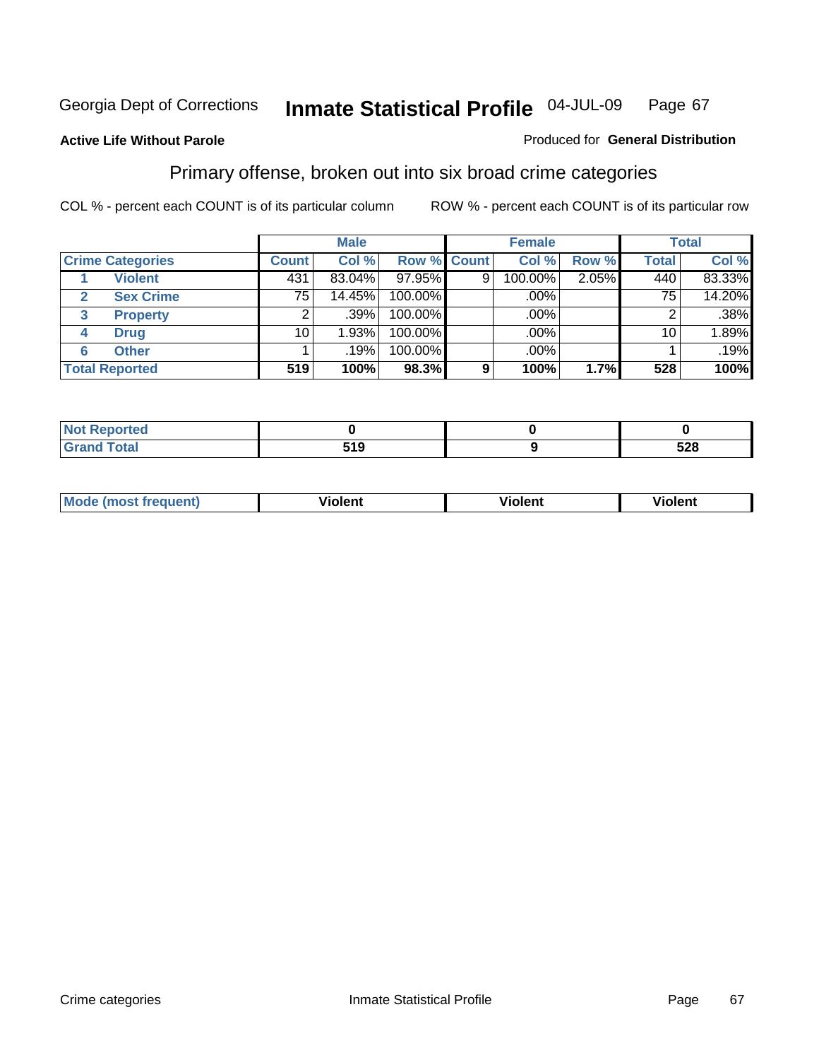Georgia Dept of Corrections **Inmate Statistical Profile** 04-JUL-09

**Active Life Without Parole**

Produced for **General Distribution**

## Primary offense, broken out into six broad crime categories

COL % - percent each COUNT is of its particular column

ROW % - percent each COUNT is of its particular row

| Crime Categories | | Male | | | Female | | | Total | |
|---|---|---|---|---|---|---|---|---|---|
| | | Count | Col % | Row % | Count | Col % | Row % | Total | Col % |
| 1 | Violent | 431 | 83.04% | 97.95% | 9 | 100.00% | 2.05% | 440 | 83.33% |
| 2 | Sex Crime | 75 | 14.45% | 100.00% | | .00% | | 75 | 14.20% |
| 3 | Property | 2 | .39% | 100.00% | | .00% | | 2 | .38% |
| 4 | Drug | 10 | 1.93% | 100.00% | | .00% | | 10 | 1.89% |
| 6 | Other | 1 | .19% | 100.00% | | .00% | | 1 | .19% |
| **Total Reported** | | **519** | **100%** | **98.3%** | **9** | **100%** | **1.7%** | **528** | **100%** |

| | Male | Female | Total |
|---|---|---|---|
| Not Reported | **0** | **0** | **0** |
| Grand Total | **519** | **9** | **528** |

| | Male | Female | Total |
|---|---|---|---|
| Mode (most frequent) | **Violent** | **Violent** | **Violent** |

Crime categories Inmate Statistical Profile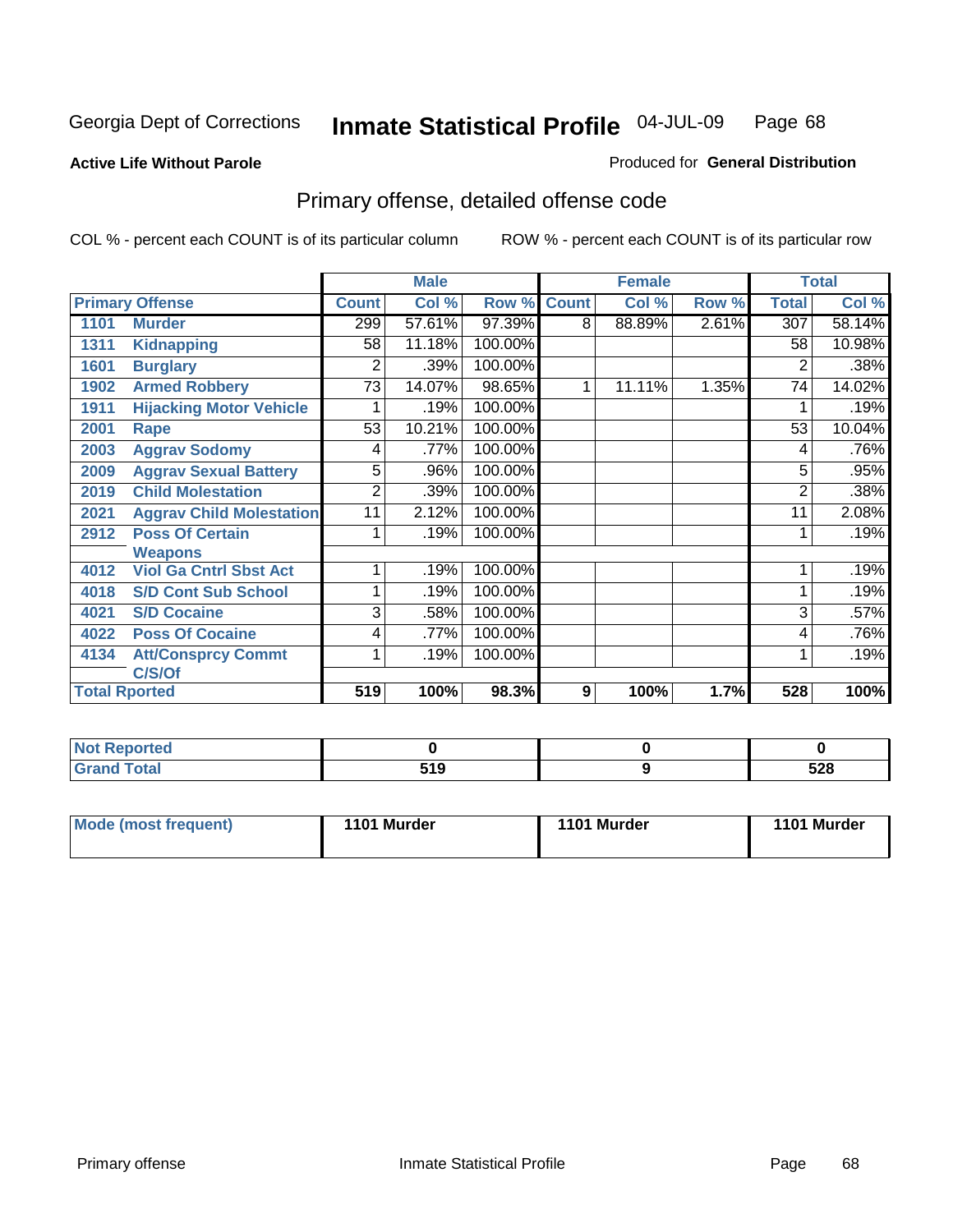Georgia Dept of Corrections **Inmate Statistical Profile** 04-JUL-09 Page 68

**Active Life Without Parole**

Produced for **General Distribution**

## Primary offense, detailed offense code

COL % - percent each COUNT is of its particular column

ROW % - percent each COUNT is of its particular row

| Primary Offense | | Male | | | Female | | | Total | |
|---|---|---|---|---|---|---|---|---|---|
| | | Count | Col % | Row % | Count | Col % | Row % | Total | Col % |
| 1101 | Murder | 299 | 57.61% | 97.39% | 8 | 88.89% | 2.61% | 307 | 58.14% |
| 1311 | Kidnapping | 58 | 11.18% | 100.00% | | | | 58 | 10.98% |
| 1601 | Burglary | 2 | .39% | 100.00% | | | | 2 | .38% |
| 1902 | Armed Robbery | 73 | 14.07% | 98.65% | 1 | 11.11% | 1.35% | 74 | 14.02% |
| 1911 | Hijacking Motor Vehicle | 1 | .19% | 100.00% | | | | 1 | .19% |
| 2001 | Rape | 53 | 10.21% | 100.00% | | | | 53 | 10.04% |
| 2003 | Aggrav Sodomy | 4 | .77% | 100.00% | | | | 4 | .76% |
| 2009 | Aggrav Sexual Battery | 5 | .96% | 100.00% | | | | 5 | .95% |
| 2019 | Child Molestation | 2 | .39% | 100.00% | | | | 2 | .38% |
| 2021 | Aggrav Child Molestation | 11 | 2.12% | 100.00% | | | | 11 | 2.08% |
| 2912 | Poss Of Certain Weapons | 1 | .19% | 100.00% | | | | 1 | .19% |
| 4012 | Viol Ga Cntrl Sbst Act | 1 | .19% | 100.00% | | | | 1 | .19% |
| 4018 | S/D Cont Sub School | 1 | .19% | 100.00% | | | | 1 | .19% |
| 4021 | S/D Cocaine | 3 | .58% | 100.00% | | | | 3 | .57% |
| 4022 | Poss Of Cocaine | 4 | .77% | 100.00% | | | | 4 | .76% |
| 4134 | Att/Consprcy Commt C/S/Of | 1 | .19% | 100.00% | | | | 1 | .19% |
| Total Rported | | 519 | 100% | 98.3% | 9 | 100% | 1.7% | 528 | 100% |

| | Male | Female | Total |
|---|---|---|---|
| Not Reported | 0 | 0 | 0 |
| Grand Total | 519 | 9 | 528 |

| | Male | Female | Total |
|---|---|---|---|
| Mode (most frequent) | 1101 Murder | 1101 Murder | 1101 Murder |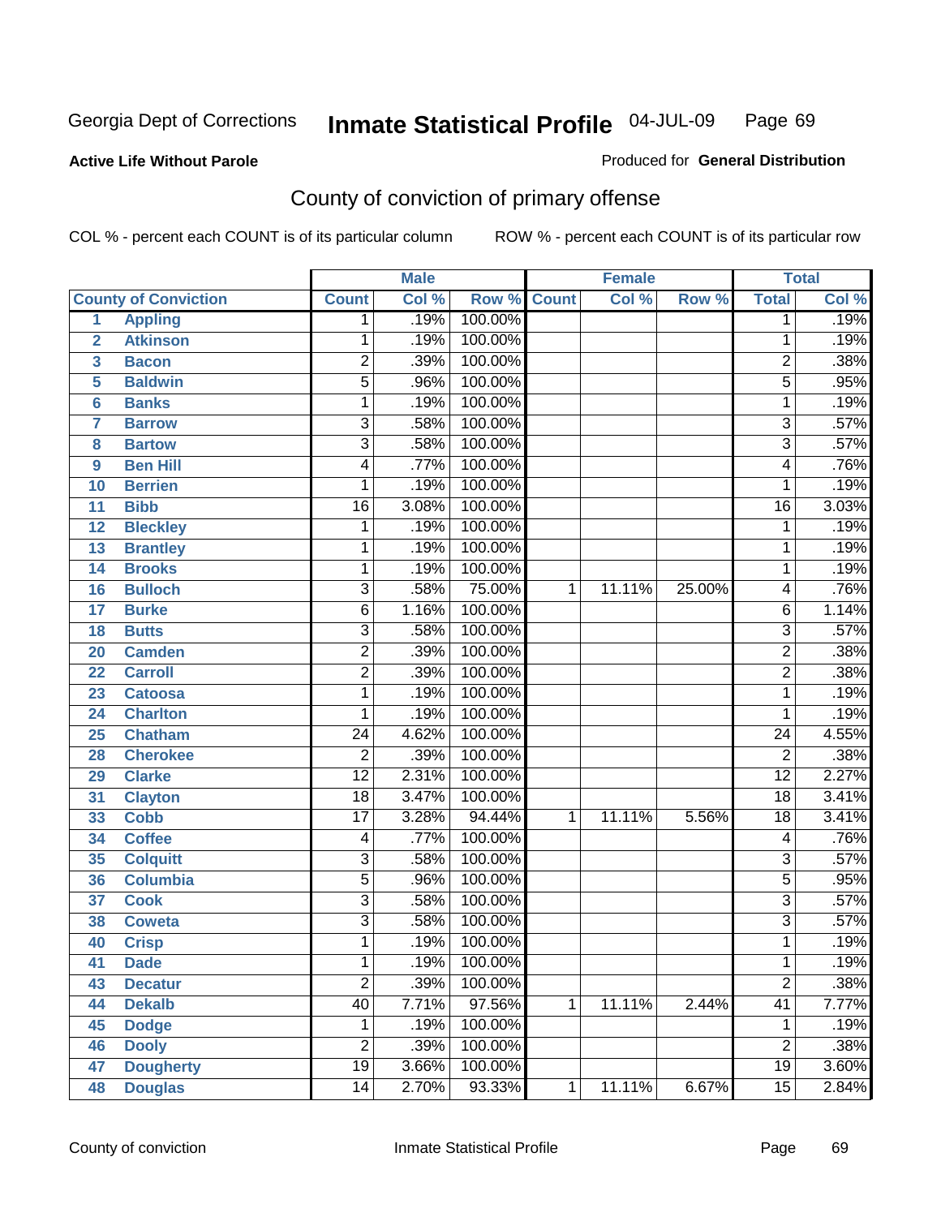Georgia Dept of Corrections **Inmate Statistical Profile** 04-JUL-09 Page 69

**Active Life Without Parole**

Produced for **General Distribution**

## County of conviction of primary offense

COL % - percent each COUNT is of its particular column ROW % - percent each COUNT is of its particular row

| | | Male | | | Female | | | Total | |
|---|---|---|---|---|---|---|---|---|---|
| County of Conviction | | Count | Col % | Row % | Count | Col % | Row % | Total | Col % |
| 1 | Appling | 1 | .19% | 100.00% | | | | 1 | .19% |
| 2 | Atkinson | 1 | .19% | 100.00% | | | | 1 | .19% |
| 3 | Bacon | 2 | .39% | 100.00% | | | | 2 | .38% |
| 5 | Baldwin | 5 | .96% | 100.00% | | | | 5 | .95% |
| 6 | Banks | 1 | .19% | 100.00% | | | | 1 | .19% |
| 7 | Barrow | 3 | .58% | 100.00% | | | | 3 | .57% |
| 8 | Bartow | 3 | .58% | 100.00% | | | | 3 | .57% |
| 9 | Ben Hill | 4 | .77% | 100.00% | | | | 4 | .76% |
| 10 | Berrien | 1 | .19% | 100.00% | | | | 1 | .19% |
| 11 | Bibb | 16 | 3.08% | 100.00% | | | | 16 | 3.03% |
| 12 | Bleckley | 1 | .19% | 100.00% | | | | 1 | .19% |
| 13 | Brantley | 1 | .19% | 100.00% | | | | 1 | .19% |
| 14 | Brooks | 1 | .19% | 100.00% | | | | 1 | .19% |
| 16 | Bulloch | 3 | .58% | 75.00% | 1 | 11.11% | 25.00% | 4 | .76% |
| 17 | Burke | 6 | 1.16% | 100.00% | | | | 6 | 1.14% |
| 18 | Butts | 3 | .58% | 100.00% | | | | 3 | .57% |
| 20 | Camden | 2 | .39% | 100.00% | | | | 2 | .38% |
| 22 | Carroll | 2 | .39% | 100.00% | | | | 2 | .38% |
| 23 | Catoosa | 1 | .19% | 100.00% | | | | 1 | .19% |
| 24 | Charlton | 1 | .19% | 100.00% | | | | 1 | .19% |
| 25 | Chatham | 24 | 4.62% | 100.00% | | | | 24 | 4.55% |
| 28 | Cherokee | 2 | .39% | 100.00% | | | | 2 | .38% |
| 29 | Clarke | 12 | 2.31% | 100.00% | | | | 12 | 2.27% |
| 31 | Clayton | 18 | 3.47% | 100.00% | | | | 18 | 3.41% |
| 33 | Cobb | 17 | 3.28% | 94.44% | 1 | 11.11% | 5.56% | 18 | 3.41% |
| 34 | Coffee | 4 | .77% | 100.00% | | | | 4 | .76% |
| 35 | Colquitt | 3 | .58% | 100.00% | | | | 3 | .57% |
| 36 | Columbia | 5 | .96% | 100.00% | | | | 5 | .95% |
| 37 | Cook | 3 | .58% | 100.00% | | | | 3 | .57% |
| 38 | Coweta | 3 | .58% | 100.00% | | | | 3 | .57% |
| 40 | Crisp | 1 | .19% | 100.00% | | | | 1 | .19% |
| 41 | Dade | 1 | .19% | 100.00% | | | | 1 | .19% |
| 43 | Decatur | 2 | .39% | 100.00% | | | | 2 | .38% |
| 44 | Dekalb | 40 | 7.71% | 97.56% | 1 | 11.11% | 2.44% | 41 | 7.77% |
| 45 | Dodge | 1 | .19% | 100.00% | | | | 1 | .19% |
| 46 | Dooly | 2 | .39% | 100.00% | | | | 2 | .38% |
| 47 | Dougherty | 19 | 3.66% | 100.00% | | | | 19 | 3.60% |
| 48 | Douglas | 14 | 2.70% | 93.33% | 1 | 11.11% | 6.67% | 15 | 2.84% |

County of conviction Inmate Statistical Profile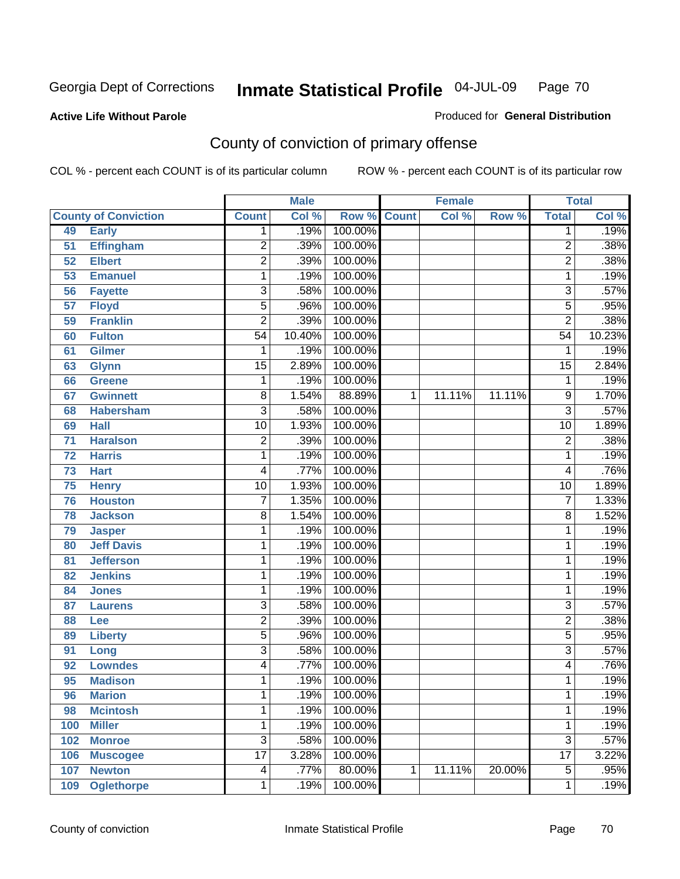Georgia Dept of Corrections **Inmate Statistical Profile** 04-JUL-09 Page 70

**Active Life Without Parole**

Produced for **General Distribution**

## County of conviction of primary offense

COL % - percent each COUNT is of its particular column ROW % - percent each COUNT is of its particular row

| County of Conviction | | Male | | | Female | | | Total | |
|---|---|---|---|---|---|---|---|---|---|
| | | Count | Col % | Row % | Count | Col % | Row % | Total | Col % |
| 49 | Early | 1 | .19% | 100.00% | | | | 1 | .19% |
| 51 | Effingham | 2 | .39% | 100.00% | | | | 2 | .38% |
| 52 | Elbert | 2 | .39% | 100.00% | | | | 2 | .38% |
| 53 | Emanuel | 1 | .19% | 100.00% | | | | 1 | .19% |
| 56 | Fayette | 3 | .58% | 100.00% | | | | 3 | .57% |
| 57 | Floyd | 5 | .96% | 100.00% | | | | 5 | .95% |
| 59 | Franklin | 2 | .39% | 100.00% | | | | 2 | .38% |
| 60 | Fulton | 54 | 10.40% | 100.00% | | | | 54 | 10.23% |
| 61 | Gilmer | 1 | .19% | 100.00% | | | | 1 | .19% |
| 63 | Glynn | 15 | 2.89% | 100.00% | | | | 15 | 2.84% |
| 66 | Greene | 1 | .19% | 100.00% | | | | 1 | .19% |
| 67 | Gwinnett | 8 | 1.54% | 88.89% | 1 | 11.11% | 11.11% | 9 | 1.70% |
| 68 | Habersham | 3 | .58% | 100.00% | | | | 3 | .57% |
| 69 | Hall | 10 | 1.93% | 100.00% | | | | 10 | 1.89% |
| 71 | Haralson | 2 | .39% | 100.00% | | | | 2 | .38% |
| 72 | Harris | 1 | .19% | 100.00% | | | | 1 | .19% |
| 73 | Hart | 4 | .77% | 100.00% | | | | 4 | .76% |
| 75 | Henry | 10 | 1.93% | 100.00% | | | | 10 | 1.89% |
| 76 | Houston | 7 | 1.35% | 100.00% | | | | 7 | 1.33% |
| 78 | Jackson | 8 | 1.54% | 100.00% | | | | 8 | 1.52% |
| 79 | Jasper | 1 | .19% | 100.00% | | | | 1 | .19% |
| 80 | Jeff Davis | 1 | .19% | 100.00% | | | | 1 | .19% |
| 81 | Jefferson | 1 | .19% | 100.00% | | | | 1 | .19% |
| 82 | Jenkins | 1 | .19% | 100.00% | | | | 1 | .19% |
| 84 | Jones | 1 | .19% | 100.00% | | | | 1 | .19% |
| 87 | Laurens | 3 | .58% | 100.00% | | | | 3 | .57% |
| 88 | Lee | 2 | .39% | 100.00% | | | | 2 | .38% |
| 89 | Liberty | 5 | .96% | 100.00% | | | | 5 | .95% |
| 91 | Long | 3 | .58% | 100.00% | | | | 3 | .57% |
| 92 | Lowndes | 4 | .77% | 100.00% | | | | 4 | .76% |
| 95 | Madison | 1 | .19% | 100.00% | | | | 1 | .19% |
| 96 | Marion | 1 | .19% | 100.00% | | | | 1 | .19% |
| 98 | Mcintosh | 1 | .19% | 100.00% | | | | 1 | .19% |
| 100 | Miller | 1 | .19% | 100.00% | | | | 1 | .19% |
| 102 | Monroe | 3 | .58% | 100.00% | | | | 3 | .57% |
| 106 | Muscogee | 17 | 3.28% | 100.00% | | | | 17 | 3.22% |
| 107 | Newton | 4 | .77% | 80.00% | 1 | 11.11% | 20.00% | 5 | .95% |
| 109 | Oglethorpe | 1 | .19% | 100.00% | | | | 1 | .19% |

County of conviction Inmate Statistical Profile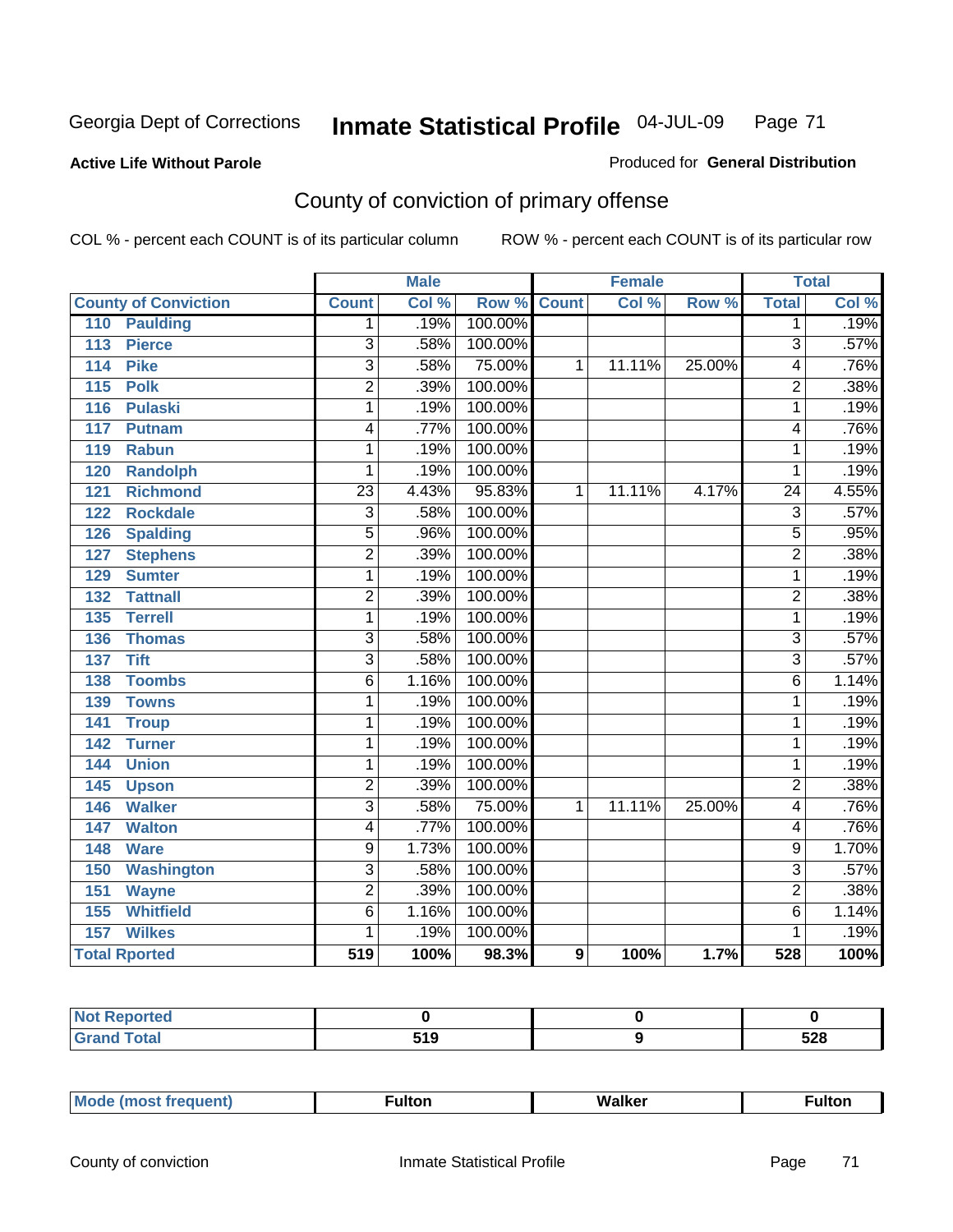Georgia Dept of Corrections **Inmate Statistical Profile** 04-JUL-09

**Active Life Without Parole**

Produced for **General Distribution**

## County of conviction of primary offense

COL % - percent each COUNT is of its particular column    ROW % - percent each COUNT is of its particular row

| | Male | | | Female | | | Total | |
|---|---|---|---|---|---|---|---|---|
| **County of Conviction** | **Count** | **Col %** | **Row %** | **Count** | **Col %** | **Row %** | **Total** | **Col %** |
| 110 Paulding | 1 | .19% | 100.00% | | | | 1 | .19% |
| 113 Pierce | 3 | .58% | 100.00% | | | | 3 | .57% |
| 114 Pike | 3 | .58% | 75.00% | 1 | 11.11% | 25.00% | 4 | .76% |
| 115 Polk | 2 | .39% | 100.00% | | | | 2 | .38% |
| 116 Pulaski | 1 | .19% | 100.00% | | | | 1 | .19% |
| 117 Putnam | 4 | .77% | 100.00% | | | | 4 | .76% |
| 119 Rabun | 1 | .19% | 100.00% | | | | 1 | .19% |
| 120 Randolph | 1 | .19% | 100.00% | | | | 1 | .19% |
| 121 Richmond | 23 | 4.43% | 95.83% | 1 | 11.11% | 4.17% | 24 | 4.55% |
| 122 Rockdale | 3 | .58% | 100.00% | | | | 3 | .57% |
| 126 Spalding | 5 | .96% | 100.00% | | | | 5 | .95% |
| 127 Stephens | 2 | .39% | 100.00% | | | | 2 | .38% |
| 129 Sumter | 1 | .19% | 100.00% | | | | 1 | .19% |
| 132 Tattnall | 2 | .39% | 100.00% | | | | 2 | .38% |
| 135 Terrell | 1 | .19% | 100.00% | | | | 1 | .19% |
| 136 Thomas | 3 | .58% | 100.00% | | | | 3 | .57% |
| 137 Tift | 3 | .58% | 100.00% | | | | 3 | .57% |
| 138 Toombs | 6 | 1.16% | 100.00% | | | | 6 | 1.14% |
| 139 Towns | 1 | .19% | 100.00% | | | | 1 | .19% |
| 141 Troup | 1 | .19% | 100.00% | | | | 1 | .19% |
| 142 Turner | 1 | .19% | 100.00% | | | | 1 | .19% |
| 144 Union | 1 | .19% | 100.00% | | | | 1 | .19% |
| 145 Upson | 2 | .39% | 100.00% | | | | 2 | .38% |
| 146 Walker | 3 | .58% | 75.00% | 1 | 11.11% | 25.00% | 4 | .76% |
| 147 Walton | 4 | .77% | 100.00% | | | | 4 | .76% |
| 148 Ware | 9 | 1.73% | 100.00% | | | | 9 | 1.70% |
| 150 Washington | 3 | .58% | 100.00% | | | | 3 | .57% |
| 151 Wayne | 2 | .39% | 100.00% | | | | 2 | .38% |
| 155 Whitfield | 6 | 1.16% | 100.00% | | | | 6 | 1.14% |
| 157 Wilkes | 1 | .19% | 100.00% | | | | 1 | .19% |
| **Total Rported** | **519** | **100%** | **98.3%** | **9** | **100%** | **1.7%** | **528** | **100%** |

| | Male | Female | Total |
|---|---|---|---|
| **Not Reported** | **0** | **0** | **0** |
| **Grand Total** | **519** | **9** | **528** |

| | Male | Female | Total |
|---|---|---|---|
| **Mode (most frequent)** | **Fulton** | **Walker** | **Fulton** |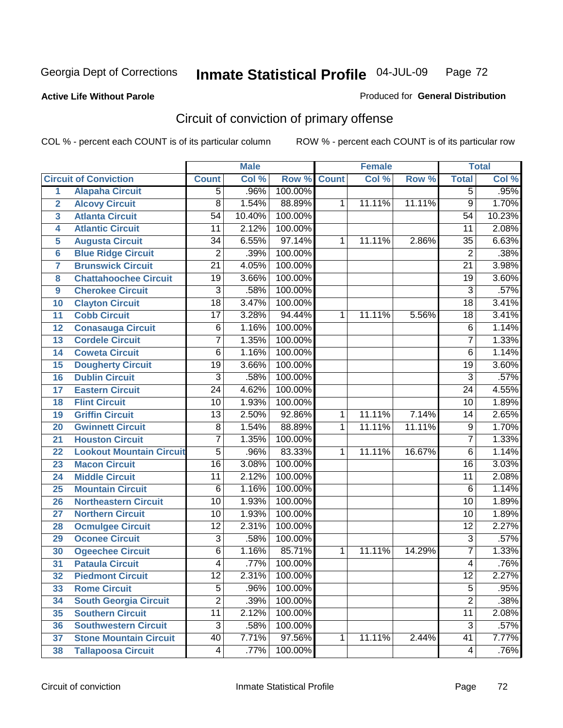Georgia Dept of Corrections

# Inmate Statistical Profile

04-JUL-09

**Active Life Without Parole**

Produced for **General Distribution**

## Circuit of conviction of primary offense

COL % - percent each COUNT is of its particular column

ROW % - percent each COUNT is of its particular row

| | | Male | | | Female | | | Total | |
|---|---|---|---|---|---|---|---|---|---|
| | **Circuit of Conviction** | **Count** | **Col %** | **Row %** | **Count** | **Col %** | **Row %** | **Total** | **Col %** |
| 1 | **Alapaha Circuit** | 5 | .96% | 100.00% | | | | 5 | .95% |
| 2 | **Alcovy Circuit** | 8 | 1.54% | 88.89% | 1 | 11.11% | 11.11% | 9 | 1.70% |
| 3 | **Atlanta Circuit** | 54 | 10.40% | 100.00% | | | | 54 | 10.23% |
| 4 | **Atlantic Circuit** | 11 | 2.12% | 100.00% | | | | 11 | 2.08% |
| 5 | **Augusta Circuit** | 34 | 6.55% | 97.14% | 1 | 11.11% | 2.86% | 35 | 6.63% |
| 6 | **Blue Ridge Circuit** | 2 | .39% | 100.00% | | | | 2 | .38% |
| 7 | **Brunswick Circuit** | 21 | 4.05% | 100.00% | | | | 21 | 3.98% |
| 8 | **Chattahoochee Circuit** | 19 | 3.66% | 100.00% | | | | 19 | 3.60% |
| 9 | **Cherokee Circuit** | 3 | .58% | 100.00% | | | | 3 | .57% |
| 10 | **Clayton Circuit** | 18 | 3.47% | 100.00% | | | | 18 | 3.41% |
| 11 | **Cobb Circuit** | 17 | 3.28% | 94.44% | 1 | 11.11% | 5.56% | 18 | 3.41% |
| 12 | **Conasauga Circuit** | 6 | 1.16% | 100.00% | | | | 6 | 1.14% |
| 13 | **Cordele Circuit** | 7 | 1.35% | 100.00% | | | | 7 | 1.33% |
| 14 | **Coweta Circuit** | 6 | 1.16% | 100.00% | | | | 6 | 1.14% |
| 15 | **Dougherty Circuit** | 19 | 3.66% | 100.00% | | | | 19 | 3.60% |
| 16 | **Dublin Circuit** | 3 | .58% | 100.00% | | | | 3 | .57% |
| 17 | **Eastern Circuit** | 24 | 4.62% | 100.00% | | | | 24 | 4.55% |
| 18 | **Flint Circuit** | 10 | 1.93% | 100.00% | | | | 10 | 1.89% |
| 19 | **Griffin Circuit** | 13 | 2.50% | 92.86% | 1 | 11.11% | 7.14% | 14 | 2.65% |
| 20 | **Gwinnett Circuit** | 8 | 1.54% | 88.89% | 1 | 11.11% | 11.11% | 9 | 1.70% |
| 21 | **Houston Circuit** | 7 | 1.35% | 100.00% | | | | 7 | 1.33% |
| 22 | **Lookout Mountain Circuit** | 5 | .96% | 83.33% | 1 | 11.11% | 16.67% | 6 | 1.14% |
| 23 | **Macon Circuit** | 16 | 3.08% | 100.00% | | | | 16 | 3.03% |
| 24 | **Middle Circuit** | 11 | 2.12% | 100.00% | | | | 11 | 2.08% |
| 25 | **Mountain Circuit** | 6 | 1.16% | 100.00% | | | | 6 | 1.14% |
| 26 | **Northeastern Circuit** | 10 | 1.93% | 100.00% | | | | 10 | 1.89% |
| 27 | **Northern Circuit** | 10 | 1.93% | 100.00% | | | | 10 | 1.89% |
| 28 | **Ocmulgee Circuit** | 12 | 2.31% | 100.00% | | | | 12 | 2.27% |
| 29 | **Oconee Circuit** | 3 | .58% | 100.00% | | | | 3 | .57% |
| 30 | **Ogeechee Circuit** | 6 | 1.16% | 85.71% | 1 | 11.11% | 14.29% | 7 | 1.33% |
| 31 | **Pataula Circuit** | 4 | .77% | 100.00% | | | | 4 | .76% |
| 32 | **Piedmont Circuit** | 12 | 2.31% | 100.00% | | | | 12 | 2.27% |
| 33 | **Rome Circuit** | 5 | .96% | 100.00% | | | | 5 | .95% |
| 34 | **South Georgia Circuit** | 2 | .39% | 100.00% | | | | 2 | .38% |
| 35 | **Southern Circuit** | 11 | 2.12% | 100.00% | | | | 11 | 2.08% |
| 36 | **Southwestern Circuit** | 3 | .58% | 100.00% | | | | 3 | .57% |
| 37 | **Stone Mountain Circuit** | 40 | 7.71% | 97.56% | 1 | 11.11% | 2.44% | 41 | 7.77% |
| 38 | **Tallapoosa Circuit** | 4 | .77% | 100.00% | | | | 4 | .76% |

Circuit of conviction | Inmate Statistical Profile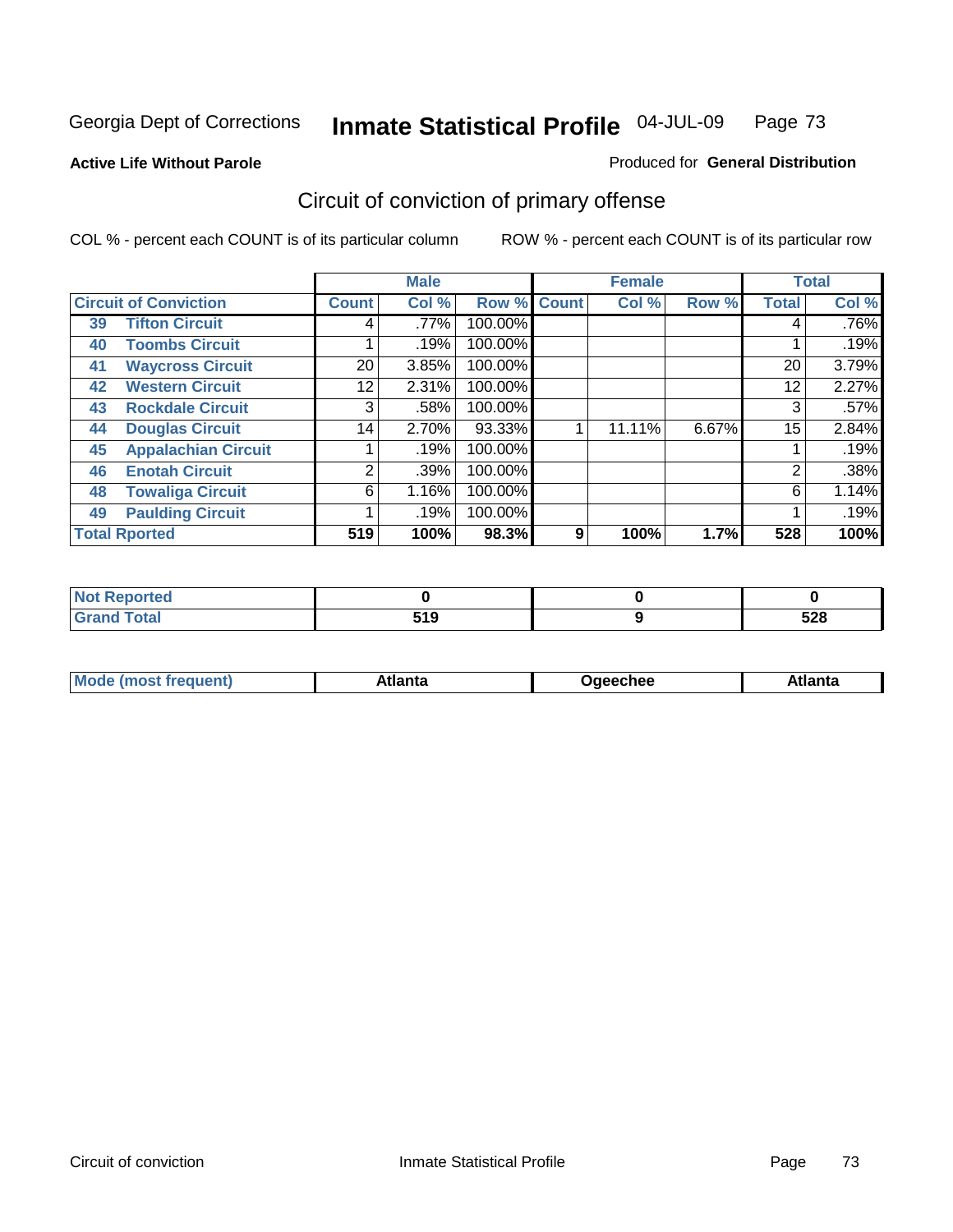Georgia Dept of Corrections **Inmate Statistical Profile** 04-JUL-09

**Active Life Without Parole**

Produced for **General Distribution**

## Circuit of conviction of primary offense

COL % - percent each COUNT is of its particular column

ROW % - percent each COUNT is of its particular row

| | | Male | | | Female | | | Total | |
|---|---|---|---|---|---|---|---|---|---|
| **Circuit of Conviction** | | **Count** | **Col %** | **Row %** | **Count** | **Col %** | **Row %** | **Total** | **Col %** |
| 39 | Tifton Circuit | 4 | .77% | 100.00% | | | | 4 | .76% |
| 40 | Toombs Circuit | 1 | .19% | 100.00% | | | | 1 | .19% |
| 41 | Waycross Circuit | 20 | 3.85% | 100.00% | | | | 20 | 3.79% |
| 42 | Western Circuit | 12 | 2.31% | 100.00% | | | | 12 | 2.27% |
| 43 | Rockdale Circuit | 3 | .58% | 100.00% | | | | 3 | .57% |
| 44 | Douglas Circuit | 14 | 2.70% | 93.33% | 1 | 11.11% | 6.67% | 15 | 2.84% |
| 45 | Appalachian Circuit | 1 | .19% | 100.00% | | | | 1 | .19% |
| 46 | Enotah Circuit | 2 | .39% | 100.00% | | | | 2 | .38% |
| 48 | Towaliga Circuit | 6 | 1.16% | 100.00% | | | | 6 | 1.14% |
| 49 | Paulding Circuit | 1 | .19% | 100.00% | | | | 1 | .19% |
| **Total Rported** | | **519** | **100%** | **98.3%** | **9** | **100%** | **1.7%** | **528** | **100%** |

| | Male | Female | Total |
|---|---|---|---|
| **Not Reported** | **0** | **0** | **0** |
| **Grand Total** | **519** | **9** | **528** |

| | Male | Female | Total |
|---|---|---|---|
| **Mode (most frequent)** | **Atlanta** | **Ogeechee** | **Atlanta** |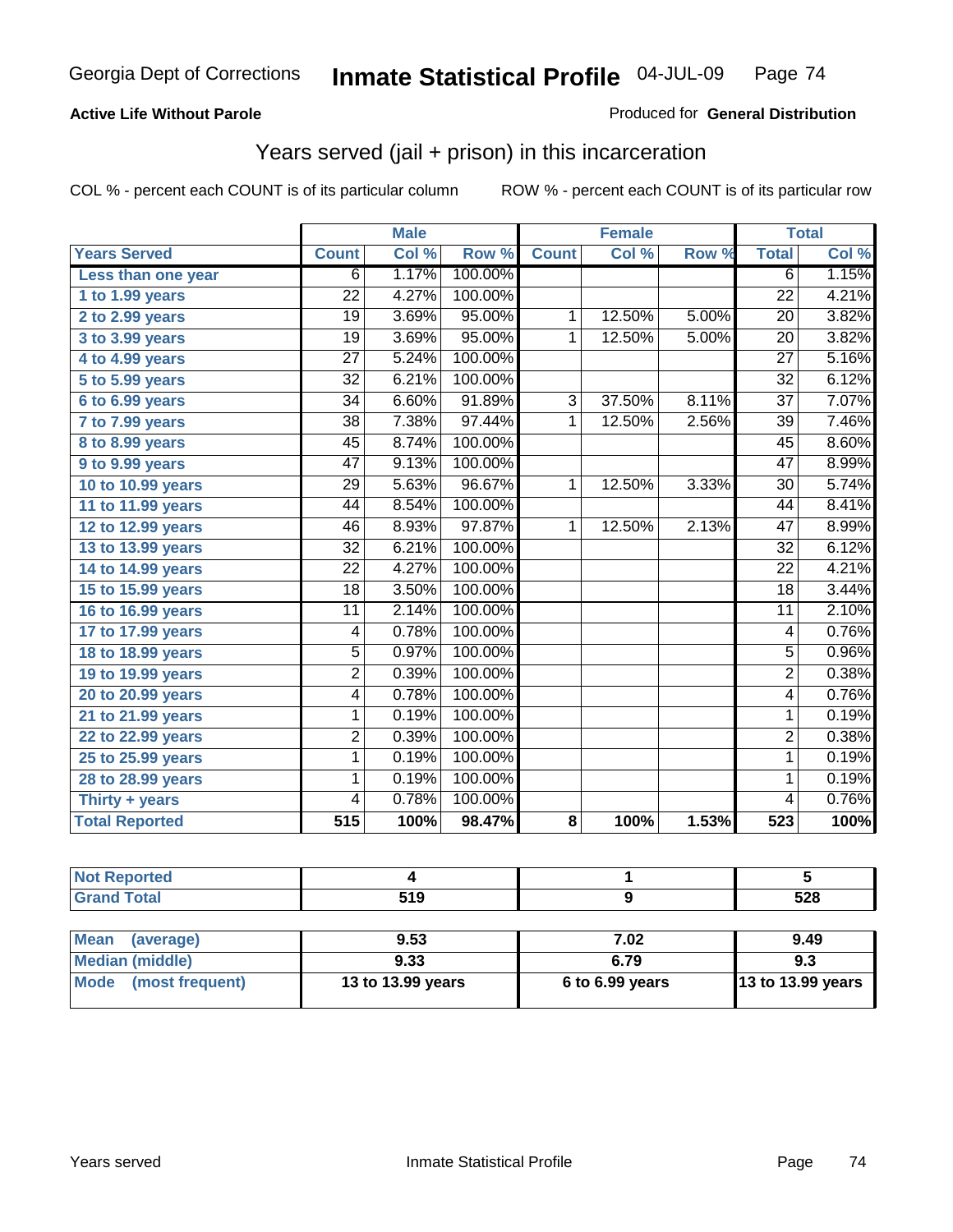Georgia Dept of Corrections **Inmate Statistical Profile** 04-JUL-09

**Active Life Without Parole**

Produced for **General Distribution**

## Years served (jail + prison) in this incarceration

COL % - percent each COUNT is of its particular column

ROW % - percent each COUNT is of its particular row

| | Male | | | Female | | | Total | |
|---|---|---|---|---|---|---|---|---|
| Years Served | Count | Col % | Row % | Count | Col % | Row % | Total | Col % |
| Less than one year | 6 | 1.17% | 100.00% | | | | 6 | 1.15% |
| 1 to 1.99 years | 22 | 4.27% | 100.00% | | | | 22 | 4.21% |
| 2 to 2.99 years | 19 | 3.69% | 95.00% | 1 | 12.50% | 5.00% | 20 | 3.82% |
| 3 to 3.99 years | 19 | 3.69% | 95.00% | 1 | 12.50% | 5.00% | 20 | 3.82% |
| 4 to 4.99 years | 27 | 5.24% | 100.00% | | | | 27 | 5.16% |
| 5 to 5.99 years | 32 | 6.21% | 100.00% | | | | 32 | 6.12% |
| 6 to 6.99 years | 34 | 6.60% | 91.89% | 3 | 37.50% | 8.11% | 37 | 7.07% |
| 7 to 7.99 years | 38 | 7.38% | 97.44% | 1 | 12.50% | 2.56% | 39 | 7.46% |
| 8 to 8.99 years | 45 | 8.74% | 100.00% | | | | 45 | 8.60% |
| 9 to 9.99 years | 47 | 9.13% | 100.00% | | | | 47 | 8.99% |
| 10 to 10.99 years | 29 | 5.63% | 96.67% | 1 | 12.50% | 3.33% | 30 | 5.74% |
| 11 to 11.99 years | 44 | 8.54% | 100.00% | | | | 44 | 8.41% |
| 12 to 12.99 years | 46 | 8.93% | 97.87% | 1 | 12.50% | 2.13% | 47 | 8.99% |
| 13 to 13.99 years | 32 | 6.21% | 100.00% | | | | 32 | 6.12% |
| 14 to 14.99 years | 22 | 4.27% | 100.00% | | | | 22 | 4.21% |
| 15 to 15.99 years | 18 | 3.50% | 100.00% | | | | 18 | 3.44% |
| 16 to 16.99 years | 11 | 2.14% | 100.00% | | | | 11 | 2.10% |
| 17 to 17.99 years | 4 | 0.78% | 100.00% | | | | 4 | 0.76% |
| 18 to 18.99 years | 5 | 0.97% | 100.00% | | | | 5 | 0.96% |
| 19 to 19.99 years | 2 | 0.39% | 100.00% | | | | 2 | 0.38% |
| 20 to 20.99 years | 4 | 0.78% | 100.00% | | | | 4 | 0.76% |
| 21 to 21.99 years | 1 | 0.19% | 100.00% | | | | 1 | 0.19% |
| 22 to 22.99 years | 2 | 0.39% | 100.00% | | | | 2 | 0.38% |
| 25 to 25.99 years | 1 | 0.19% | 100.00% | | | | 1 | 0.19% |
| 28 to 28.99 years | 1 | 0.19% | 100.00% | | | | 1 | 0.19% |
| Thirty + years | 4 | 0.78% | 100.00% | | | | 4 | 0.76% |
| **Total Reported** | **515** | **100%** | **98.47%** | **8** | **100%** | **1.53%** | **523** | **100%** |

| | Male | Female | Total |
|---|---|---|---|
| Not Reported | 4 | 1 | 5 |
| Grand Total | 519 | 9 | 528 |

| | Male | Female | Total |
|---|---|---|---|
| Mean (average) | 9.53 | 7.02 | 9.49 |
| Median (middle) | 9.33 | 6.79 | 9.3 |
| Mode (most frequent) | 13 to 13.99 years | 6 to 6.99 years | 13 to 13.99 years |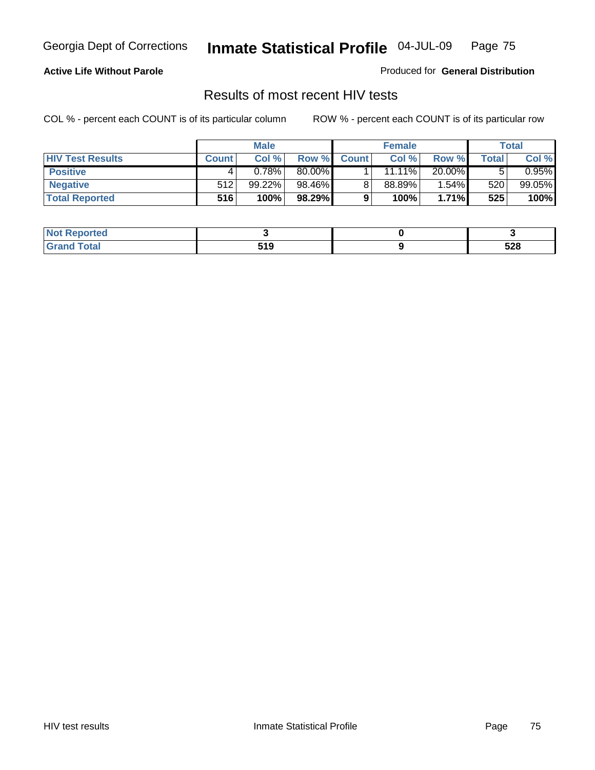**Active Life Without Parole**

Produced for **General Distribution**

## Results of most recent HIV tests

COL % - percent each COUNT is of its particular column

ROW % - percent each COUNT is of its particular row

| | Male | | | Female | | | Total | |
|---|---|---|---|---|---|---|---|---|
| **HIV Test Results** | **Count** | **Col %** | **Row %** | **Count** | **Col %** | **Row %** | **Total** | **Col %** |
| **Positive** | 4 | 0.78% | 80.00% | 1 | 11.11% | 20.00% | 5 | 0.95% |
| **Negative** | 512 | 99.22% | 98.46% | 8 | 88.89% | 1.54% | 520 | 99.05% |
| **Total Reported** | **516** | **100%** | **98.29%** | **9** | **100%** | **1.71%** | **525** | **100%** |

| | Male | Female | Total |
|---|---|---|---|
| **Not Reported** | **3** | **0** | **3** |
| **Grand Total** | **519** | **9** | **528** |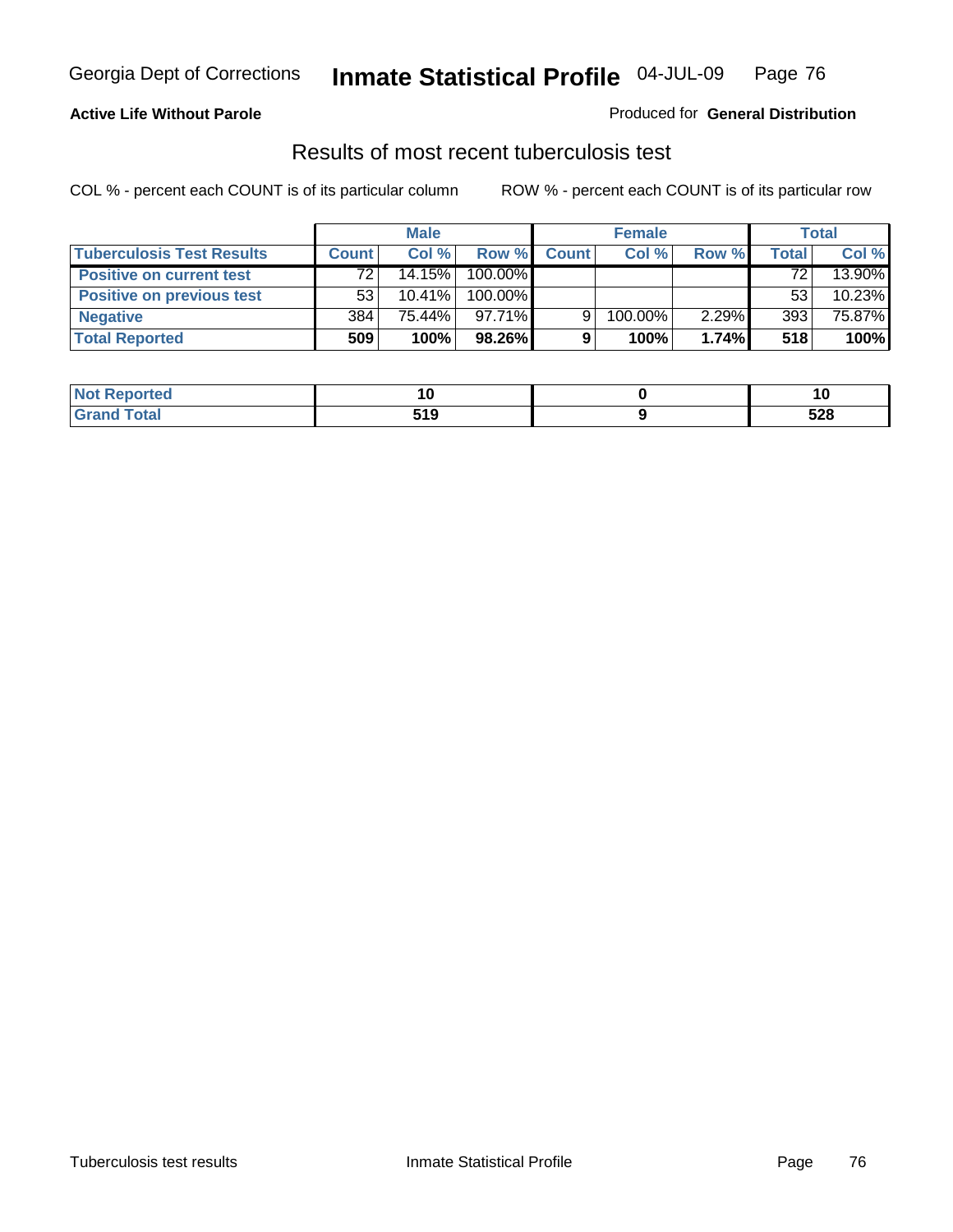**Active Life Without Parole**

Produced for **General Distribution**

## Results of most recent tuberculosis test

COL % - percent each COUNT is of its particular column

ROW % - percent each COUNT is of its particular row

| | Male | | | Female | | | Total | |
|---|---|---|---|---|---|---|---|---|
| **Tuberculosis Test Results** | **Count** | **Col %** | **Row %** | **Count** | **Col %** | **Row %** | **Total** | **Col %** |
| **Positive on current test** | 72 | 14.15% | 100.00% | | | | 72 | 13.90% |
| **Positive on previous test** | 53 | 10.41% | 100.00% | | | | 53 | 10.23% |
| **Negative** | 384 | 75.44% | 97.71% | 9 | 100.00% | 2.29% | 393 | 75.87% |
| **Total Reported** | **509** | **100%** | **98.26%** | **9** | **100%** | **1.74%** | **518** | **100%** |

| | Male | Female | Total |
|---|---|---|---|
| **Not Reported** | **10** | **0** | **10** |
| **Grand Total** | **519** | **9** | **528** |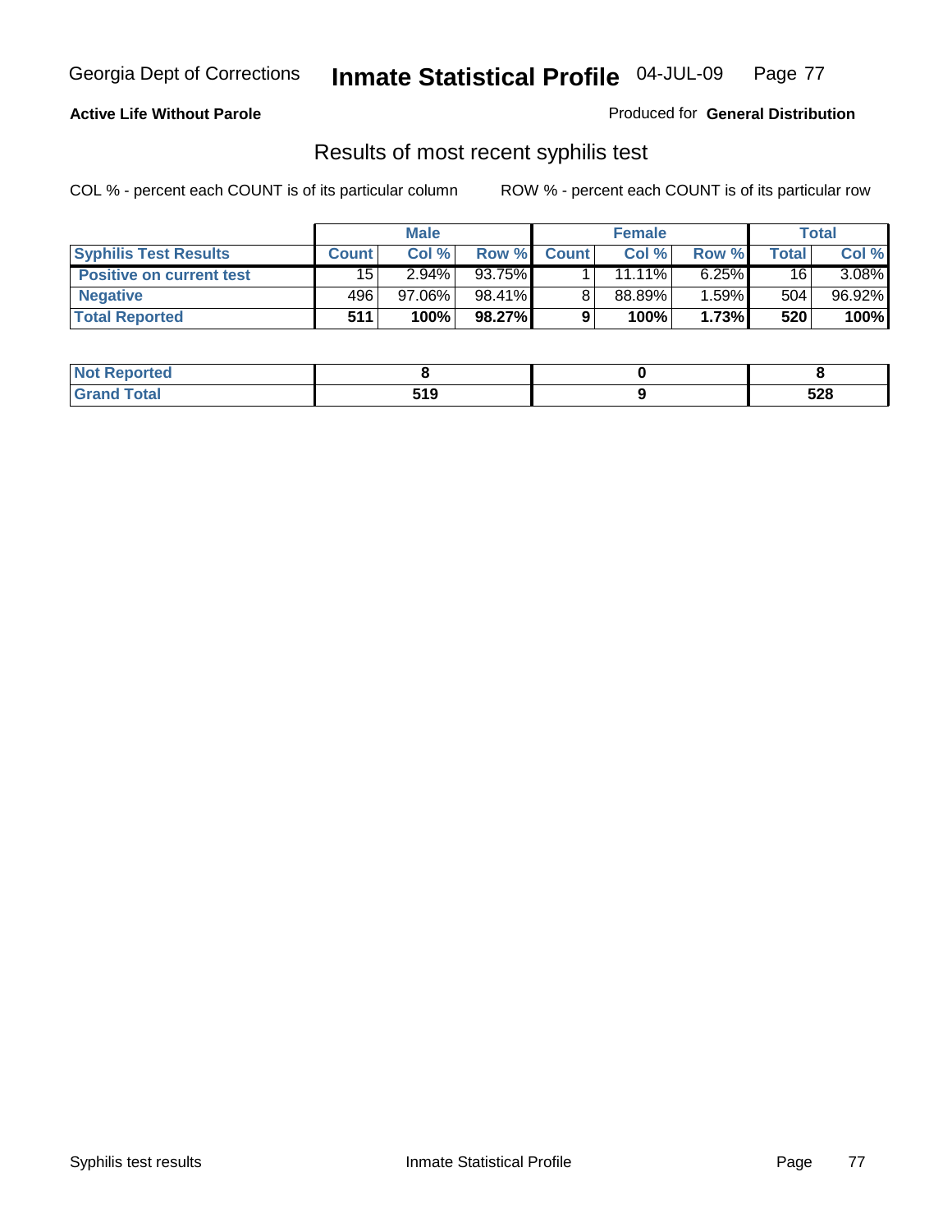Georgia Dept of Corrections **Inmate Statistical Profile** 04-JUL-09 Page 77

**Active Life Without Parole**

Produced for **General Distribution**

## Results of most recent syphilis test

COL % - percent each COUNT is of its particular column ROW % - percent each COUNT is of its particular row

| | Male | | | Female | | | Total | |
|---|---|---|---|---|---|---|---|---|
| **Syphilis Test Results** | **Count** | **Col %** | **Row %** | **Count** | **Col %** | **Row %** | **Total** | **Col %** |
| **Positive on current test** | 15 | 2.94% | 93.75% | 1 | 11.11% | 6.25% | 16 | 3.08% |
| **Negative** | 496 | 97.06% | 98.41% | 8 | 88.89% | 1.59% | 504 | 96.92% |
| **Total Reported** | **511** | **100%** | **98.27%** | **9** | **100%** | **1.73%** | **520** | **100%** |

| | Male | Female | Total |
|---|---|---|---|
| **Not Reported** | **8** | **0** | **8** |
| **Grand Total** | **519** | **9** | **528** |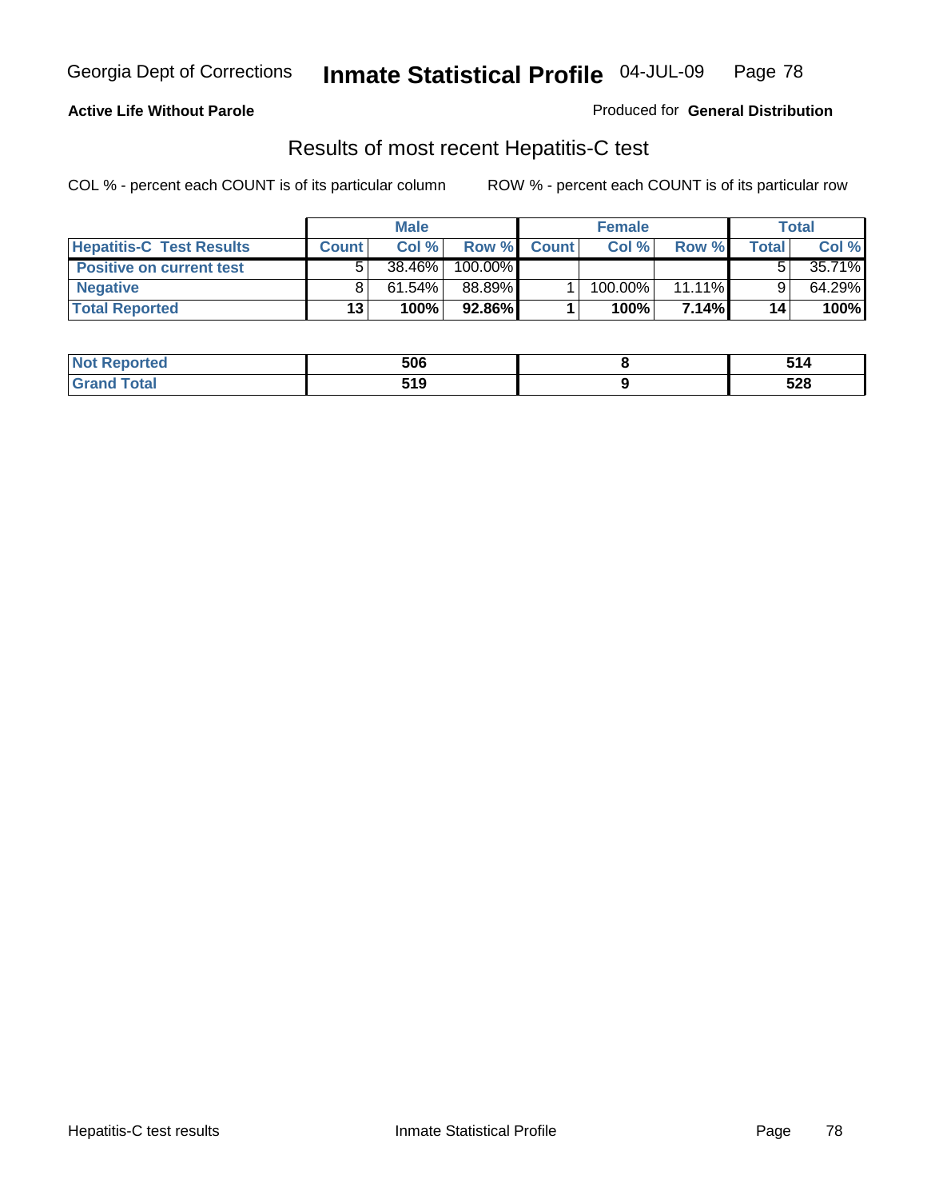**Active Life Without Parole**

Produced for **General Distribution**

## Results of most recent Hepatitis-C test

COL % - percent each COUNT is of its particular column    ROW % - percent each COUNT is of its particular row

| | Male | | | Female | | | Total | |
|---|---|---|---|---|---|---|---|---|
| **Hepatitis-C Test Results** | **Count** | **Col %** | **Row %** | **Count** | **Col %** | **Row %** | **Total** | **Col %** |
| **Positive on current test** | 5 | 38.46% | 100.00% | | | | 5 | 35.71% |
| **Negative** | 8 | 61.54% | 88.89% | 1 | 100.00% | 11.11% | 9 | 64.29% |
| **Total Reported** | **13** | **100%** | **92.86%** | **1** | **100%** | **7.14%** | **14** | **100%** |

| | Male | Female | Total |
|---|---|---|---|
| **Not Reported** | **506** | **8** | **514** |
| **Grand Total** | **519** | **9** | **528** |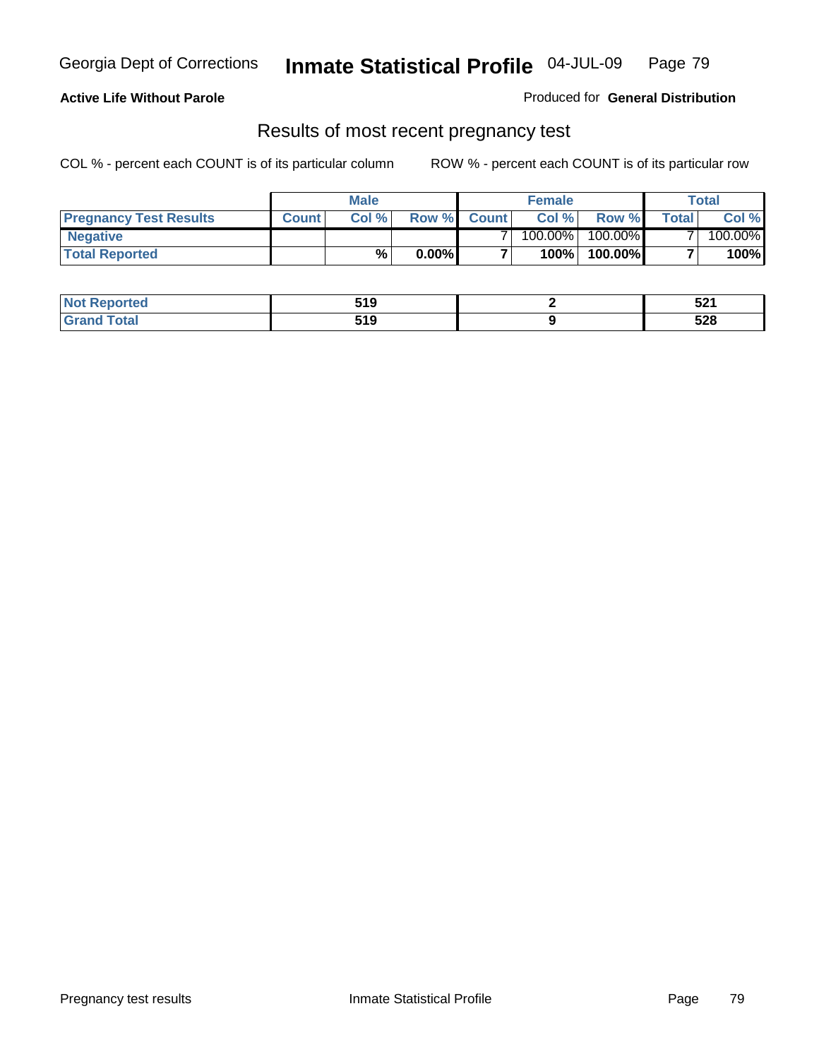Georgia Dept of Corrections **Inmate Statistical Profile** 04-JUL-09

**Active Life Without Parole**

Produced for **General Distribution**

## Results of most recent pregnancy test

COL % - percent each COUNT is of its particular column ROW % - percent each COUNT is of its particular row

| | Male | | | Female | | | Total | |
|---|---|---|---|---|---|---|---|---|
| **Pregnancy Test Results** | **Count** | **Col %** | **Row %** | **Count** | **Col %** | **Row %** | **Total** | **Col %** |
| **Negative** | | | | 7 | 100.00% | 100.00% | 7 | 100.00% |
| **Total Reported** | | **%** | **0.00%** | **7** | **100%** | **100.00%** | **7** | **100%** |

| | Male | Female | Total |
|---|---|---|---|
| **Not Reported** | **519** | **2** | **521** |
| **Grand Total** | **519** | **9** | **528** |

Pregnancy test results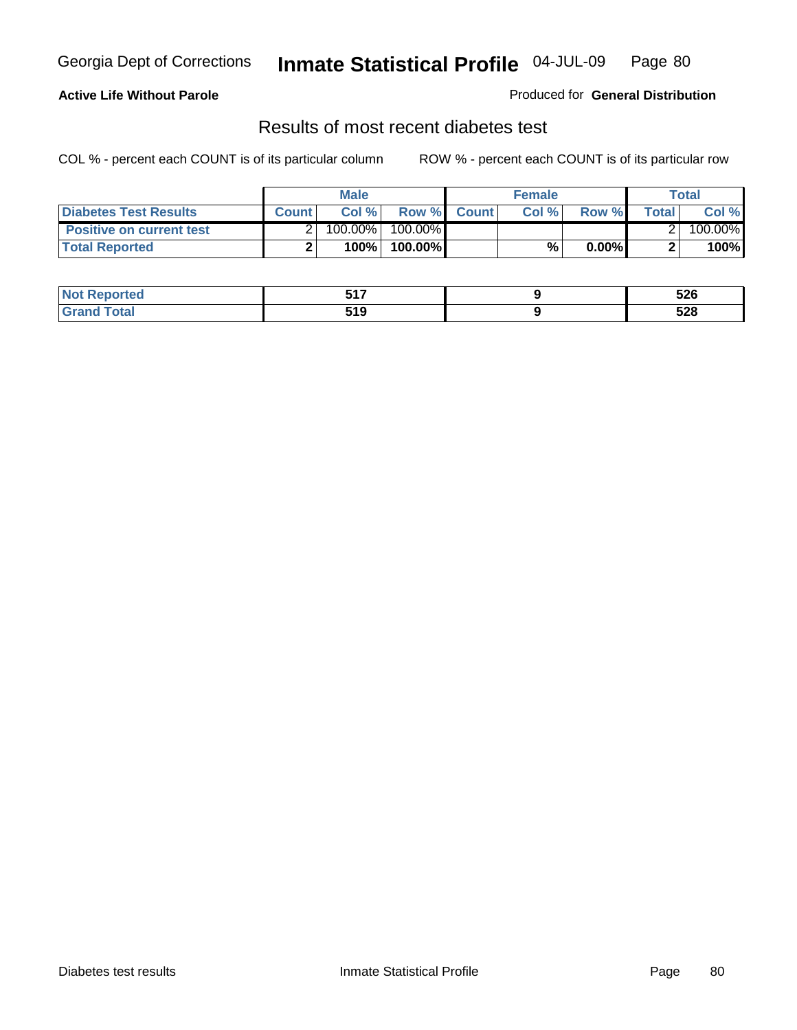**Active Life Without Parole**

Produced for **General Distribution**

## Results of most recent diabetes test

COL % - percent each COUNT is of its particular column

ROW % - percent each COUNT is of its particular row

| | Male | | | Female | | | Total | |
|---|---|---|---|---|---|---|---|---|
| **Diabetes Test Results** | **Count** | **Col %** | **Row %** | **Count** | **Col %** | **Row %** | **Total** | **Col %** |
| **Positive on current test** | 2 | 100.00% | 100.00% | | | | 2 | 100.00% |
| **Total Reported** | **2** | **100%** | **100.00%** | | **%** | **0.00%** | **2** | **100%** |

| | Male | Female | Total |
|---|---|---|---|
| **Not Reported** | **517** | **9** | **526** |
| **Grand Total** | **519** | **9** | **528** |

Diabetes test results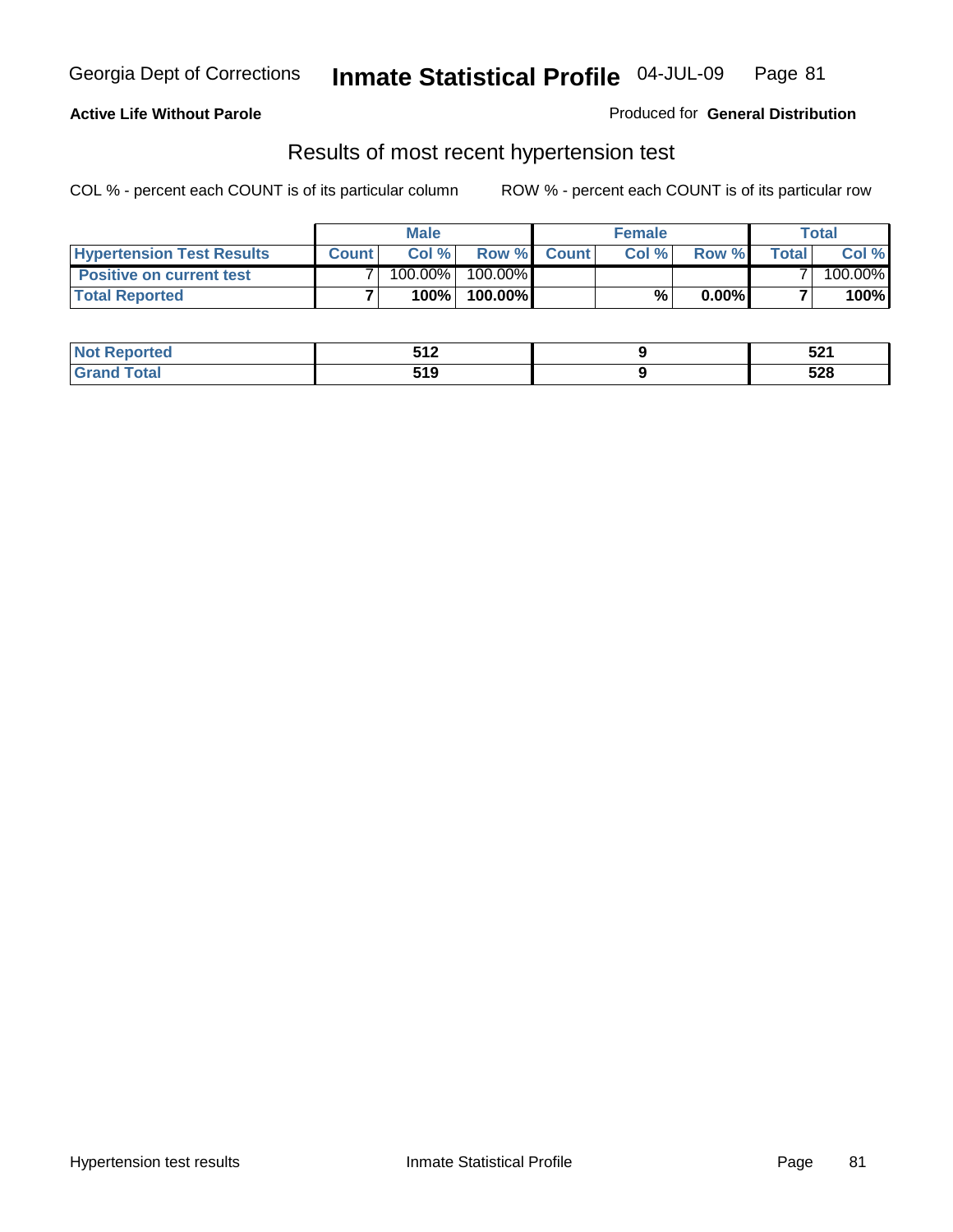Georgia Dept of Corrections **Inmate Statistical Profile** 04-JUL-09

**Active Life Without Parole**

Produced for **General Distribution**

## Results of most recent hypertension test

COL % - percent each COUNT is of its particular column    ROW % - percent each COUNT is of its particular row

| | Male | | | Female | | | Total | |
|---|---|---|---|---|---|---|---|---|
| **Hypertension Test Results** | **Count** | **Col %** | **Row %** | **Count** | **Col %** | **Row %** | **Total** | **Col %** |
| **Positive on current test** | 7 | 100.00% | 100.00% | | | | 7 | 100.00% |
| **Total Reported** | **7** | **100%** | **100.00%** | | **%** | **0.00%** | **7** | **100%** |

| | Male | Female | Total |
|---|---|---|---|
| **Not Reported** | **512** | **9** | **521** |
| **Grand Total** | **519** | **9** | **528** |

Hypertension test results    Inmate Statistical Profile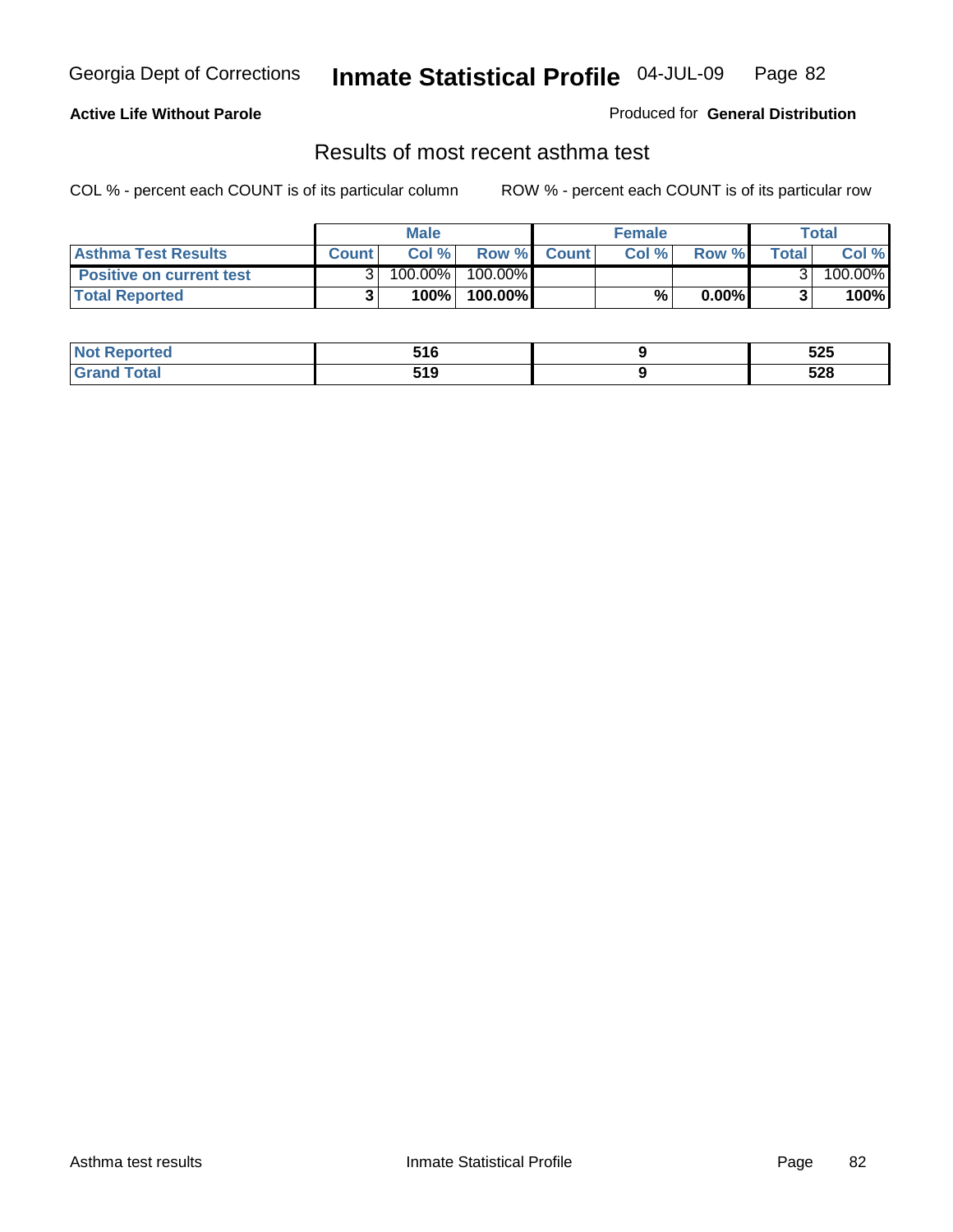Georgia Dept of Corrections **Inmate Statistical Profile** 04-JUL-09

**Active Life Without Parole**

Produced for **General Distribution**

## Results of most recent asthma test

COL % - percent each COUNT is of its particular column

ROW % - percent each COUNT is of its particular row

| | Male | | | Female | | | Total | |
|---|---|---|---|---|---|---|---|---|
| **Asthma Test Results** | **Count** | **Col %** | **Row %** | **Count** | **Col %** | **Row %** | **Total** | **Col %** |
| **Positive on current test** | 3 | 100.00% | 100.00% | | | | 3 | 100.00% |
| **Total Reported** | **3** | **100%** | **100.00%** | | **%** | **0.00%** | **3** | **100%** |

| | Male | Female | Total |
|---|---|---|---|
| **Not Reported** | **516** | **9** | **525** |
| **Grand Total** | **519** | **9** | **528** |

Asthma test results

Inmate Statistical Profile